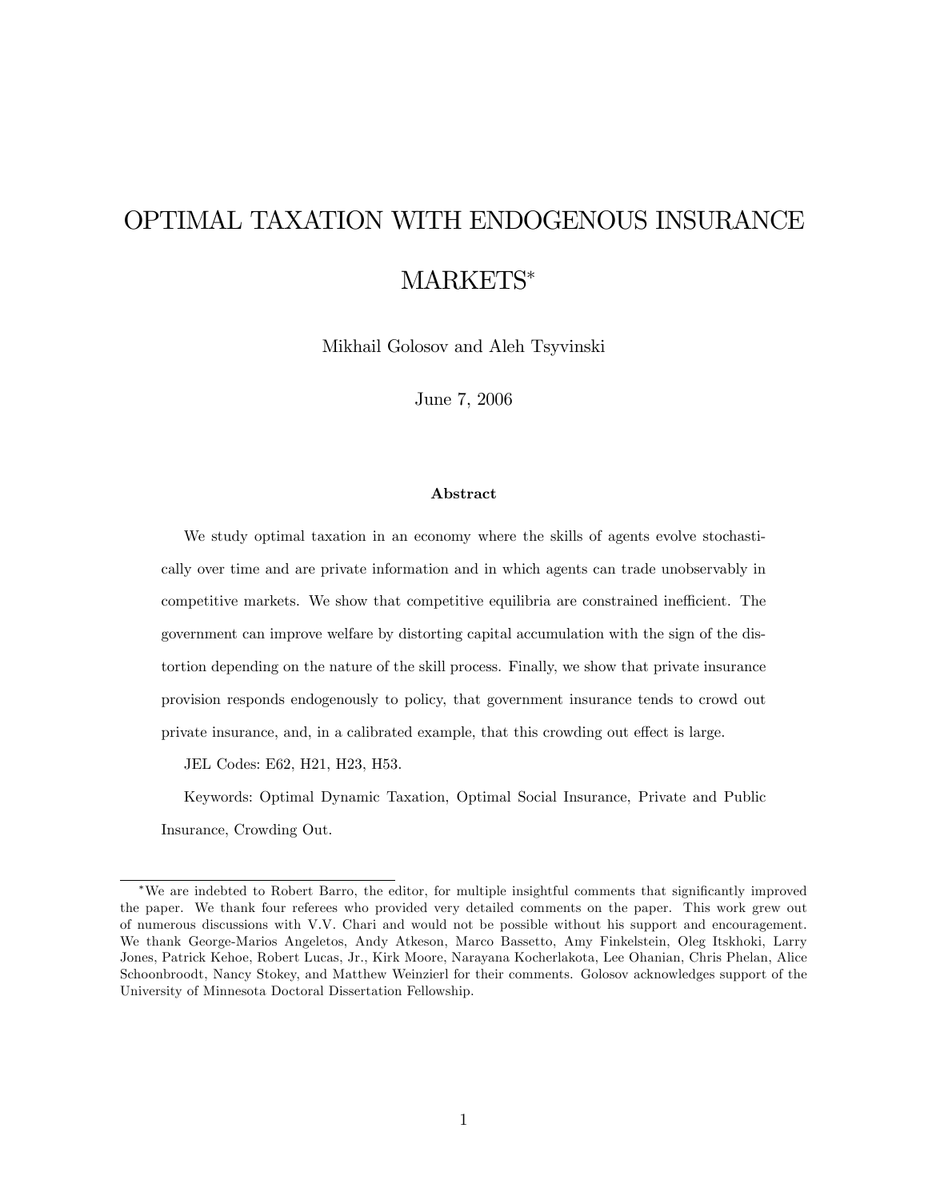# OPTIMAL TAXATION WITH ENDOGENOUS INSURANCE MARKETS*

Mikhail Golosov and Aleh Tsyvinski

June 7, 2006

### Abstract

We study optimal taxation in an economy where the skills of agents evolve stochastically over time and are private information and in which agents can trade unobservably in competitive markets. We show that competitive equilibria are constrained inefficient. The government can improve welfare by distorting capital accumulation with the sign of the distortion depending on the nature of the skill process. Finally, we show that private insurance provision responds endogenously to policy, that government insurance tends to crowd out private insurance, and, in a calibrated example, that this crowding out effect is large.

JEL Codes: E62, H21, H23, H53.

Keywords: Optimal Dynamic Taxation, Optimal Social Insurance, Private and Public Insurance, Crowding Out.

---

*We are indebted to Robert Barro, the editor, for multiple insightful comments that significantly improved the paper. We thank four referees who provided very detailed comments on the paper. This work grew out of numerous discussions with V.V. Chari and would not be possible without his support and encouragement. We thank George-Marios Angeletos, Andy Atkeson, Marco Bassetto, Amy Finkelstein, Oleg Itskhoki, Larry Jones, Patrick Kehoe, Robert Lucas, Jr., Kirk Moore, Narayana Kocherlakota, Lee Ohanian, Chris Phelan, Alice Schoonbroodt, Nancy Stokey, and Matthew Weinzierl for their comments. Golosov acknowledges support of the University of Minnesota Doctoral Dissertation Fellowship.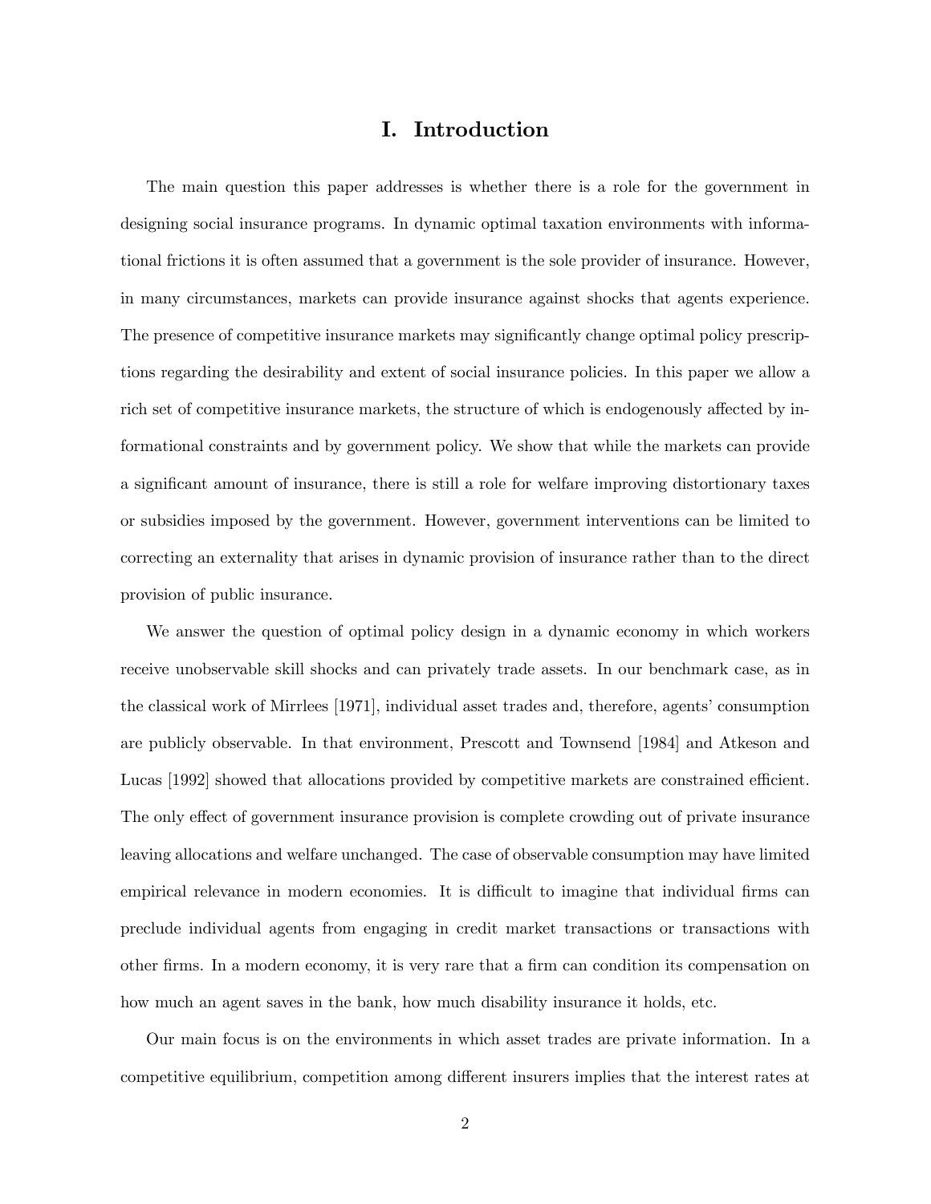# I. Introduction

The main question this paper addresses is whether there is a role for the government in designing social insurance programs. In dynamic optimal taxation environments with informational frictions it is often assumed that a government is the sole provider of insurance. However, in many circumstances, markets can provide insurance against shocks that agents experience. The presence of competitive insurance markets may significantly change optimal policy prescriptions regarding the desirability and extent of social insurance policies. In this paper we allow a rich set of competitive insurance markets, the structure of which is endogenously affected by informational constraints and by government policy. We show that while the markets can provide a significant amount of insurance, there is still a role for welfare improving distortionary taxes or subsidies imposed by the government. However, government interventions can be limited to correcting an externality that arises in dynamic provision of insurance rather than to the direct provision of public insurance.

We answer the question of optimal policy design in a dynamic economy in which workers receive unobservable skill shocks and can privately trade assets. In our benchmark case, as in the classical work of Mirrlees [1971], individual asset trades and, therefore, agents' consumption are publicly observable. In that environment, Prescott and Townsend [1984] and Atkeson and Lucas [1992] showed that allocations provided by competitive markets are constrained efficient. The only effect of government insurance provision is complete crowding out of private insurance leaving allocations and welfare unchanged. The case of observable consumption may have limited empirical relevance in modern economies. It is difficult to imagine that individual firms can preclude individual agents from engaging in credit market transactions or transactions with other firms. In a modern economy, it is very rare that a firm can condition its compensation on how much an agent saves in the bank, how much disability insurance it holds, etc.

Our main focus is on the environments in which asset trades are private information. In a competitive equilibrium, competition among different insurers implies that the interest rates at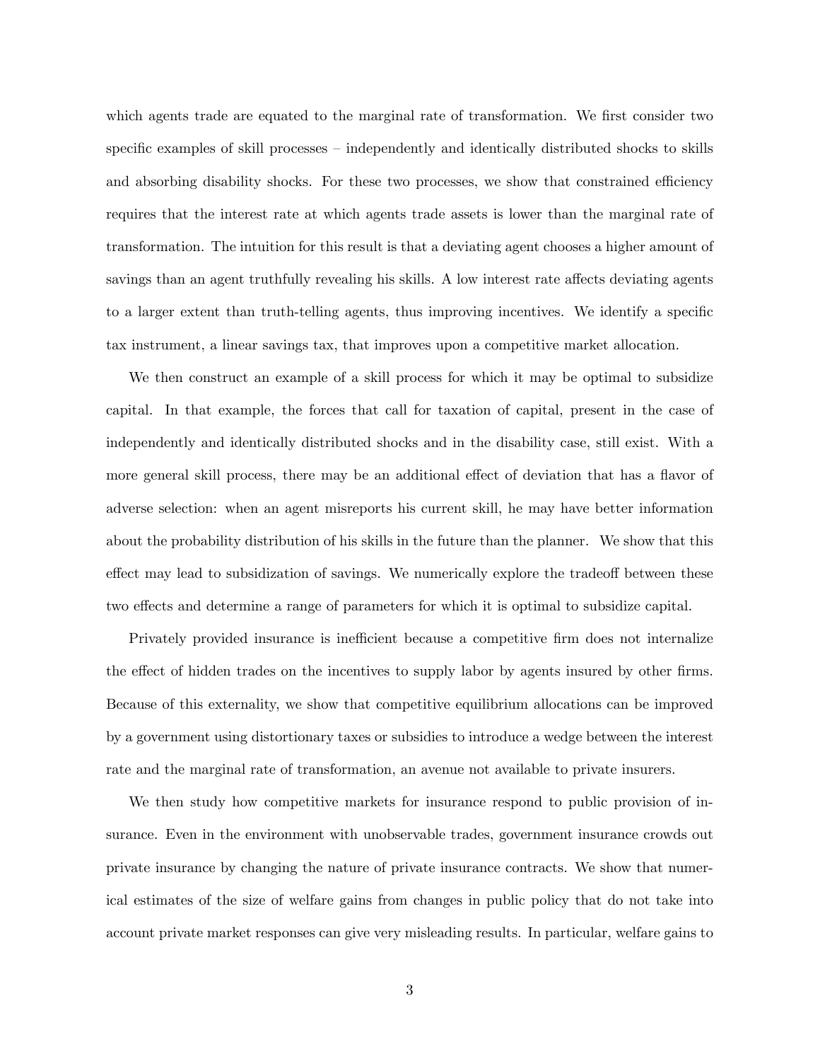which agents trade are equated to the marginal rate of transformation. We first consider two specific examples of skill processes – independently and identically distributed shocks to skills and absorbing disability shocks. For these two processes, we show that constrained efficiency requires that the interest rate at which agents trade assets is lower than the marginal rate of transformation. The intuition for this result is that a deviating agent chooses a higher amount of savings than an agent truthfully revealing his skills. A low interest rate affects deviating agents to a larger extent than truth-telling agents, thus improving incentives. We identify a specific tax instrument, a linear savings tax, that improves upon a competitive market allocation.

We then construct an example of a skill process for which it may be optimal to subsidize capital. In that example, the forces that call for taxation of capital, present in the case of independently and identically distributed shocks and in the disability case, still exist. With a more general skill process, there may be an additional effect of deviation that has a flavor of adverse selection: when an agent misreports his current skill, he may have better information about the probability distribution of his skills in the future than the planner. We show that this effect may lead to subsidization of savings. We numerically explore the tradeoff between these two effects and determine a range of parameters for which it is optimal to subsidize capital.

Privately provided insurance is inefficient because a competitive firm does not internalize the effect of hidden trades on the incentives to supply labor by agents insured by other firms. Because of this externality, we show that competitive equilibrium allocations can be improved by a government using distortionary taxes or subsidies to introduce a wedge between the interest rate and the marginal rate of transformation, an avenue not available to private insurers.

We then study how competitive markets for insurance respond to public provision of insurance. Even in the environment with unobservable trades, government insurance crowds out private insurance by changing the nature of private insurance contracts. We show that numerical estimates of the size of welfare gains from changes in public policy that do not take into account private market responses can give very misleading results. In particular, welfare gains to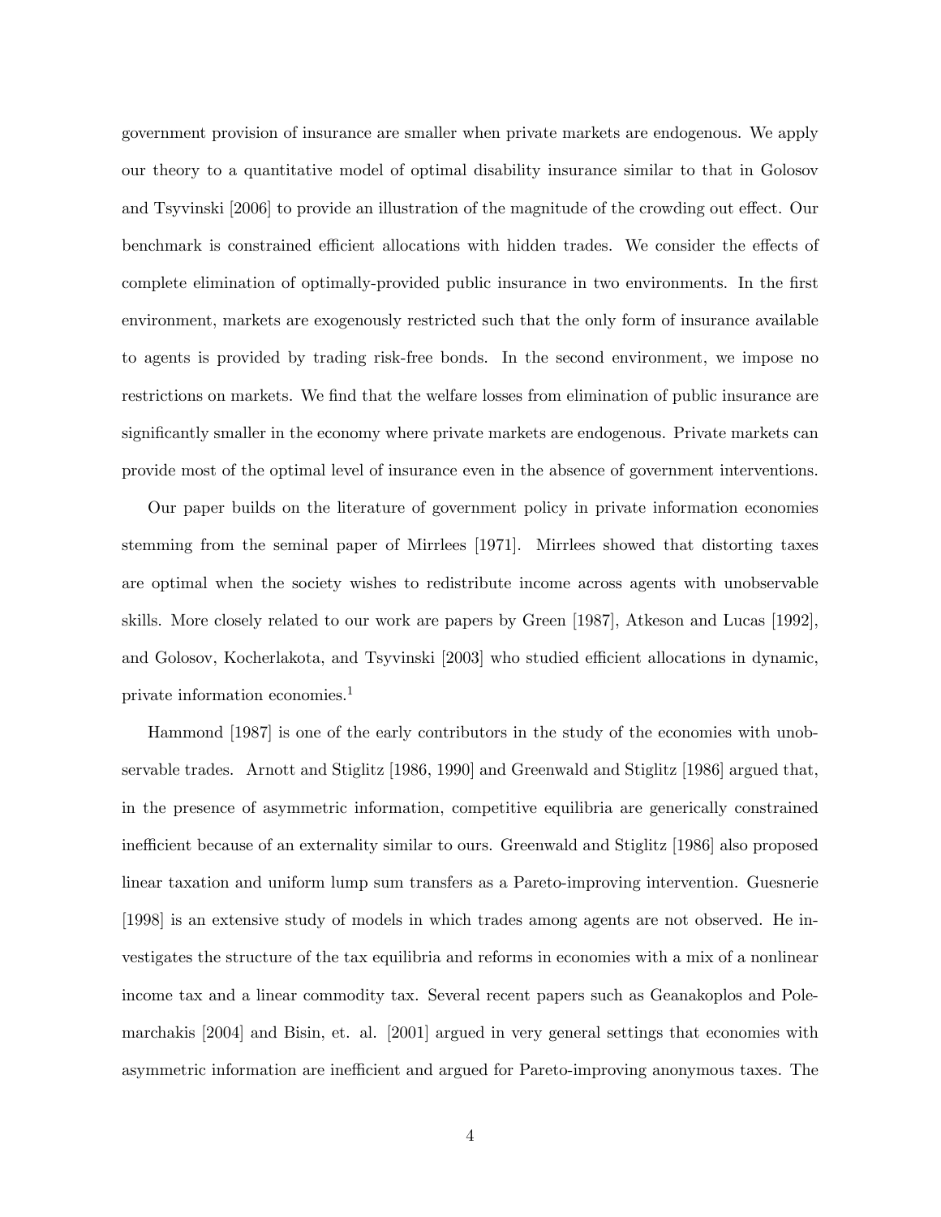government provision of insurance are smaller when private markets are endogenous. We apply our theory to a quantitative model of optimal disability insurance similar to that in Golosov and Tsyvinski [2006] to provide an illustration of the magnitude of the crowding out effect. Our benchmark is constrained efficient allocations with hidden trades. We consider the effects of complete elimination of optimally-provided public insurance in two environments. In the first environment, markets are exogenously restricted such that the only form of insurance available to agents is provided by trading risk-free bonds. In the second environment, we impose no restrictions on markets. We find that the welfare losses from elimination of public insurance are significantly smaller in the economy where private markets are endogenous. Private markets can provide most of the optimal level of insurance even in the absence of government interventions.

Our paper builds on the literature of government policy in private information economies stemming from the seminal paper of Mirrlees [1971]. Mirrlees showed that distorting taxes are optimal when the society wishes to redistribute income across agents with unobservable skills. More closely related to our work are papers by Green [1987], Atkeson and Lucas [1992], and Golosov, Kocherlakota, and Tsyvinski [2003] who studied efficient allocations in dynamic, private information economies.[1]

Hammond [1987] is one of the early contributors in the study of the economies with unobservable trades. Arnott and Stiglitz [1986, 1990] and Greenwald and Stiglitz [1986] argued that, in the presence of asymmetric information, competitive equilibria are generically constrained inefficient because of an externality similar to ours. Greenwald and Stiglitz [1986] also proposed linear taxation and uniform lump sum transfers as a Pareto-improving intervention. Guesnerie [1998] is an extensive study of models in which trades among agents are not observed. He investigates the structure of the tax equilibria and reforms in economies with a mix of a nonlinear income tax and a linear commodity tax. Several recent papers such as Geanakoplos and Polemarchakis [2004] and Bisin, et. al. [2001] argued in very general settings that economies with asymmetric information are inefficient and argued for Pareto-improving anonymous taxes. The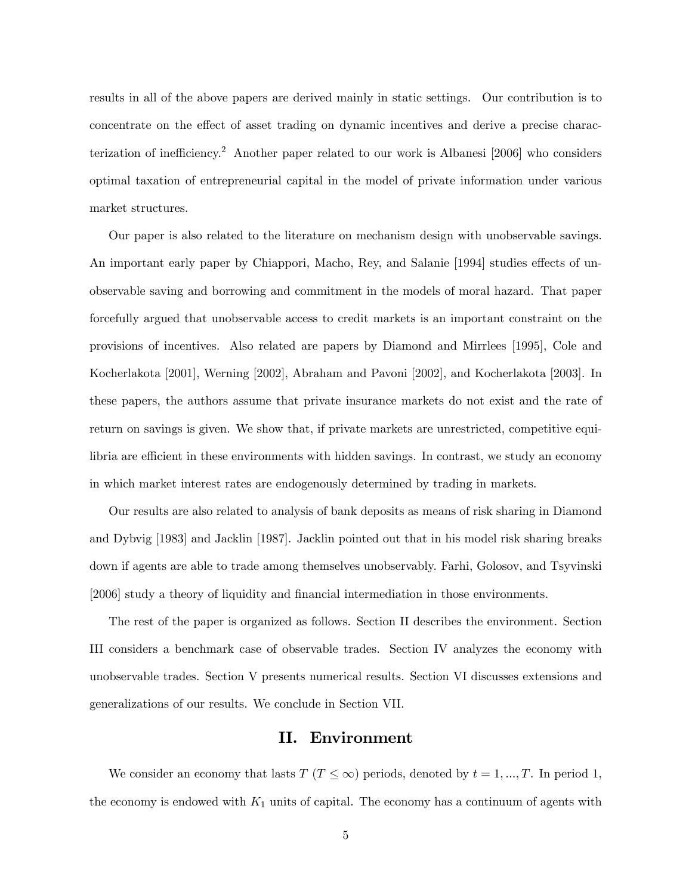results in all of the above papers are derived mainly in static settings. Our contribution is to concentrate on the effect of asset trading on dynamic incentives and derive a precise characterization of inefficiency.[2] Another paper related to our work is Albanesi [2006] who considers optimal taxation of entrepreneurial capital in the model of private information under various market structures.

Our paper is also related to the literature on mechanism design with unobservable savings. An important early paper by Chiappori, Macho, Rey, and Salanie [1994] studies effects of unobservable saving and borrowing and commitment in the models of moral hazard. That paper forcefully argued that unobservable access to credit markets is an important constraint on the provisions of incentives. Also related are papers by Diamond and Mirrlees [1995], Cole and Kocherlakota [2001], Werning [2002], Abraham and Pavoni [2002], and Kocherlakota [2003]. In these papers, the authors assume that private insurance markets do not exist and the rate of return on savings is given. We show that, if private markets are unrestricted, competitive equilibria are efficient in these environments with hidden savings. In contrast, we study an economy in which market interest rates are endogenously determined by trading in markets.

Our results are also related to analysis of bank deposits as means of risk sharing in Diamond and Dybvig [1983] and Jacklin [1987]. Jacklin pointed out that in his model risk sharing breaks down if agents are able to trade among themselves unobservably. Farhi, Golosov, and Tsyvinski [2006] study a theory of liquidity and financial intermediation in those environments.

The rest of the paper is organized as follows. Section II describes the environment. Section III considers a benchmark case of observable trades. Section IV analyzes the economy with unobservable trades. Section V presents numerical results. Section VI discusses extensions and generalizations of our results. We conclude in Section VII.

## II. Environment

We consider an economy that lasts $T$ ($T \leq \infty$) periods, denoted by $t = 1, ..., T$. In period 1, the economy is endowed with $K_1$ units of capital. The economy has a continuum of agents with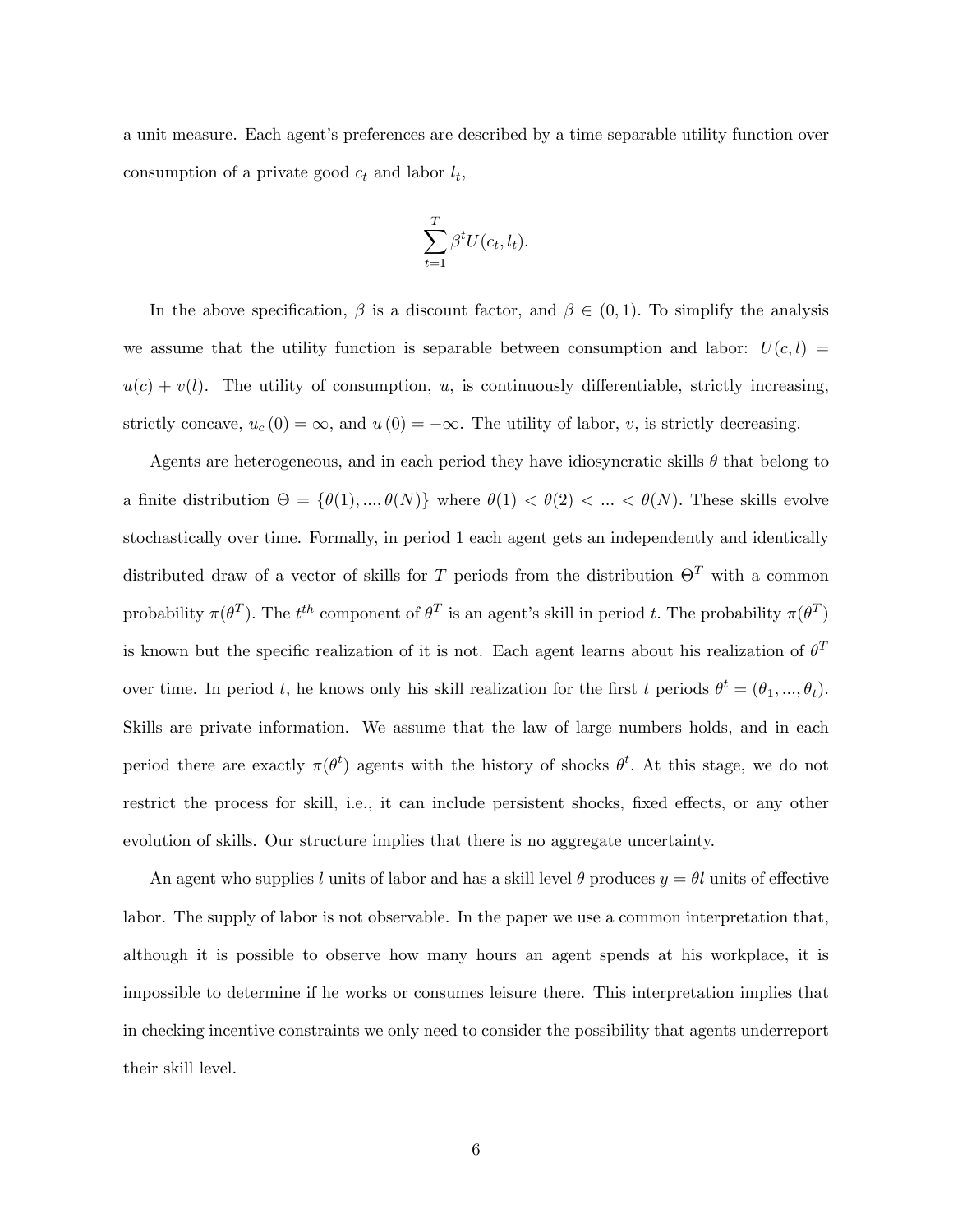a unit measure. Each agent's preferences are described by a time separable utility function over consumption of a private good $c_t$ and labor $l_t$,

$$\sum_{t=1}^{T} \beta^t U(c_t, l_t).$$

In the above specification, $\beta$ is a discount factor, and $\beta \in (0,1)$. To simplify the analysis we assume that the utility function is separable between consumption and labor: $U(c,l) = u(c) + v(l)$. The utility of consumption, $u$, is continuously differentiable, strictly increasing, strictly concave, $u_c(0) = \infty$, and $u(0) = -\infty$. The utility of labor, $v$, is strictly decreasing.

Agents are heterogeneous, and in each period they have idiosyncratic skills $\theta$ that belong to a finite distribution $\Theta = \{\theta(1), ..., \theta(N)\}$ where $\theta(1) < \theta(2) < ... < \theta(N)$. These skills evolve stochastically over time. Formally, in period 1 each agent gets an independently and identically distributed draw of a vector of skills for $T$ periods from the distribution $\Theta^T$ with a common probability $\pi(\theta^T)$. The $t^{th}$ component of $\theta^T$ is an agent's skill in period $t$. The probability $\pi(\theta^T)$ is known but the specific realization of it is not. Each agent learns about his realization of $\theta^T$ over time. In period $t$, he knows only his skill realization for the first $t$ periods $\theta^t = (\theta_1, ..., \theta_t)$. Skills are private information. We assume that the law of large numbers holds, and in each period there are exactly $\pi(\theta^t)$ agents with the history of shocks $\theta^t$. At this stage, we do not restrict the process for skill, i.e., it can include persistent shocks, fixed effects, or any other evolution of skills. Our structure implies that there is no aggregate uncertainty.

An agent who supplies $l$ units of labor and has a skill level $\theta$ produces $y = \theta l$ units of effective labor. The supply of labor is not observable. In the paper we use a common interpretation that, although it is possible to observe how many hours an agent spends at his workplace, it is impossible to determine if he works or consumes leisure there. This interpretation implies that in checking incentive constraints we only need to consider the possibility that agents underreport their skill level.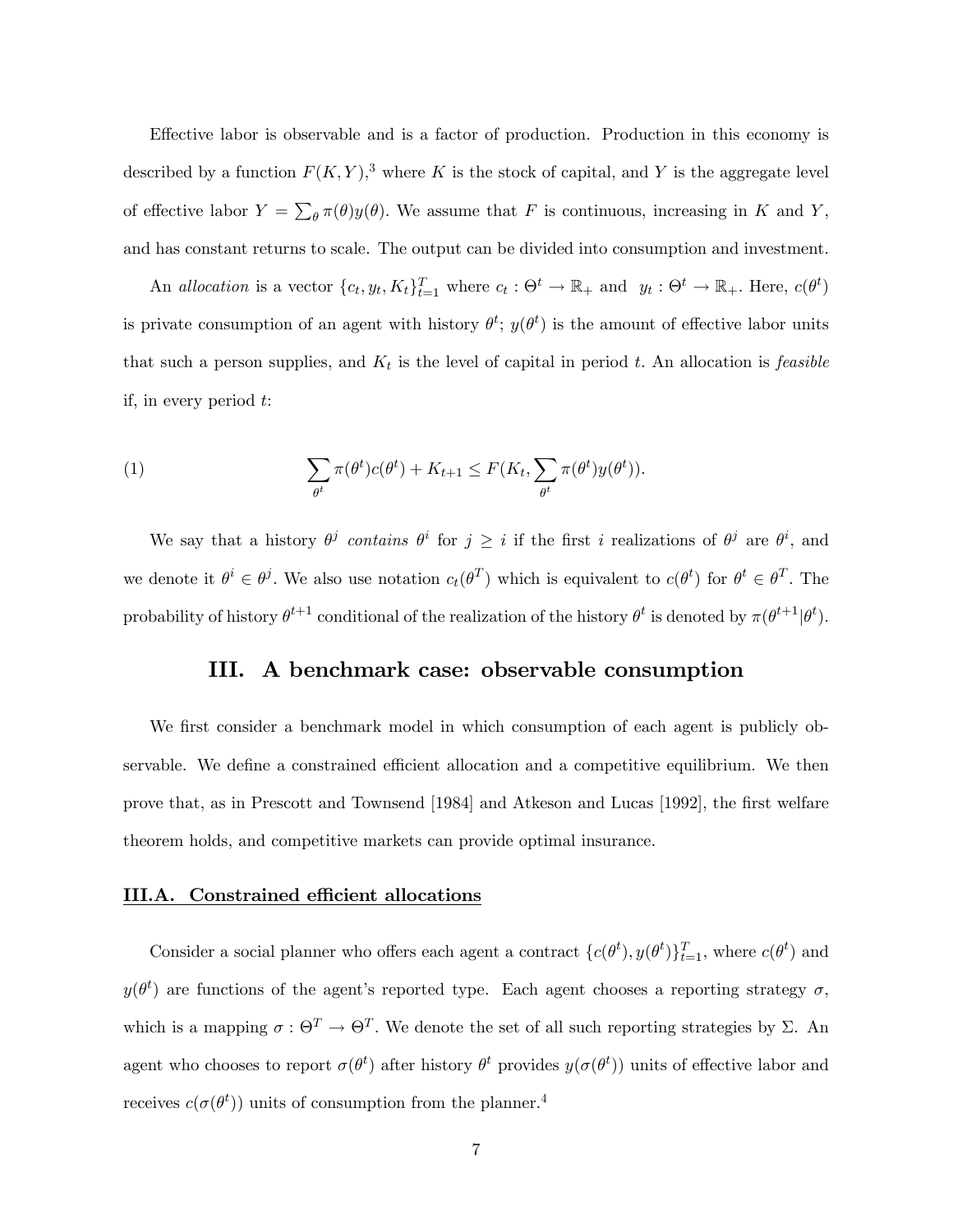Effective labor is observable and is a factor of production. Production in this economy is described by a function $F(K, Y)$,[3] where $K$ is the stock of capital, and $Y$ is the aggregate level of effective labor $Y = \sum_{\theta} \pi(\theta) y(\theta)$. We assume that $F$ is continuous, increasing in $K$ and $Y$, and has constant returns to scale. The output can be divided into consumption and investment.

An *allocation* is a vector $\{c_t, y_t, K_t\}_{t=1}^{T}$ where $c_t : \Theta^t \to \mathbb{R}_+$ and $y_t : \Theta^t \to \mathbb{R}_+$. Here, $c(\theta^t)$ is private consumption of an agent with history $\theta^t$; $y(\theta^t)$ is the amount of effective labor units that such a person supplies, and $K_t$ is the level of capital in period $t$. An allocation is *feasible* if, in every period $t$:

$$\sum_{\theta^t} \pi(\theta^t) c(\theta^t) + K_{t+1} \leq F(K_t, \sum_{\theta^t} \pi(\theta^t) y(\theta^t)). \tag{1}$$

We say that a history $\theta^j$ *contains* $\theta^i$ for $j \geq i$ if the first $i$ realizations of $\theta^j$ are $\theta^i$, and we denote it $\theta^i \in \theta^j$. We also use notation $c_t(\theta^T)$ which is equivalent to $c(\theta^t)$ for $\theta^t \in \theta^T$. The probability of history $\theta^{t+1}$ conditional of the realization of the history $\theta^t$ is denoted by $\pi(\theta^{t+1}|\theta^t)$.

## III. A benchmark case: observable consumption

We first consider a benchmark model in which consumption of each agent is publicly observable. We define a constrained efficient allocation and a competitive equilibrium. We then prove that, as in Prescott and Townsend [1984] and Atkeson and Lucas [1992], the first welfare theorem holds, and competitive markets can provide optimal insurance.

### III.A. Constrained efficient allocations

Consider a social planner who offers each agent a contract $\{c(\theta^t), y(\theta^t)\}_{t=1}^{T}$, where $c(\theta^t)$ and $y(\theta^t)$ are functions of the agent's reported type. Each agent chooses a reporting strategy $\sigma$, which is a mapping $\sigma : \Theta^T \to \Theta^T$. We denote the set of all such reporting strategies by $\Sigma$. An agent who chooses to report $\sigma(\theta^t)$ after history $\theta^t$ provides $y(\sigma(\theta^t))$ units of effective labor and receives $c(\sigma(\theta^t))$ units of consumption from the planner.[4]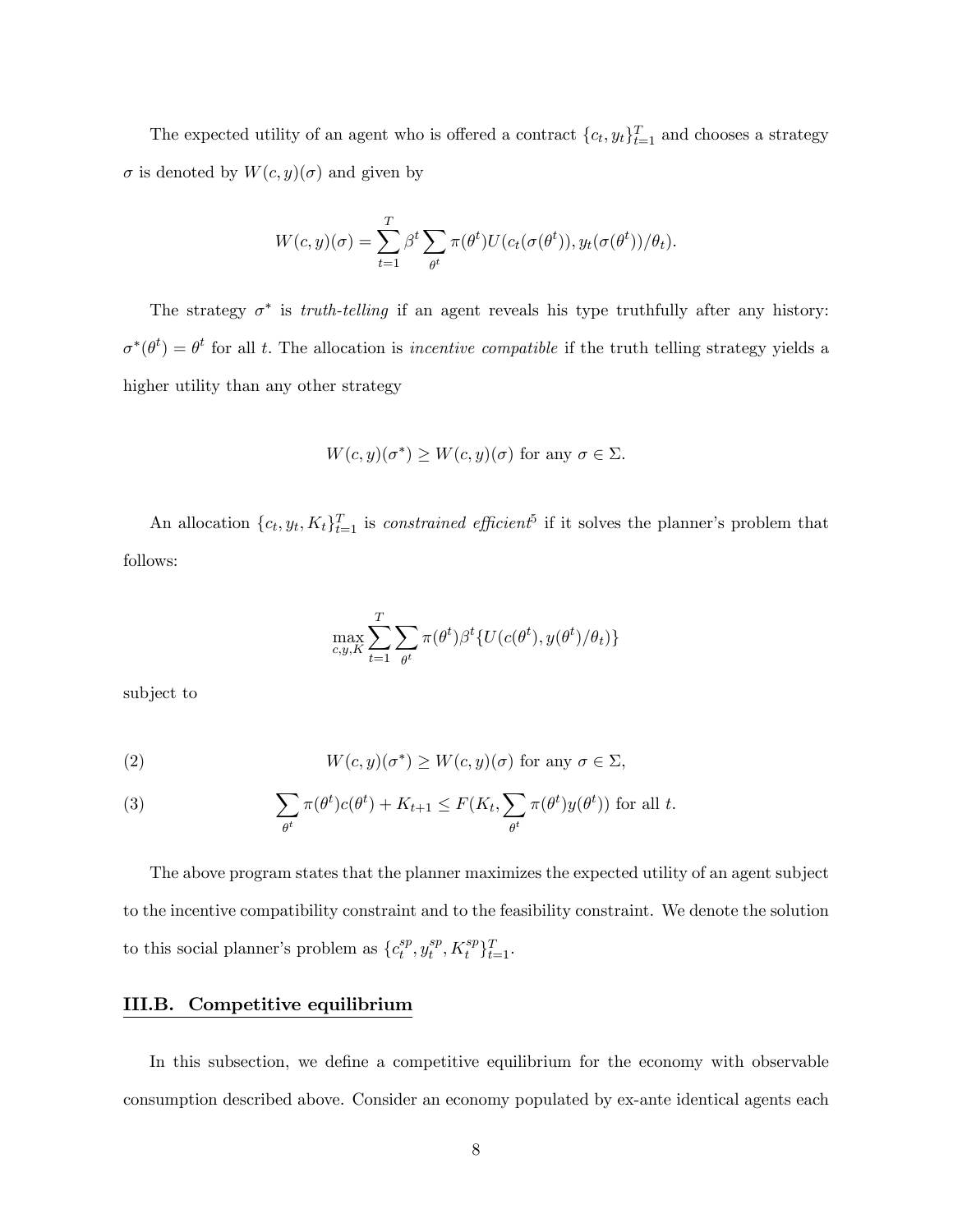The expected utility of an agent who is offered a contract $\{c_t, y_t\}_{t=1}^T$ and chooses a strategy $\sigma$ is denoted by $W(c, y)(\sigma)$ and given by

$$W(c, y)(\sigma) = \sum_{t=1}^{T} \beta^t \sum_{\theta^t} \pi(\theta^t) U(c_t(\sigma(\theta^t)), y_t(\sigma(\theta^t))/\theta_t).$$

The strategy $\sigma^*$ is *truth-telling* if an agent reveals his type truthfully after any history: $\sigma^*(\theta^t) = \theta^t$ for all $t$. The allocation is *incentive compatible* if the truth telling strategy yields a higher utility than any other strategy

$$W(c, y)(\sigma^*) \geq W(c, y)(\sigma) \text{ for any } \sigma \in \Sigma.$$

An allocation $\{c_t, y_t, K_t\}_{t=1}^T$ is *constrained efficient*[5] if it solves the planner's problem that follows:

$$\max_{c,y,K} \sum_{t=1}^{T} \sum_{\theta^t} \pi(\theta^t) \beta^t \{U(c(\theta^t), y(\theta^t)/\theta_t)\}$$

subject to

$$W(c, y)(\sigma^*) \geq W(c, y)(\sigma) \text{ for any } \sigma \in \Sigma, \tag{2}$$

$$\sum_{\theta^t} \pi(\theta^t) c(\theta^t) + K_{t+1} \leq F(K_t, \sum_{\theta^t} \pi(\theta^t) y(\theta^t)) \text{ for all } t. \tag{3}$$

The above program states that the planner maximizes the expected utility of an agent subject to the incentive compatibility constraint and to the feasibility constraint. We denote the solution to this social planner's problem as $\{c_t^{sp}, y_t^{sp}, K_t^{sp}\}_{t=1}^T$.

## III.B. Competitive equilibrium

In this subsection, we define a competitive equilibrium for the economy with observable consumption described above. Consider an economy populated by ex-ante identical agents each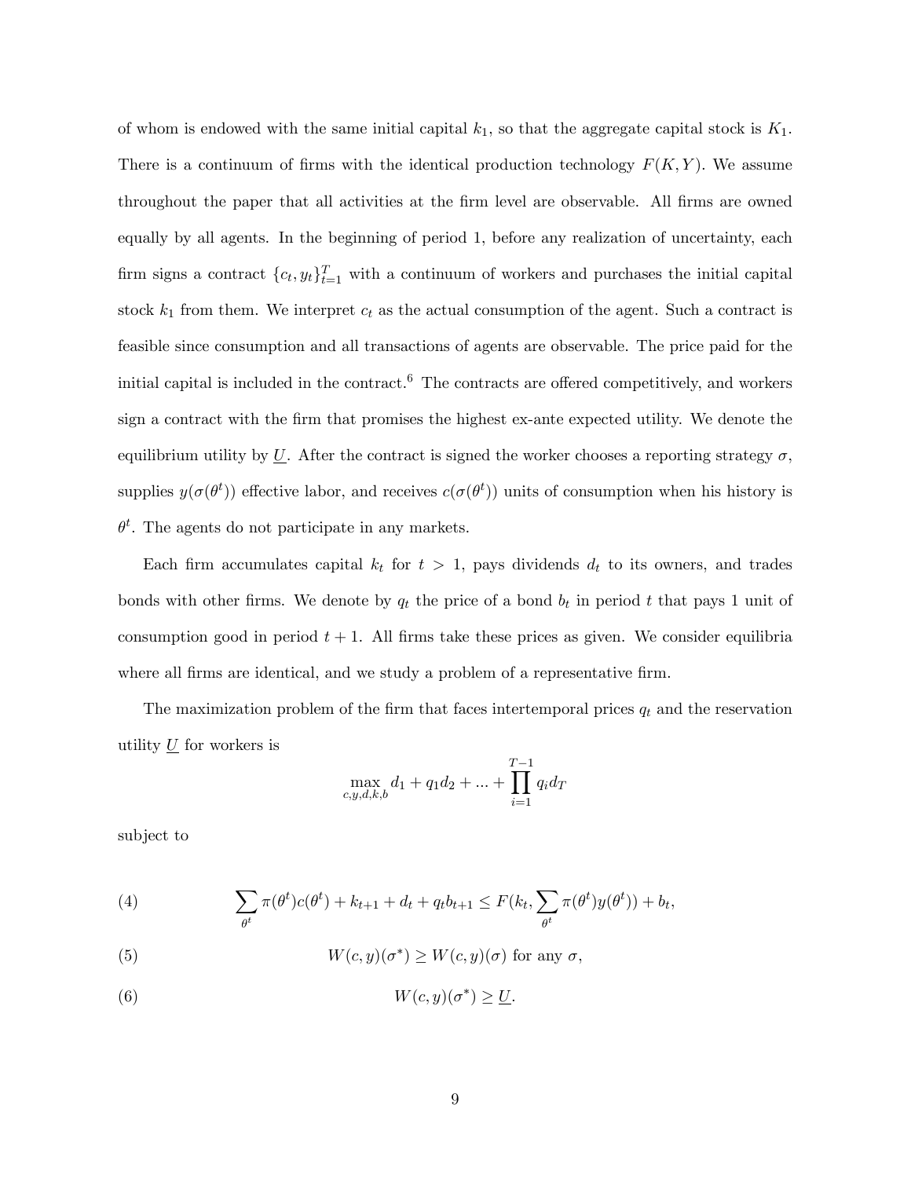of whom is endowed with the same initial capital $k_1$, so that the aggregate capital stock is $K_1$. There is a continuum of firms with the identical production technology $F(K, Y)$. We assume throughout the paper that all activities at the firm level are observable. All firms are owned equally by all agents. In the beginning of period 1, before any realization of uncertainty, each firm signs a contract $\{c_t, y_t\}_{t=1}^T$ with a continuum of workers and purchases the initial capital stock $k_1$ from them. We interpret $c_t$ as the actual consumption of the agent. Such a contract is feasible since consumption and all transactions of agents are observable. The price paid for the initial capital is included in the contract.[6] The contracts are offered competitively, and workers sign a contract with the firm that promises the highest ex-ante expected utility. We denote the equilibrium utility by $\underline{U}$. After the contract is signed the worker chooses a reporting strategy $\sigma$, supplies $y(\sigma(\theta^t))$ effective labor, and receives $c(\sigma(\theta^t))$ units of consumption when his history is $\theta^t$. The agents do not participate in any markets.

Each firm accumulates capital $k_t$ for $t > 1$, pays dividends $d_t$ to its owners, and trades bonds with other firms. We denote by $q_t$ the price of a bond $b_t$ in period $t$ that pays 1 unit of consumption good in period $t+1$. All firms take these prices as given. We consider equilibria where all firms are identical, and we study a problem of a representative firm.

The maximization problem of the firm that faces intertemporal prices $q_t$ and the reservation utility $\underline{U}$ for workers is

$$\max_{c,y,d,k,b} d_1 + q_1 d_2 + ... + \prod_{i=1}^{T-1} q_i d_T$$

subject to

$$\sum_{\theta^t} \pi(\theta^t) c(\theta^t) + k_{t+1} + d_t + q_t b_{t+1} \leq F(k_t, \sum_{\theta^t} \pi(\theta^t) y(\theta^t)) + b_t, \tag{4}$$

$$W(c, y)(\sigma^*) \geq W(c, y)(\sigma) \text{ for any } \sigma, \tag{5}$$

$$W(c, y)(\sigma^*) \geq \underline{U}. \tag{6}$$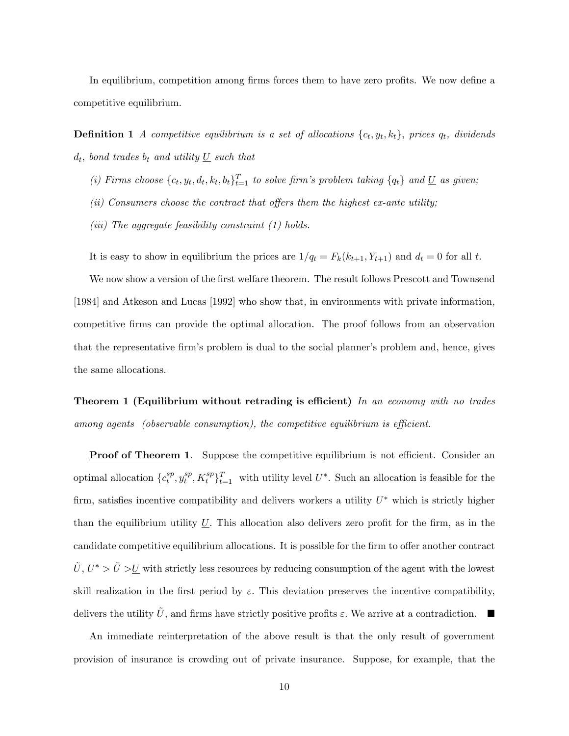In equilibrium, competition among firms forces them to have zero profits. We now define a competitive equilibrium.

**Definition 1** *A competitive equilibrium is a set of allocations* $\{c_t, y_t, k_t\}$*, prices* $q_t$*, dividends* $d_t$*, bond trades* $b_t$ *and utility* $\underline{U}$ *such that*

*(i) Firms choose* $\{c_t, y_t, d_t, k_t, b_t\}_{t=1}^T$ *to solve firm's problem taking* $\{q_t\}$ *and* $\underline{U}$ *as given;*

*(ii) Consumers choose the contract that offers them the highest ex-ante utility;*

*(iii) The aggregate feasibility constraint (1) holds.*

It is easy to show in equilibrium the prices are $1/q_t = F_k(k_{t+1}, Y_{t+1})$ and $d_t = 0$ for all $t$.

We now show a version of the first welfare theorem. The result follows Prescott and Townsend [1984] and Atkeson and Lucas [1992] who show that, in environments with private information, competitive firms can provide the optimal allocation. The proof follows from an observation that the representative firm's problem is dual to the social planner's problem and, hence, gives the same allocations.

**Theorem 1 (Equilibrium without retrading is efficient)** *In an economy with no trades among agents (observable consumption), the competitive equilibrium is efficient.*

**Proof of Theorem 1**. Suppose the competitive equilibrium is not efficient. Consider an optimal allocation $\{c_t^{sp}, y_t^{sp}, K_t^{sp}\}_{t=1}^T$ with utility level $U^*$. Such an allocation is feasible for the firm, satisfies incentive compatibility and delivers workers a utility $U^*$ which is strictly higher than the equilibrium utility $\underline{U}$. This allocation also delivers zero profit for the firm, as in the candidate competitive equilibrium allocations. It is possible for the firm to offer another contract $\tilde{U}$, $U^* > \tilde{U} > \underline{U}$ with strictly less resources by reducing consumption of the agent with the lowest skill realization in the first period by $\varepsilon$. This deviation preserves the incentive compatibility, delivers the utility $\tilde{U}$, and firms have strictly positive profits $\varepsilon$. We arrive at a contradiction. ■

An immediate reinterpretation of the above result is that the only result of government provision of insurance is crowding out of private insurance. Suppose, for example, that the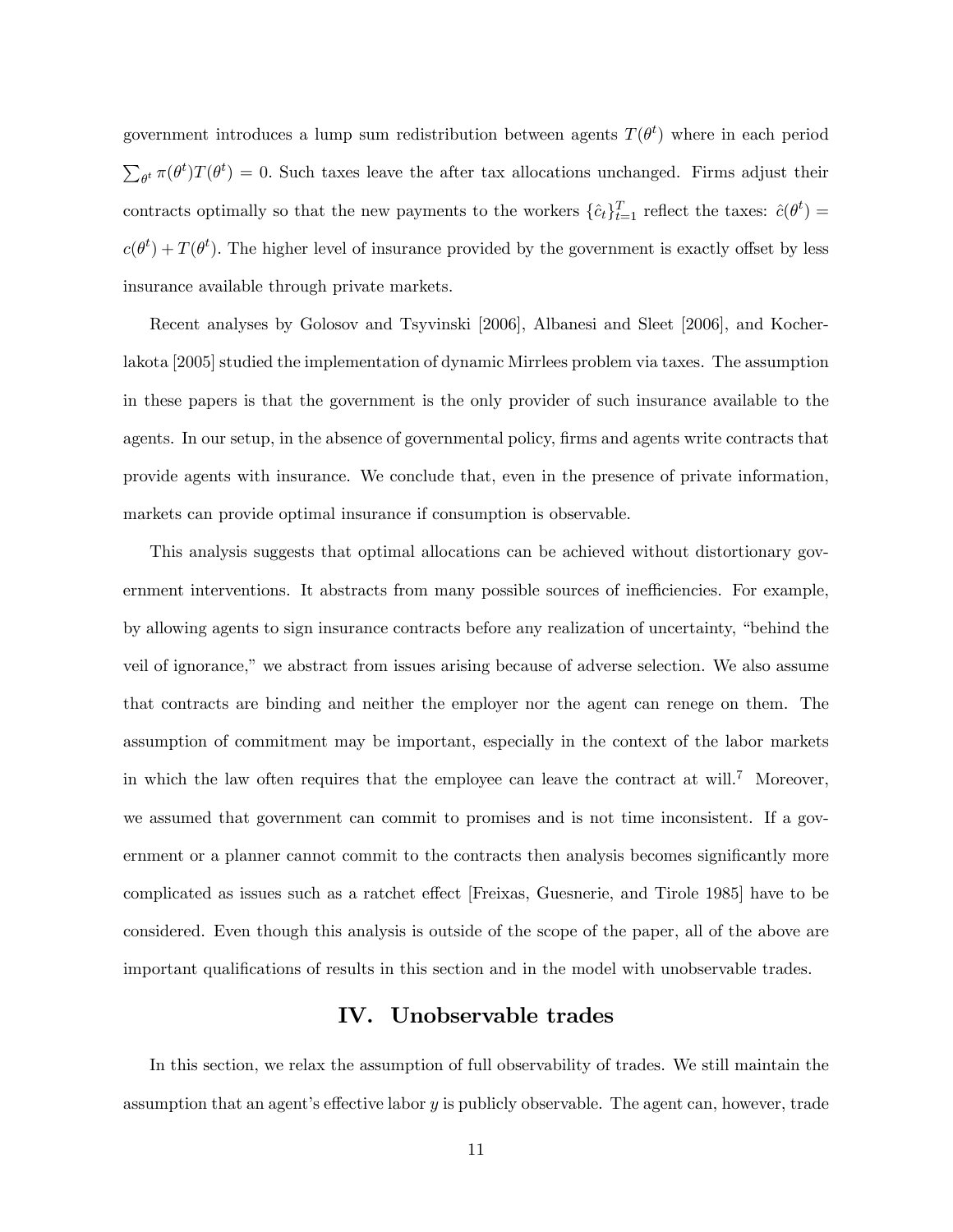government introduces a lump sum redistribution between agents $T(\theta^t)$ where in each period $\sum_{\theta^t} \pi(\theta^t) T(\theta^t) = 0$. Such taxes leave the after tax allocations unchanged. Firms adjust their contracts optimally so that the new payments to the workers $\{\hat{c}_t\}_{t=1}^T$ reflect the taxes: $\hat{c}(\theta^t) = c(\theta^t) + T(\theta^t)$. The higher level of insurance provided by the government is exactly offset by less insurance available through private markets.

Recent analyses by Golosov and Tsyvinski [2006], Albanesi and Sleet [2006], and Kocherlakota [2005] studied the implementation of dynamic Mirrlees problem via taxes. The assumption in these papers is that the government is the only provider of such insurance available to the agents. In our setup, in the absence of governmental policy, firms and agents write contracts that provide agents with insurance. We conclude that, even in the presence of private information, markets can provide optimal insurance if consumption is observable.

This analysis suggests that optimal allocations can be achieved without distortionary government interventions. It abstracts from many possible sources of inefficiencies. For example, by allowing agents to sign insurance contracts before any realization of uncertainty, "behind the veil of ignorance," we abstract from issues arising because of adverse selection. We also assume that contracts are binding and neither the employer nor the agent can renege on them. The assumption of commitment may be important, especially in the context of the labor markets in which the law often requires that the employee can leave the contract at will.[7] Moreover, we assumed that government can commit to promises and is not time inconsistent. If a government or a planner cannot commit to the contracts then analysis becomes significantly more complicated as issues such as a ratchet effect [Freixas, Guesnerie, and Tirole 1985] have to be considered. Even though this analysis is outside of the scope of the paper, all of the above are important qualifications of results in this section and in the model with unobservable trades.

## IV. Unobservable trades

In this section, we relax the assumption of full observability of trades. We still maintain the assumption that an agent's effective labor $y$ is publicly observable. The agent can, however, trade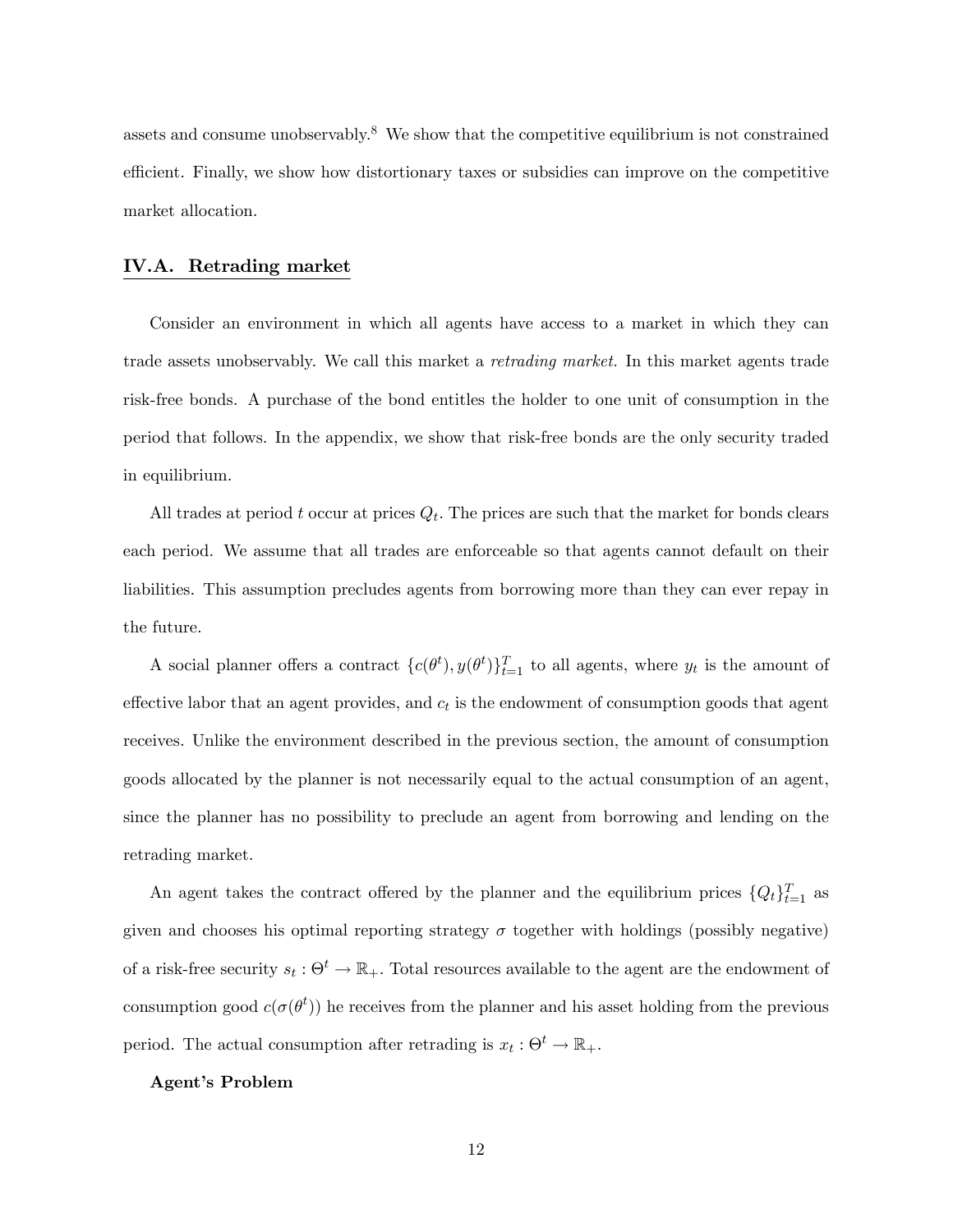assets and consume unobservably.[8] We show that the competitive equilibrium is not constrained efficient. Finally, we show how distortionary taxes or subsidies can improve on the competitive market allocation.

## IV.A. Retrading market

Consider an environment in which all agents have access to a market in which they can trade assets unobservably. We call this market a *retrading market*. In this market agents trade risk-free bonds. A purchase of the bond entitles the holder to one unit of consumption in the period that follows. In the appendix, we show that risk-free bonds are the only security traded in equilibrium.

All trades at period $t$ occur at prices $Q_t$. The prices are such that the market for bonds clears each period. We assume that all trades are enforceable so that agents cannot default on their liabilities. This assumption precludes agents from borrowing more than they can ever repay in the future.

A social planner offers a contract $\{c(\theta^t), y(\theta^t)\}_{t=1}^T$ to all agents, where $y_t$ is the amount of effective labor that an agent provides, and $c_t$ is the endowment of consumption goods that agent receives. Unlike the environment described in the previous section, the amount of consumption goods allocated by the planner is not necessarily equal to the actual consumption of an agent, since the planner has no possibility to preclude an agent from borrowing and lending on the retrading market.

An agent takes the contract offered by the planner and the equilibrium prices $\{Q_t\}_{t=1}^T$ as given and chooses his optimal reporting strategy $\sigma$ together with holdings (possibly negative) of a risk-free security $s_t : \Theta^t \to \mathbb{R}_+$. Total resources available to the agent are the endowment of consumption good $c(\sigma(\theta^t))$ he receives from the planner and his asset holding from the previous period. The actual consumption after retrading is $x_t : \Theta^t \to \mathbb{R}_+$.

**Agent's Problem**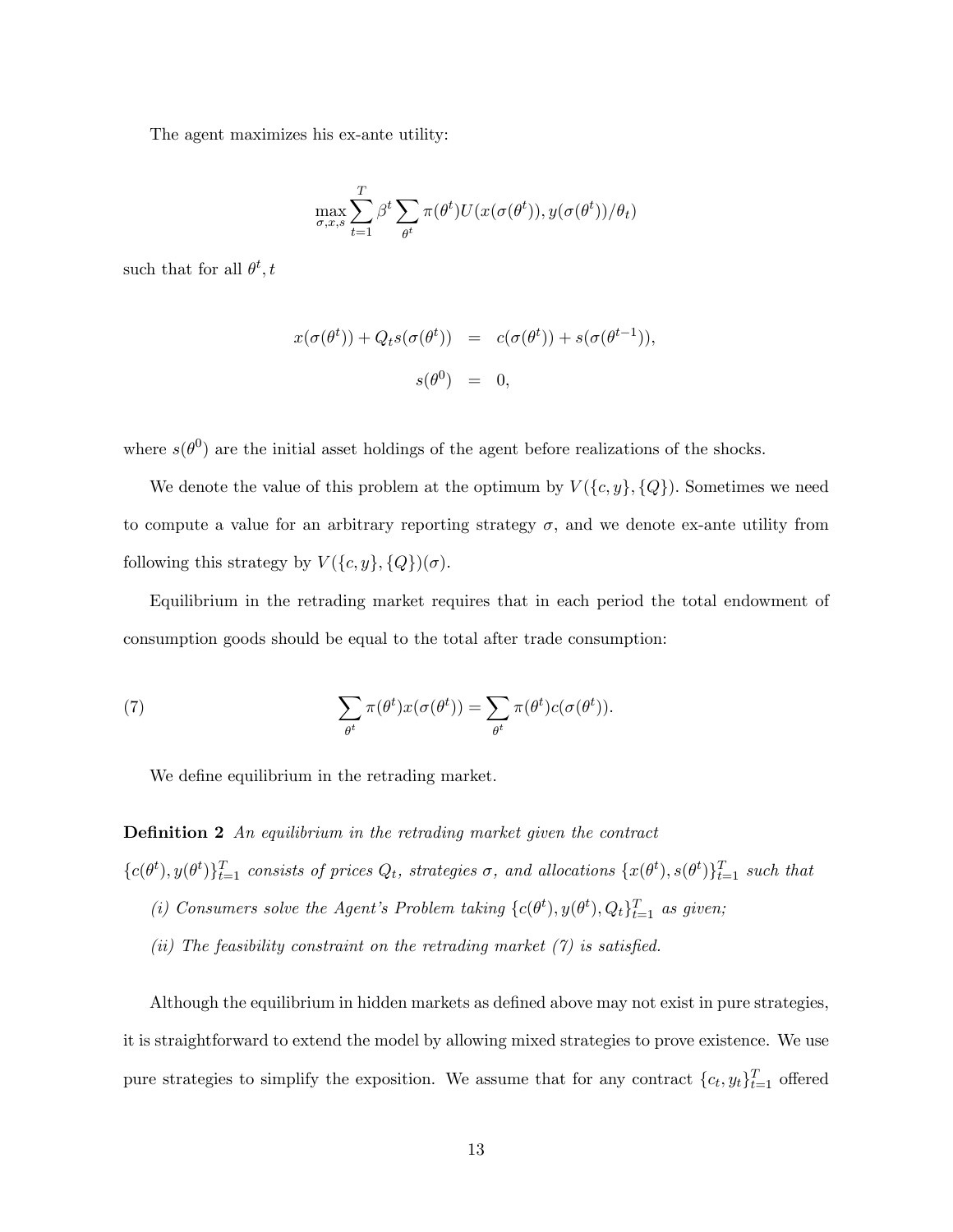The agent maximizes his ex-ante utility:

$$\max_{\sigma,x,s} \sum_{t=1}^{T} \beta^t \sum_{\theta^t} \pi(\theta^t) U(x(\sigma(\theta^t)), y(\sigma(\theta^t))/\theta_t)$$

such that for all $\theta^t, t$

$$\begin{aligned} x(\sigma(\theta^t)) + Q_t s(\sigma(\theta^t)) &= c(\sigma(\theta^t)) + s(\sigma(\theta^{t-1})), \\ s(\theta^0) &= 0, \end{aligned}$$

where $s(\theta^0)$ are the initial asset holdings of the agent before realizations of the shocks.

We denote the value of this problem at the optimum by $V(\{c, y\}, \{Q\})$. Sometimes we need to compute a value for an arbitrary reporting strategy $\sigma$, and we denote ex-ante utility from following this strategy by $V(\{c, y\}, \{Q\})(\sigma)$.

Equilibrium in the retrading market requires that in each period the total endowment of consumption goods should be equal to the total after trade consumption:

$$\sum_{\theta^t} \pi(\theta^t) x(\sigma(\theta^t)) = \sum_{\theta^t} \pi(\theta^t) c(\sigma(\theta^t)). \tag{7}$$

We define equilibrium in the retrading market.

**Definition 2** *An equilibrium in the retrading market given the contract* $\{c(\theta^t), y(\theta^t)\}_{t=1}^T$ *consists of prices* $Q_t$*, strategies* $\sigma$*, and allocations* $\{x(\theta^t), s(\theta^t)\}_{t=1}^T$ *such that*

*(i) Consumers solve the Agent's Problem taking* $\{c(\theta^t), y(\theta^t), Q_t\}_{t=1}^T$ *as given;*

*(ii) The feasibility constraint on the retrading market (7) is satisfied.*

Although the equilibrium in hidden markets as defined above may not exist in pure strategies, it is straightforward to extend the model by allowing mixed strategies to prove existence. We use pure strategies to simplify the exposition. We assume that for any contract $\{c_t, y_t\}_{t=1}^T$ offered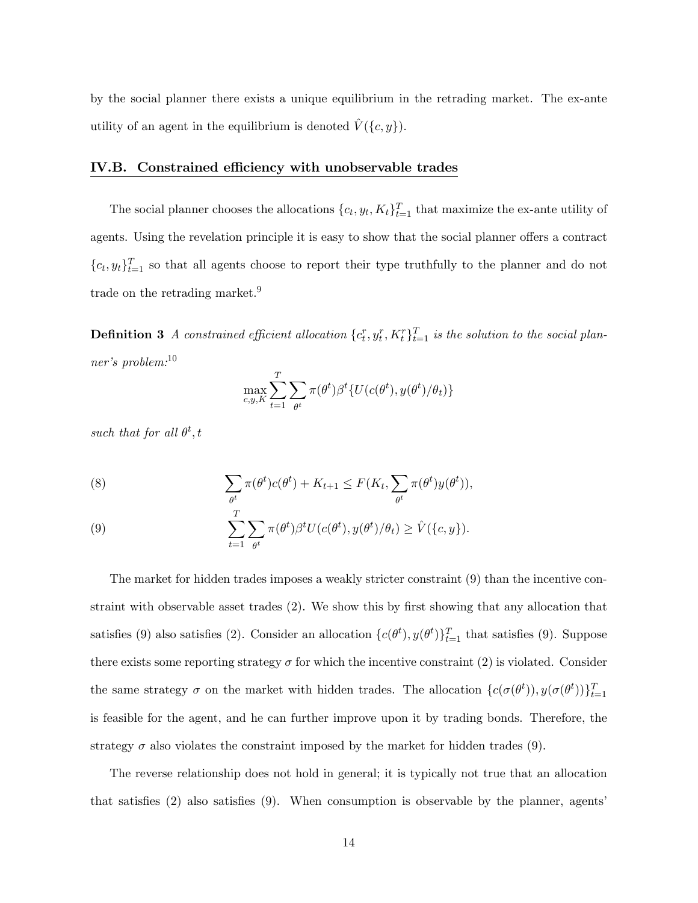by the social planner there exists a unique equilibrium in the retrading market. The ex-ante utility of an agent in the equilibrium is denoted $\hat{V}(\{c, y\})$.

## IV.B. Constrained efficiency with unobservable trades

The social planner chooses the allocations $\{c_t, y_t, K_t\}_{t=1}^T$ that maximize the ex-ante utility of agents. Using the revelation principle it is easy to show that the social planner offers a contract $\{c_t, y_t\}_{t=1}^T$ so that all agents choose to report their type truthfully to the planner and do not trade on the retrading market.[9]

**Definition 3** *A constrained efficient allocation $\{c_t^r, y_t^r, K_t^r\}_{t=1}^T$ is the solution to the social planner's problem:*[10]

$$\max_{c,y,K} \sum_{t=1}^{T} \sum_{\theta^t} \pi(\theta^t)\beta^t \{U(c(\theta^t), y(\theta^t)/\theta_t)\}$$

*such that for all $\theta^t, t$*

$$\sum_{\theta^t} \pi(\theta^t)c(\theta^t) + K_{t+1} \leq F(K_t, \sum_{\theta^t} \pi(\theta^t)y(\theta^t)), \tag{8}$$

$$\sum_{t=1}^{T} \sum_{\theta^t} \pi(\theta^t)\beta^t U(c(\theta^t), y(\theta^t)/\theta_t) \geq \hat{V}(\{c, y\}). \tag{9}$$

The market for hidden trades imposes a weakly stricter constraint (9) than the incentive constraint with observable asset trades (2). We show this by first showing that any allocation that satisfies (9) also satisfies (2). Consider an allocation $\{c(\theta^t), y(\theta^t)\}_{t=1}^T$ that satisfies (9). Suppose there exists some reporting strategy $\sigma$ for which the incentive constraint (2) is violated. Consider the same strategy $\sigma$ on the market with hidden trades. The allocation $\{c(\sigma(\theta^t)), y(\sigma(\theta^t))\}_{t=1}^T$ is feasible for the agent, and he can further improve upon it by trading bonds. Therefore, the strategy $\sigma$ also violates the constraint imposed by the market for hidden trades (9).

The reverse relationship does not hold in general; it is typically not true that an allocation that satisfies (2) also satisfies (9). When consumption is observable by the planner, agents'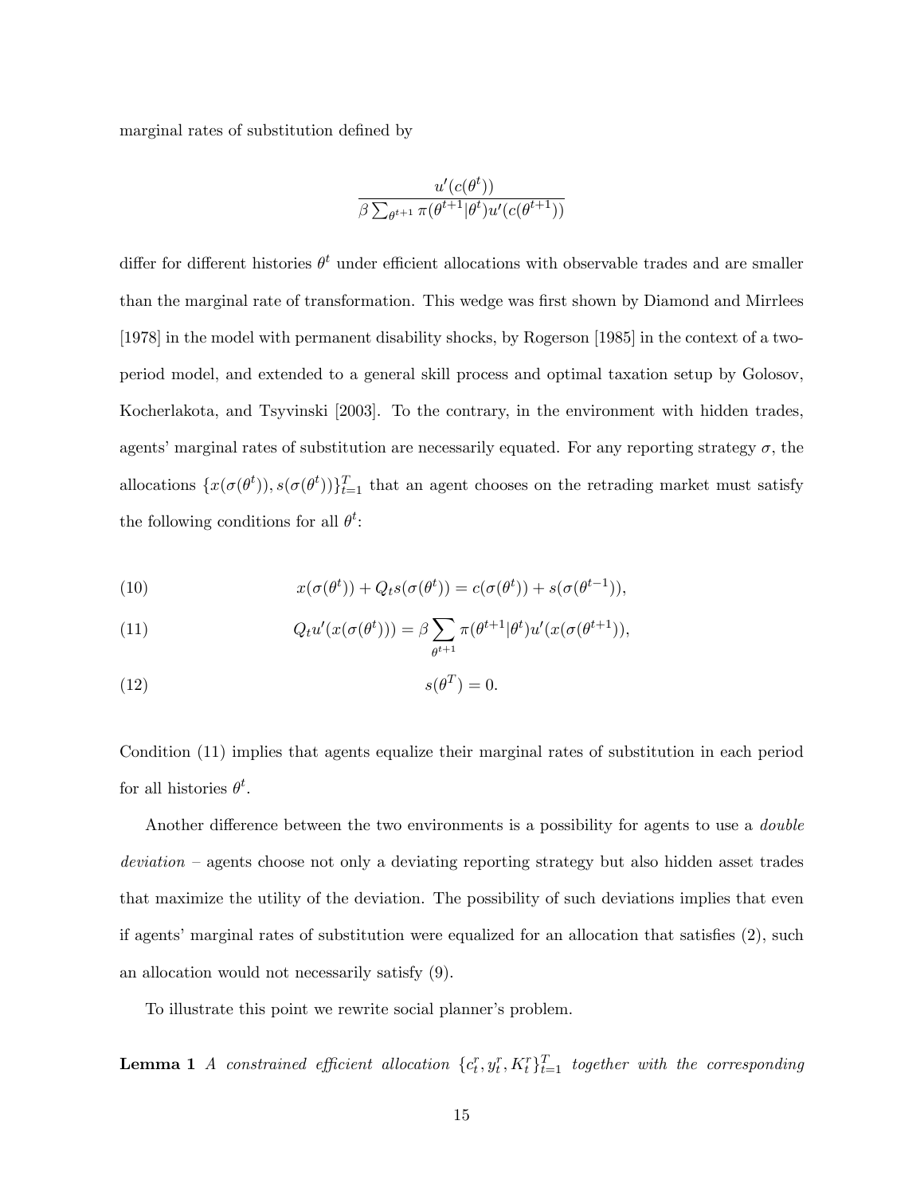marginal rates of substitution defined by

$$\frac{u'(c(\theta^t))}{\beta \sum_{\theta^{t+1}} \pi(\theta^{t+1}|\theta^t) u'(c(\theta^{t+1}))}$$

differ for different histories $\theta^t$ under efficient allocations with observable trades and are smaller than the marginal rate of transformation. This wedge was first shown by Diamond and Mirrlees [1978] in the model with permanent disability shocks, by Rogerson [1985] in the context of a two-period model, and extended to a general skill process and optimal taxation setup by Golosov, Kocherlakota, and Tsyvinski [2003]. To the contrary, in the environment with hidden trades, agents' marginal rates of substitution are necessarily equated. For any reporting strategy $\sigma$, the allocations $\{x(\sigma(\theta^t)), s(\sigma(\theta^t))\}_{t=1}^T$ that an agent chooses on the retrading market must satisfy the following conditions for all $\theta^t$:

$$x(\sigma(\theta^t)) + Q_t s(\sigma(\theta^t)) = c(\sigma(\theta^t)) + s(\sigma(\theta^{t-1})), \tag{10}$$

$$Q_t u'(x(\sigma(\theta^t))) = \beta \sum_{\theta^{t+1}} \pi(\theta^{t+1}|\theta^t) u'(x(\sigma(\theta^{t+1})), \tag{11}$$

$$s(\theta^T) = 0. \tag{12}$$

Condition (11) implies that agents equalize their marginal rates of substitution in each period for all histories $\theta^t$.

Another difference between the two environments is a possibility for agents to use a *double deviation* – agents choose not only a deviating reporting strategy but also hidden asset trades that maximize the utility of the deviation. The possibility of such deviations implies that even if agents' marginal rates of substitution were equalized for an allocation that satisfies (2), such an allocation would not necessarily satisfy (9).

To illustrate this point we rewrite social planner's problem.

**Lemma 1** *A constrained efficient allocation* $\{c_t^r, y_t^r, K_t^r\}_{t=1}^T$ *together with the corresponding*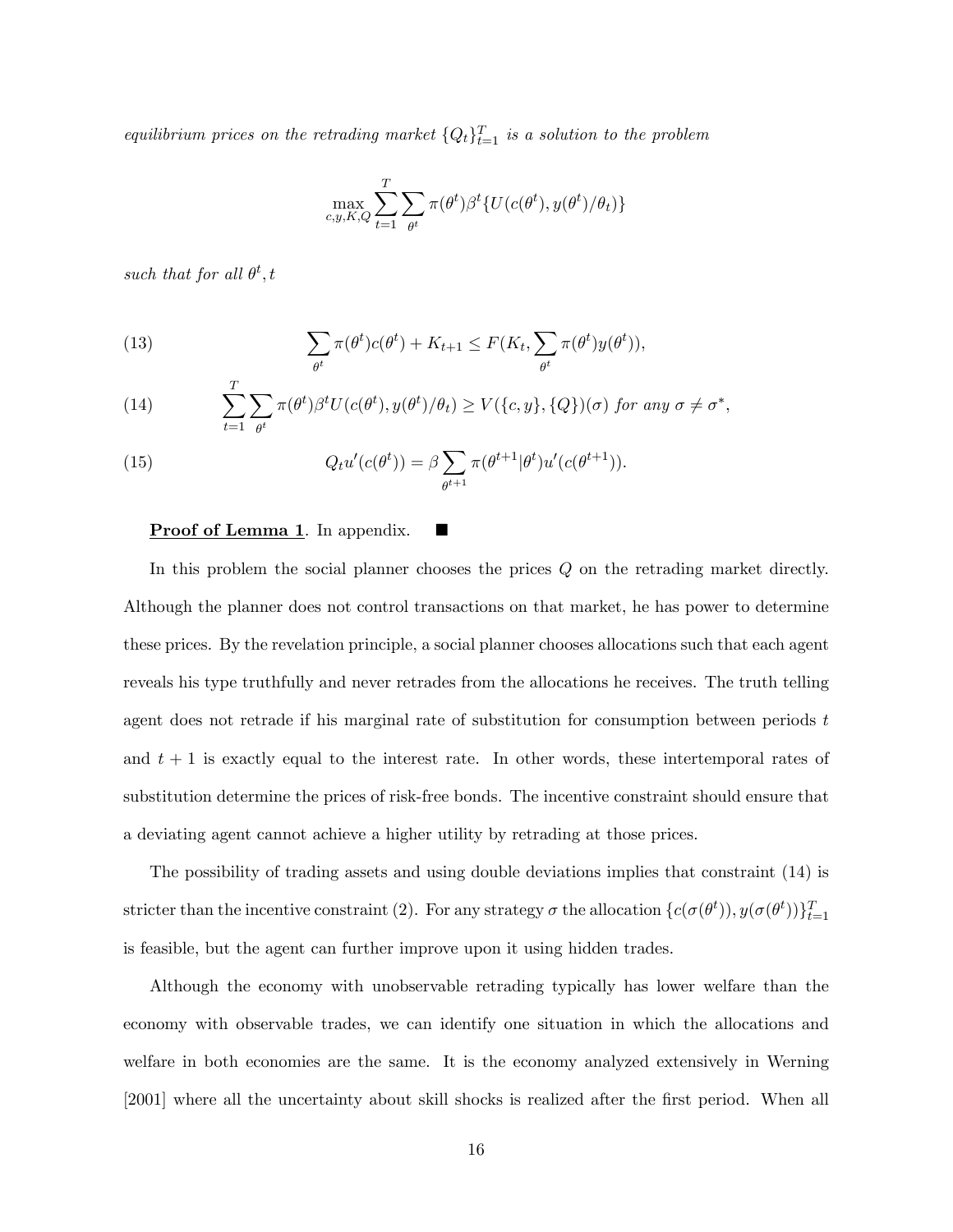*equilibrium prices on the retrading market* $\{Q_t\}_{t=1}^T$ *is a solution to the problem*

$$\max_{c,y,K,Q} \sum_{t=1}^{T} \sum_{\theta^t} \pi(\theta^t)\beta^t \{U(c(\theta^t), y(\theta^t)/\theta_t)\}$$

*such that for all* $\theta^t, t$

$$\sum_{\theta^t} \pi(\theta^t)c(\theta^t) + K_{t+1} \leq F(K_t, \sum_{\theta^t} \pi(\theta^t)y(\theta^t)), \tag{13}$$

$$\sum_{t=1}^{T} \sum_{\theta^t} \pi(\theta^t)\beta^t U(c(\theta^t), y(\theta^t)/\theta_t) \geq V(\{c, y\}, \{Q\})(\sigma) \text{ for any } \sigma \neq \sigma^*, \tag{14}$$

$$Q_t u'(c(\theta^t)) = \beta \sum_{\theta^{t+1}} \pi(\theta^{t+1}|\theta^t) u'(c(\theta^{t+1})). \tag{15}$$

**Proof of Lemma 1**. In appendix. ■

In this problem the social planner chooses the prices $Q$ on the retrading market directly. Although the planner does not control transactions on that market, he has power to determine these prices. By the revelation principle, a social planner chooses allocations such that each agent reveals his type truthfully and never retrades from the allocations he receives. The truth telling agent does not retrade if his marginal rate of substitution for consumption between periods $t$ and $t+1$ is exactly equal to the interest rate. In other words, these intertemporal rates of substitution determine the prices of risk-free bonds. The incentive constraint should ensure that a deviating agent cannot achieve a higher utility by retrading at those prices.

The possibility of trading assets and using double deviations implies that constraint (14) is stricter than the incentive constraint (2). For any strategy $\sigma$ the allocation $\{c(\sigma(\theta^t)), y(\sigma(\theta^t))\}_{t=1}^T$ is feasible, but the agent can further improve upon it using hidden trades.

Although the economy with unobservable retrading typically has lower welfare than the economy with observable trades, we can identify one situation in which the allocations and welfare in both economies are the same. It is the economy analyzed extensively in Werning [2001] where all the uncertainty about skill shocks is realized after the first period. When all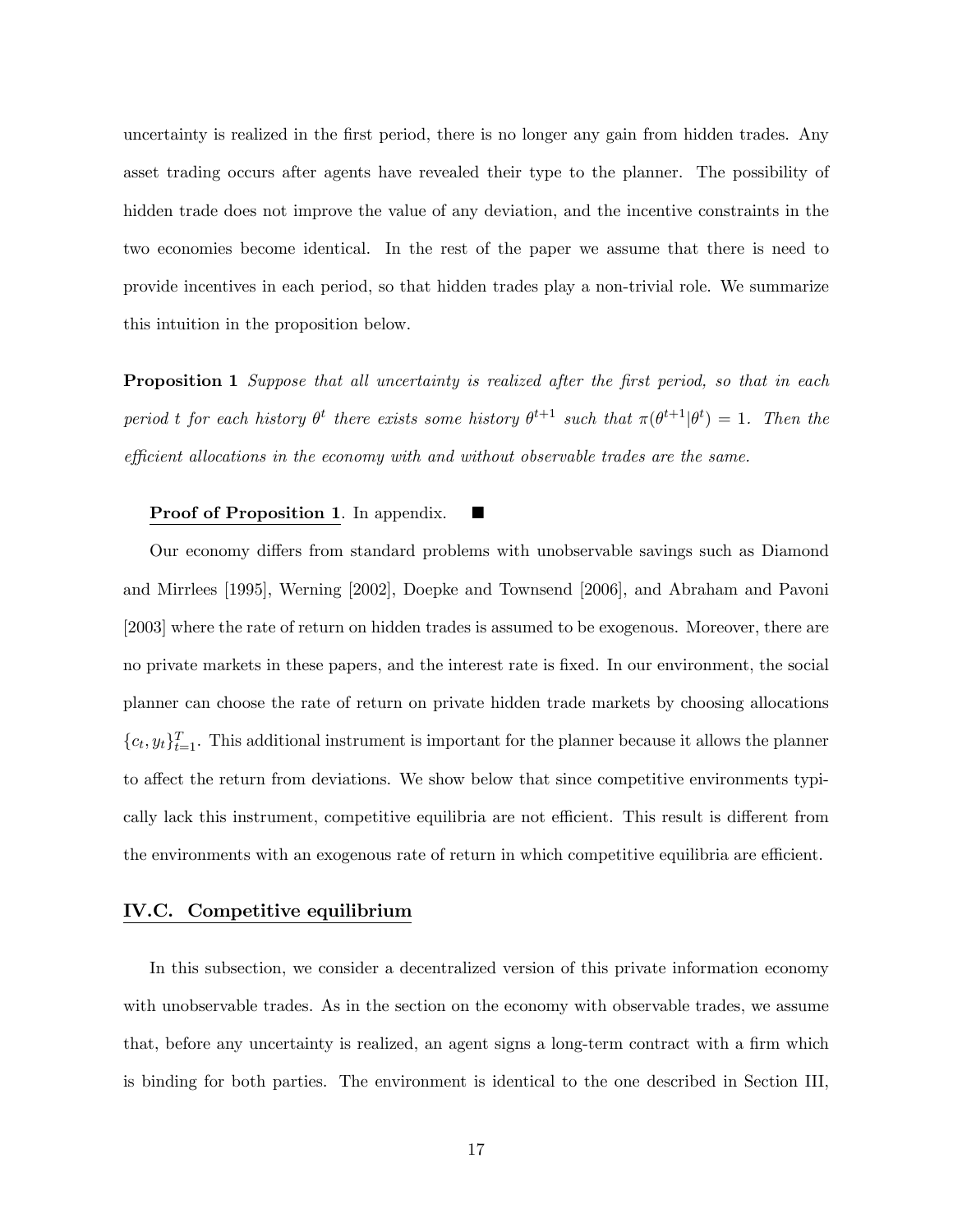uncertainty is realized in the first period, there is no longer any gain from hidden trades. Any asset trading occurs after agents have revealed their type to the planner. The possibility of hidden trade does not improve the value of any deviation, and the incentive constraints in the two economies become identical. In the rest of the paper we assume that there is need to provide incentives in each period, so that hidden trades play a non-trivial role. We summarize this intuition in the proposition below.

**Proposition 1** *Suppose that all uncertainty is realized after the first period, so that in each period $t$ for each history $\theta^t$ there exists some history $\theta^{t+1}$ such that $\pi(\theta^{t+1}|\theta^t) = 1$. Then the efficient allocations in the economy with and without observable trades are the same.*

**Proof of Proposition 1**. In appendix. ■

Our economy differs from standard problems with unobservable savings such as Diamond and Mirrlees [1995], Werning [2002], Doepke and Townsend [2006], and Abraham and Pavoni [2003] where the rate of return on hidden trades is assumed to be exogenous. Moreover, there are no private markets in these papers, and the interest rate is fixed. In our environment, the social planner can choose the rate of return on private hidden trade markets by choosing allocations $\{c_t, y_t\}_{t=1}^{T}$. This additional instrument is important for the planner because it allows the planner to affect the return from deviations. We show below that since competitive environments typically lack this instrument, competitive equilibria are not efficient. This result is different from the environments with an exogenous rate of return in which competitive equilibria are efficient.

### IV.C. Competitive equilibrium

In this subsection, we consider a decentralized version of this private information economy with unobservable trades. As in the section on the economy with observable trades, we assume that, before any uncertainty is realized, an agent signs a long-term contract with a firm which is binding for both parties. The environment is identical to the one described in Section III,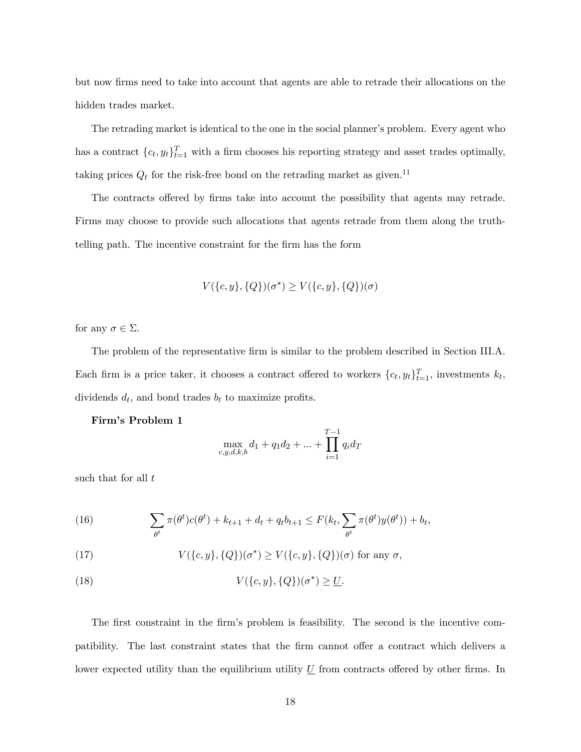but now firms need to take into account that agents are able to retrade their allocations on the hidden trades market.

The retrading market is identical to the one in the social planner's problem. Every agent who has a contract $\{c_t, y_t\}_{t=1}^T$ with a firm chooses his reporting strategy and asset trades optimally, taking prices $Q_t$ for the risk-free bond on the retrading market as given.[11]

The contracts offered by firms take into account the possibility that agents may retrade. Firms may choose to provide such allocations that agents retrade from them along the truth-telling path. The incentive constraint for the firm has the form

$$V(\{c,y\},\{Q\})(\sigma^*) \geq V(\{c,y\},\{Q\})(\sigma)$$

for any $\sigma \in \Sigma$.

The problem of the representative firm is similar to the problem described in Section III.A. Each firm is a price taker, it chooses a contract offered to workers $\{c_t, y_t\}_{t=1}^T$, investments $k_t$, dividends $d_t$, and bond trades $b_t$ to maximize profits.

**Firm's Problem 1**

$$\max_{c,y,d,k,b} d_1 + q_1 d_2 + ... + \prod_{i=1}^{T-1} q_i d_T$$

such that for all $t$

$$\sum_{\theta^t} \pi(\theta^t)c(\theta^t) + k_{t+1} + d_t + q_t b_{t+1} \leq F(k_t, \sum_{\theta^t} \pi(\theta^t)y(\theta^t)) + b_t, \tag{16}$$

$$V(\{c,y\},\{Q\})(\sigma^*) \geq V(\{c,y\},\{Q\})(\sigma) \text{ for any } \sigma, \tag{17}$$

$$V(\{c,y\},\{Q\})(\sigma^*) \geq \underline{U}. \tag{18}$$

The first constraint in the firm's problem is feasibility. The second is the incentive compatibility. The last constraint states that the firm cannot offer a contract which delivers a lower expected utility than the equilibrium utility $\underline{U}$ from contracts offered by other firms. In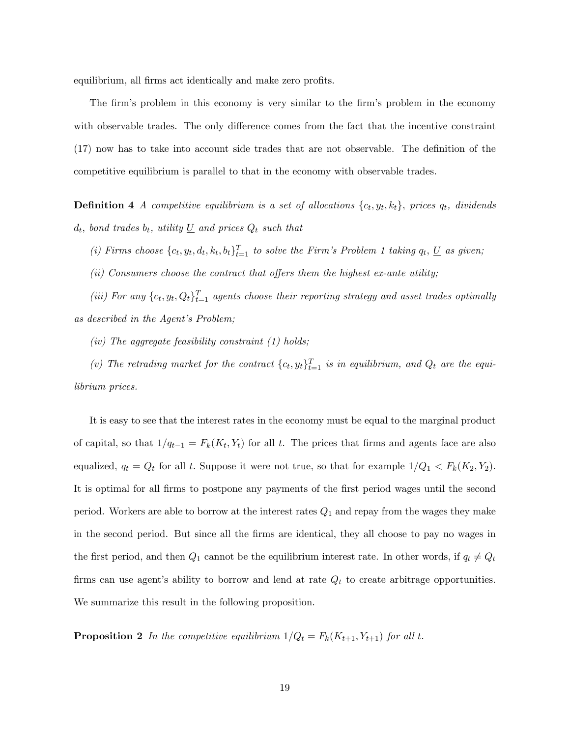equilibrium, all firms act identically and make zero profits.

The firm's problem in this economy is very similar to the firm's problem in the economy with observable trades. The only difference comes from the fact that the incentive constraint (17) now has to take into account side trades that are not observable. The definition of the competitive equilibrium is parallel to that in the economy with observable trades.

**Definition 4** *A competitive equilibrium is a set of allocations $\{c_t, y_t, k_t\}$, prices $q_t$, dividends $d_t$, bond trades $b_t$, utility $\underline{U}$ and prices $Q_t$ such that*

*(i) Firms choose $\{c_t, y_t, d_t, k_t, b_t\}_{t=1}^{T}$ to solve the Firm's Problem 1 taking $q_t$, $\underline{U}$ as given;*

*(ii) Consumers choose the contract that offers them the highest ex-ante utility;*

*(iii) For any $\{c_t, y_t, Q_t\}_{t=1}^{T}$ agents choose their reporting strategy and asset trades optimally as described in the Agent's Problem;*

*(iv) The aggregate feasibility constraint (1) holds;*

*(v) The retrading market for the contract $\{c_t, y_t\}_{t=1}^{T}$ is in equilibrium, and $Q_t$ are the equilibrium prices.*

It is easy to see that the interest rates in the economy must be equal to the marginal product of capital, so that $1/q_{t-1} = F_k(K_t, Y_t)$ for all $t$. The prices that firms and agents face are also equalized, $q_t = Q_t$ for all $t$. Suppose it were not true, so that for example $1/Q_1 < F_k(K_2, Y_2)$. It is optimal for all firms to postpone any payments of the first period wages until the second period. Workers are able to borrow at the interest rates $Q_1$ and repay from the wages they make in the second period. But since all the firms are identical, they all choose to pay no wages in the first period, and then $Q_1$ cannot be the equilibrium interest rate. In other words, if $q_t \neq Q_t$ firms can use agent's ability to borrow and lend at rate $Q_t$ to create arbitrage opportunities. We summarize this result in the following proposition.

**Proposition 2** *In the competitive equilibrium $1/Q_t = F_k(K_{t+1}, Y_{t+1})$ for all $t$.*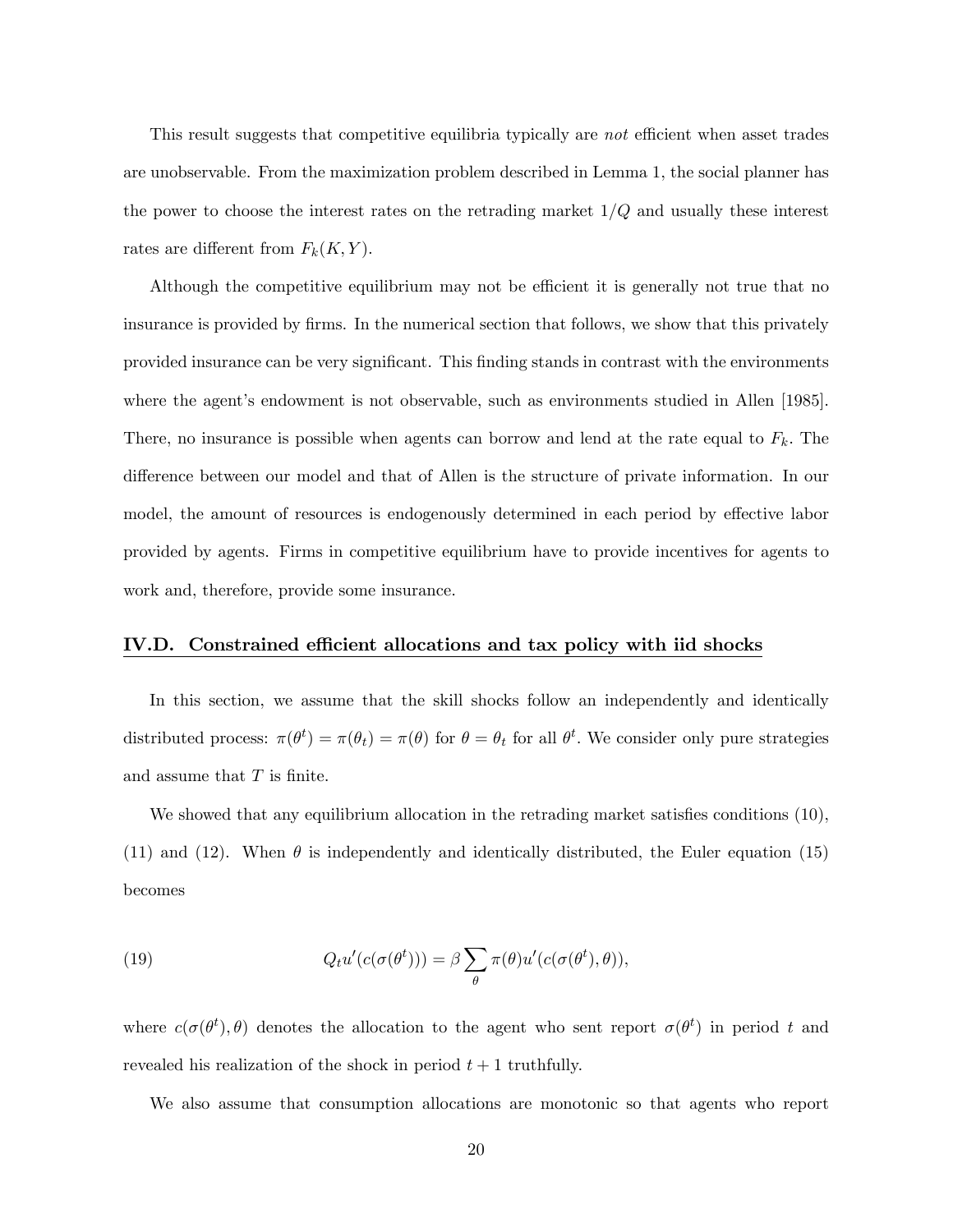This result suggests that competitive equilibria typically are *not* efficient when asset trades are unobservable. From the maximization problem described in Lemma 1, the social planner has the power to choose the interest rates on the retrading market $1/Q$ and usually these interest rates are different from $F_k(K, Y)$.

Although the competitive equilibrium may not be efficient it is generally not true that no insurance is provided by firms. In the numerical section that follows, we show that this privately provided insurance can be very significant. This finding stands in contrast with the environments where the agent's endowment is not observable, such as environments studied in Allen [1985]. There, no insurance is possible when agents can borrow and lend at the rate equal to $F_k$. The difference between our model and that of Allen is the structure of private information. In our model, the amount of resources is endogenously determined in each period by effective labor provided by agents. Firms in competitive equilibrium have to provide incentives for agents to work and, therefore, provide some insurance.

## IV.D. Constrained efficient allocations and tax policy with iid shocks

In this section, we assume that the skill shocks follow an independently and identically distributed process: $\pi(\theta^t) = \pi(\theta_t) = \pi(\theta)$ for $\theta = \theta_t$ for all $\theta^t$. We consider only pure strategies and assume that $T$ is finite.

We showed that any equilibrium allocation in the retrading market satisfies conditions (10), (11) and (12). When $\theta$ is independently and identically distributed, the Euler equation (15) becomes

$$Q_t u'(c(\sigma(\theta^t))) = \beta \sum_{\theta} \pi(\theta) u'(c(\sigma(\theta^t), \theta)), \tag{19}$$

where $c(\sigma(\theta^t), \theta)$ denotes the allocation to the agent who sent report $\sigma(\theta^t)$ in period $t$ and revealed his realization of the shock in period $t+1$ truthfully.

We also assume that consumption allocations are monotonic so that agents who report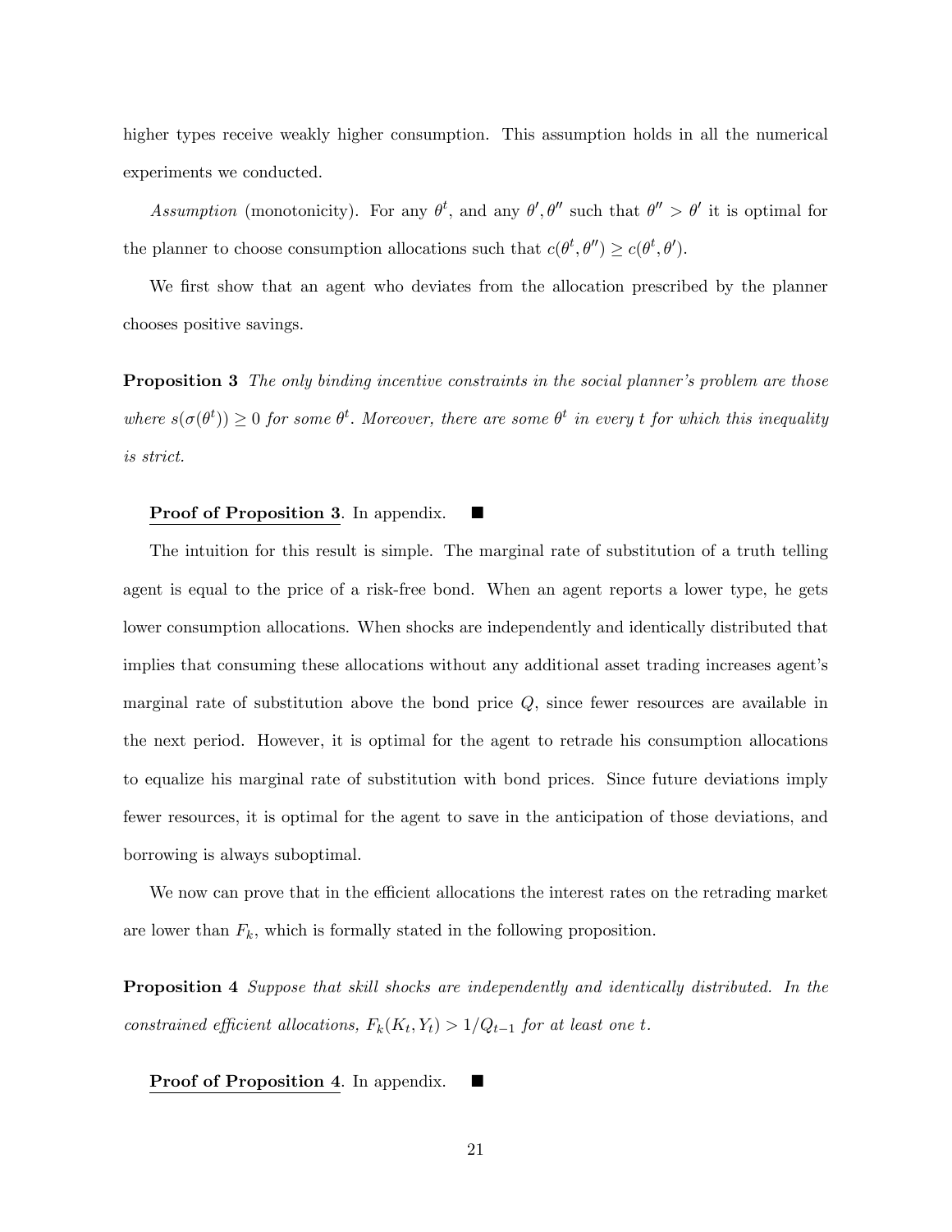higher types receive weakly higher consumption. This assumption holds in all the numerical experiments we conducted.

*Assumption* (monotonicity). For any $\theta^t$, and any $\theta', \theta''$ such that $\theta'' > \theta'$ it is optimal for the planner to choose consumption allocations such that $c(\theta^t, \theta'') \geq c(\theta^t, \theta')$.

We first show that an agent who deviates from the allocation prescribed by the planner chooses positive savings.

**Proposition 3** *The only binding incentive constraints in the social planner's problem are those where $s(\sigma(\theta^t)) \geq 0$ for some $\theta^t$. Moreover, there are some $\theta^t$ in every $t$ for which this inequality is strict.*

**Proof of Proposition 3**. In appendix. ■

The intuition for this result is simple. The marginal rate of substitution of a truth telling agent is equal to the price of a risk-free bond. When an agent reports a lower type, he gets lower consumption allocations. When shocks are independently and identically distributed that implies that consuming these allocations without any additional asset trading increases agent's marginal rate of substitution above the bond price $Q$, since fewer resources are available in the next period. However, it is optimal for the agent to retrade his consumption allocations to equalize his marginal rate of substitution with bond prices. Since future deviations imply fewer resources, it is optimal for the agent to save in the anticipation of those deviations, and borrowing is always suboptimal.

We now can prove that in the efficient allocations the interest rates on the retrading market are lower than $F_k$, which is formally stated in the following proposition.

**Proposition 4** *Suppose that skill shocks are independently and identically distributed. In the constrained efficient allocations, $F_k(K_t, Y_t) > 1/Q_{t-1}$ for at least one $t$.*

**Proof of Proposition 4**. In appendix. ■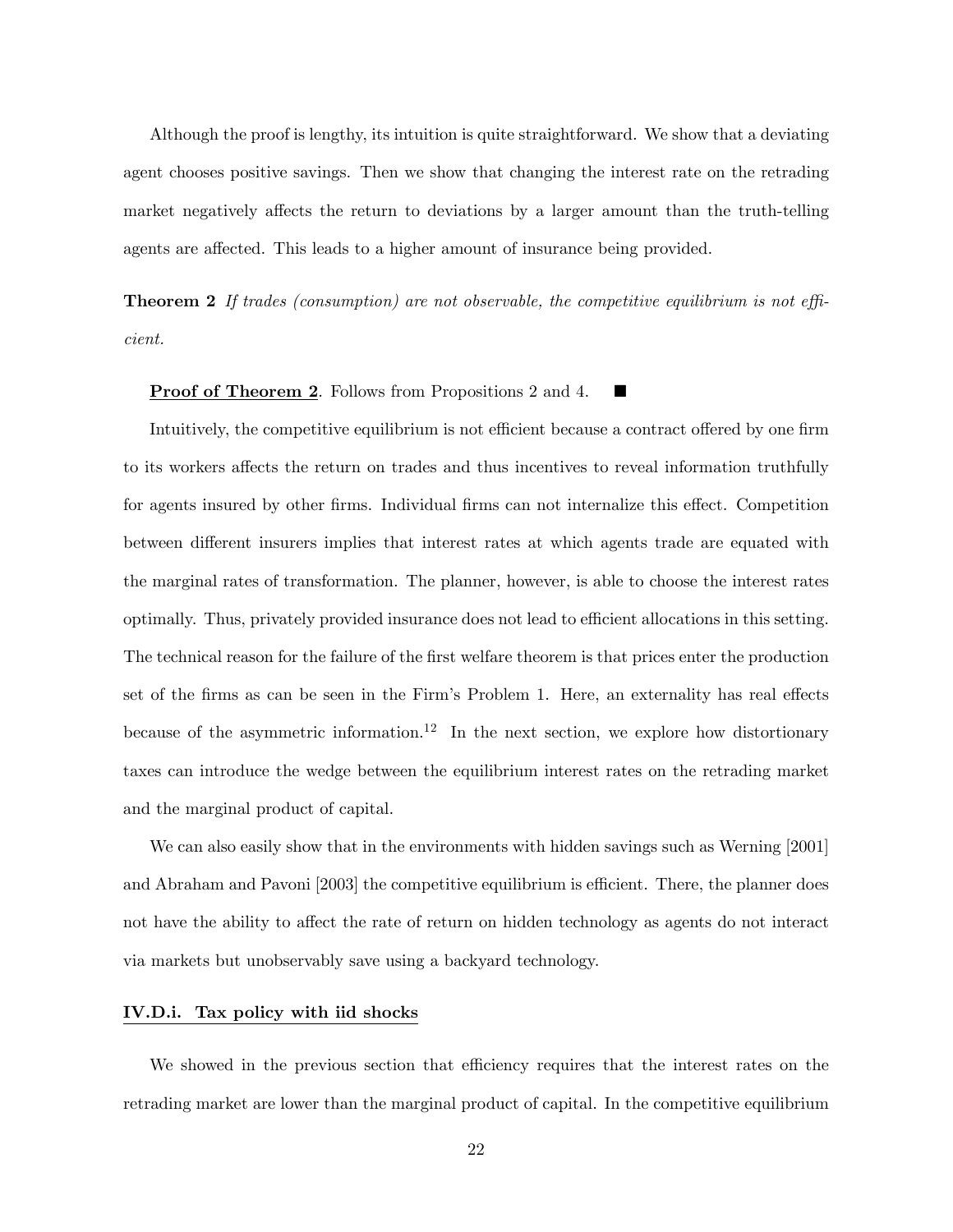Although the proof is lengthy, its intuition is quite straightforward. We show that a deviating agent chooses positive savings. Then we show that changing the interest rate on the retrading market negatively affects the return to deviations by a larger amount than the truth-telling agents are affected. This leads to a higher amount of insurance being provided.

**Theorem 2** *If trades (consumption) are not observable, the competitive equilibrium is not efficient.*

**Proof of Theorem 2**. Follows from Propositions 2 and 4. ■

Intuitively, the competitive equilibrium is not efficient because a contract offered by one firm to its workers affects the return on trades and thus incentives to reveal information truthfully for agents insured by other firms. Individual firms can not internalize this effect. Competition between different insurers implies that interest rates at which agents trade are equated with the marginal rates of transformation. The planner, however, is able to choose the interest rates optimally. Thus, privately provided insurance does not lead to efficient allocations in this setting. The technical reason for the failure of the first welfare theorem is that prices enter the production set of the firms as can be seen in the Firm's Problem 1. Here, an externality has real effects because of the asymmetric information.[12] In the next section, we explore how distortionary taxes can introduce the wedge between the equilibrium interest rates on the retrading market and the marginal product of capital.

We can also easily show that in the environments with hidden savings such as Werning [2001] and Abraham and Pavoni [2003] the competitive equilibrium is efficient. There, the planner does not have the ability to affect the rate of return on hidden technology as agents do not interact via markets but unobservably save using a backyard technology.

### IV.D.i. Tax policy with iid shocks

We showed in the previous section that efficiency requires that the interest rates on the retrading market are lower than the marginal product of capital. In the competitive equilibrium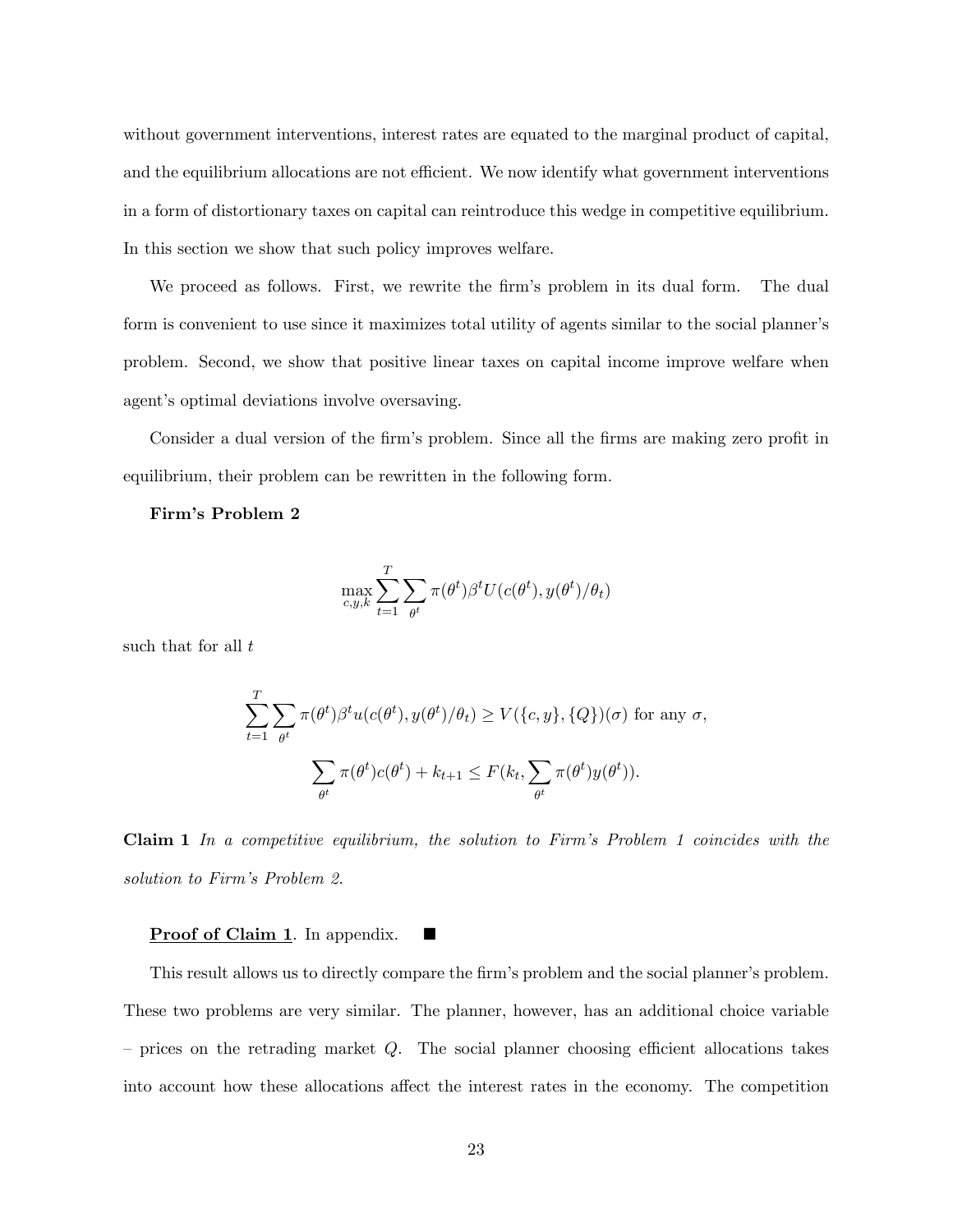without government interventions, interest rates are equated to the marginal product of capital, and the equilibrium allocations are not efficient. We now identify what government interventions in a form of distortionary taxes on capital can reintroduce this wedge in competitive equilibrium. In this section we show that such policy improves welfare.

We proceed as follows. First, we rewrite the firm's problem in its dual form. The dual form is convenient to use since it maximizes total utility of agents similar to the social planner's problem. Second, we show that positive linear taxes on capital income improve welfare when agent's optimal deviations involve oversaving.

Consider a dual version of the firm's problem. Since all the firms are making zero profit in equilibrium, their problem can be rewritten in the following form.

**Firm's Problem 2**

$$\max_{c,y,k} \sum_{t=1}^{T} \sum_{\theta^t} \pi(\theta^t) \beta^t U(c(\theta^t), y(\theta^t)/\theta_t)$$

such that for all $t$

$$\sum_{t=1}^{T} \sum_{\theta^t} \pi(\theta^t) \beta^t u(c(\theta^t), y(\theta^t)/\theta_t) \geq V(\{c, y\}, \{Q\})(\sigma) \text{ for any } \sigma,$$

$$\sum_{\theta^t} \pi(\theta^t) c(\theta^t) + k_{t+1} \leq F(k_t, \sum_{\theta^t} \pi(\theta^t) y(\theta^t)).$$

**Claim 1** *In a competitive equilibrium, the solution to Firm's Problem 1 coincides with the solution to Firm's Problem 2.*

**Proof of Claim 1**. In appendix. ■

This result allows us to directly compare the firm's problem and the social planner's problem. These two problems are very similar. The planner, however, has an additional choice variable – prices on the retrading market $Q$. The social planner choosing efficient allocations takes into account how these allocations affect the interest rates in the economy. The competition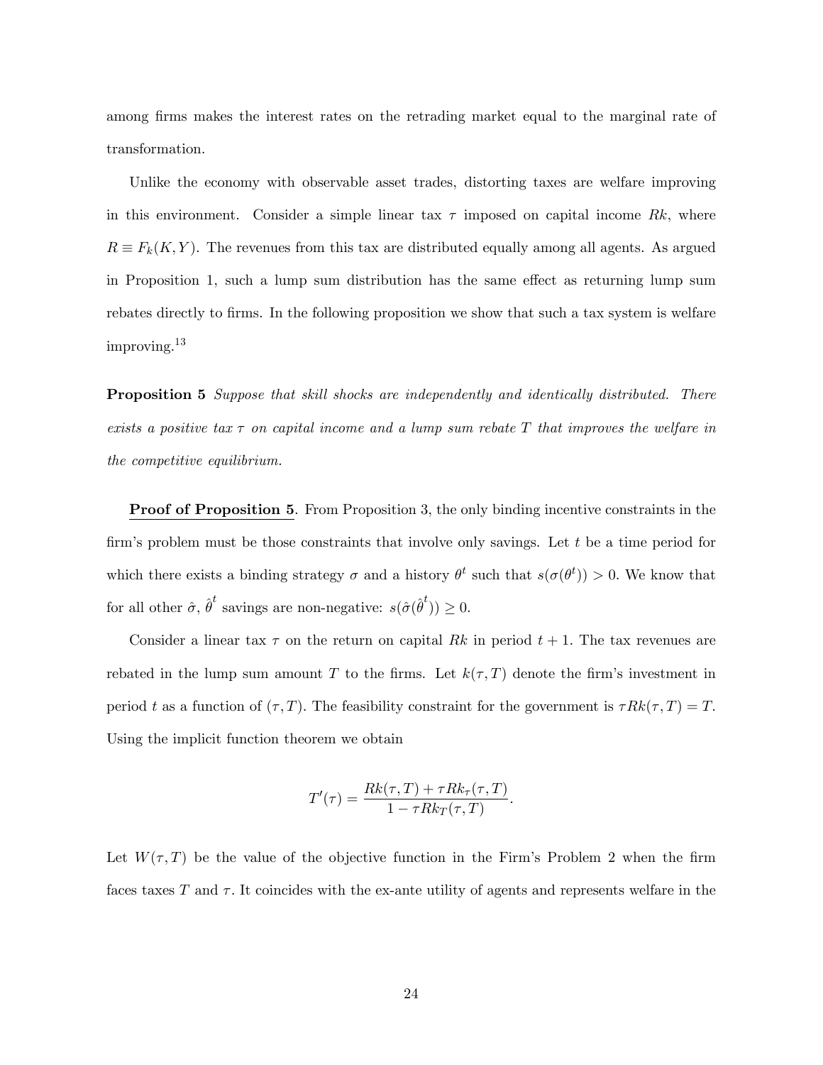among firms makes the interest rates on the retrading market equal to the marginal rate of transformation.

Unlike the economy with observable asset trades, distorting taxes are welfare improving in this environment. Consider a simple linear tax $\tau$ imposed on capital income $Rk$, where $R \equiv F_k(K, Y)$. The revenues from this tax are distributed equally among all agents. As argued in Proposition 1, such a lump sum distribution has the same effect as returning lump sum rebates directly to firms. In the following proposition we show that such a tax system is welfare improving.[13]

**Proposition 5** *Suppose that skill shocks are independently and identically distributed. There exists a positive tax $\tau$ on capital income and a lump sum rebate $T$ that improves the welfare in the competitive equilibrium.*

**Proof of Proposition 5**. From Proposition 3, the only binding incentive constraints in the firm's problem must be those constraints that involve only savings. Let $t$ be a time period for which there exists a binding strategy $\sigma$ and a history $\theta^t$ such that $s(\sigma(\theta^t)) > 0$. We know that for all other $\hat{\sigma}$, $\hat{\theta}^t$ savings are non-negative: $s(\hat{\sigma}(\hat{\theta}^t)) \geq 0$.

Consider a linear tax $\tau$ on the return on capital $Rk$ in period $t+1$. The tax revenues are rebated in the lump sum amount $T$ to the firms. Let $k(\tau, T)$ denote the firm's investment in period $t$ as a function of $(\tau, T)$. The feasibility constraint for the government is $\tau Rk(\tau, T) = T$. Using the implicit function theorem we obtain

$$T'(\tau) = \frac{Rk(\tau, T) + \tau R k_\tau(\tau, T)}{1 - \tau R k_T(\tau, T)}.$$

Let $W(\tau, T)$ be the value of the objective function in the Firm's Problem 2 when the firm faces taxes $T$ and $\tau$. It coincides with the ex-ante utility of agents and represents welfare in the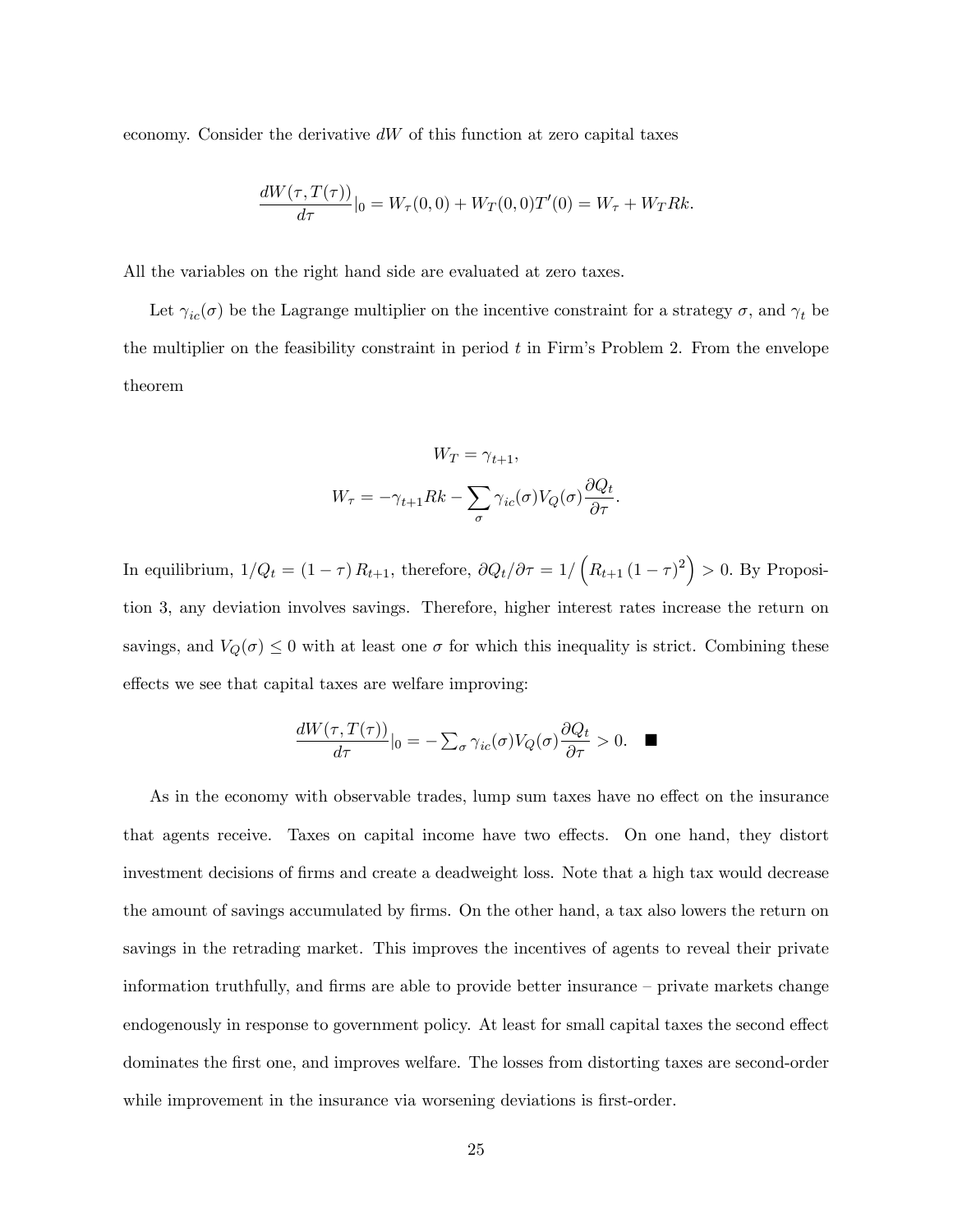economy. Consider the derivative $dW$ of this function at zero capital taxes

$$\frac{dW(\tau, T(\tau))}{d\tau}|_0 = W_\tau(0,0) + W_T(0,0)T'(0) = W_\tau + W_T Rk.$$

All the variables on the right hand side are evaluated at zero taxes.

Let $\gamma_{ic}(\sigma)$ be the Lagrange multiplier on the incentive constraint for a strategy $\sigma$, and $\gamma_t$ be the multiplier on the feasibility constraint in period $t$ in Firm's Problem 2. From the envelope theorem

$$W_T = \gamma_{t+1},$$
$$W_\tau = -\gamma_{t+1} Rk - \sum_\sigma \gamma_{ic}(\sigma) V_Q(\sigma) \frac{\partial Q_t}{\partial \tau}.$$

In equilibrium, $1/Q_t = (1-\tau) R_{t+1}$, therefore, $\partial Q_t / \partial \tau = 1/\left(R_{t+1}(1-\tau)^2\right) > 0$. By Proposition 3, any deviation involves savings. Therefore, higher interest rates increase the return on savings, and $V_Q(\sigma) \leq 0$ with at least one $\sigma$ for which this inequality is strict. Combining these effects we see that capital taxes are welfare improving:

$$\frac{dW(\tau, T(\tau))}{d\tau}|_0 = -\textstyle\sum_\sigma \gamma_{ic}(\sigma) V_Q(\sigma) \dfrac{\partial Q_t}{\partial \tau} > 0. \quad \blacksquare$$

As in the economy with observable trades, lump sum taxes have no effect on the insurance that agents receive. Taxes on capital income have two effects. On one hand, they distort investment decisions of firms and create a deadweight loss. Note that a high tax would decrease the amount of savings accumulated by firms. On the other hand, a tax also lowers the return on savings in the retrading market. This improves the incentives of agents to reveal their private information truthfully, and firms are able to provide better insurance – private markets change endogenously in response to government policy. At least for small capital taxes the second effect dominates the first one, and improves welfare. The losses from distorting taxes are second-order while improvement in the insurance via worsening deviations is first-order.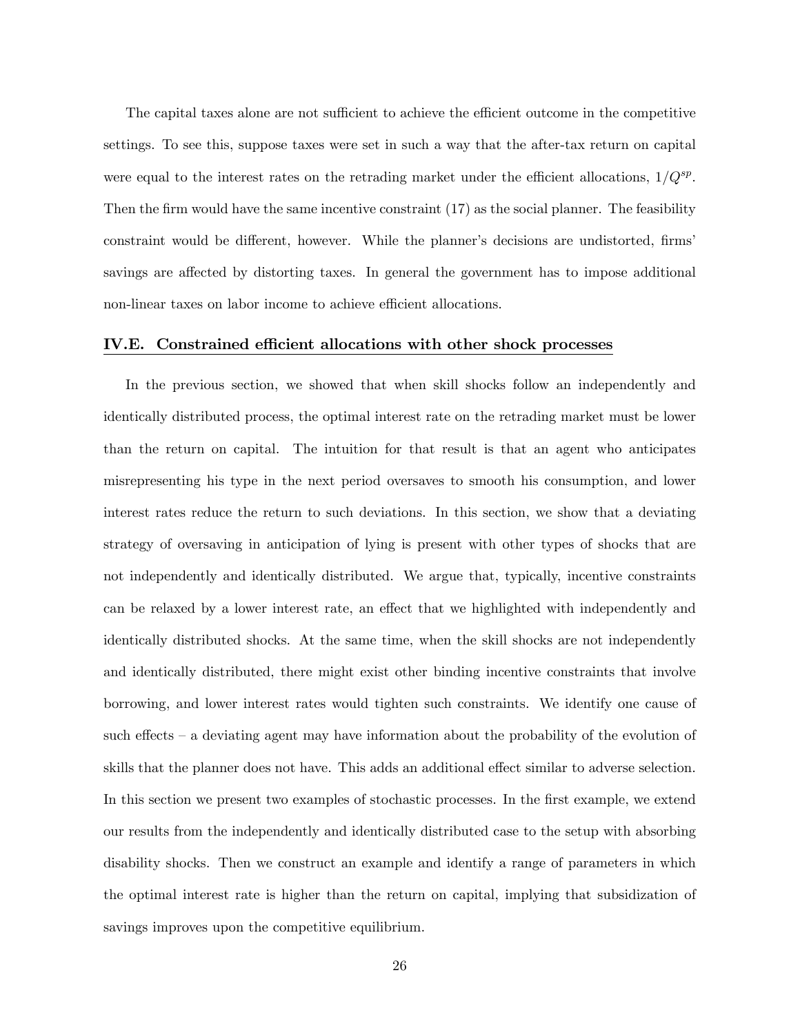The capital taxes alone are not sufficient to achieve the efficient outcome in the competitive settings. To see this, suppose taxes were set in such a way that the after-tax return on capital were equal to the interest rates on the retrading market under the efficient allocations, $1/Q^{sp}$. Then the firm would have the same incentive constraint (17) as the social planner. The feasibility constraint would be different, however. While the planner's decisions are undistorted, firms' savings are affected by distorting taxes. In general the government has to impose additional non-linear taxes on labor income to achieve efficient allocations.

## IV.E. Constrained efficient allocations with other shock processes

In the previous section, we showed that when skill shocks follow an independently and identically distributed process, the optimal interest rate on the retrading market must be lower than the return on capital. The intuition for that result is that an agent who anticipates misrepresenting his type in the next period oversaves to smooth his consumption, and lower interest rates reduce the return to such deviations. In this section, we show that a deviating strategy of oversaving in anticipation of lying is present with other types of shocks that are not independently and identically distributed. We argue that, typically, incentive constraints can be relaxed by a lower interest rate, an effect that we highlighted with independently and identically distributed shocks. At the same time, when the skill shocks are not independently and identically distributed, there might exist other binding incentive constraints that involve borrowing, and lower interest rates would tighten such constraints. We identify one cause of such effects – a deviating agent may have information about the probability of the evolution of skills that the planner does not have. This adds an additional effect similar to adverse selection. In this section we present two examples of stochastic processes. In the first example, we extend our results from the independently and identically distributed case to the setup with absorbing disability shocks. Then we construct an example and identify a range of parameters in which the optimal interest rate is higher than the return on capital, implying that subsidization of savings improves upon the competitive equilibrium.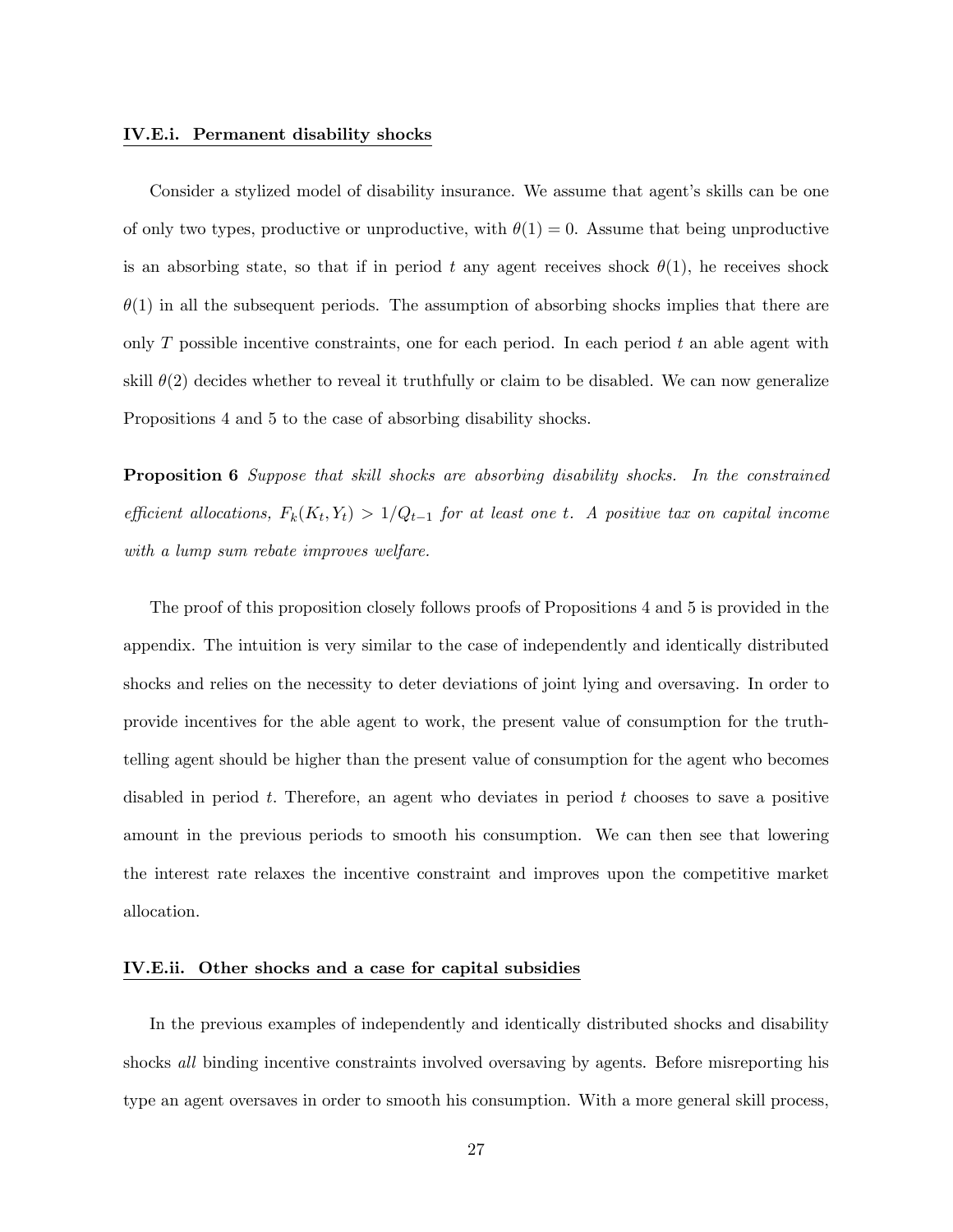#### IV.E.i. Permanent disability shocks

Consider a stylized model of disability insurance. We assume that agent's skills can be one of only two types, productive or unproductive, with $\theta(1) = 0$. Assume that being unproductive is an absorbing state, so that if in period $t$ any agent receives shock $\theta(1)$, he receives shock $\theta(1)$ in all the subsequent periods. The assumption of absorbing shocks implies that there are only $T$ possible incentive constraints, one for each period. In each period $t$ an able agent with skill $\theta(2)$ decides whether to reveal it truthfully or claim to be disabled. We can now generalize Propositions 4 and 5 to the case of absorbing disability shocks.

**Proposition 6** *Suppose that skill shocks are absorbing disability shocks. In the constrained efficient allocations,* $F_k(K_t, Y_t) > 1/Q_{t-1}$ *for at least one* $t$*. A positive tax on capital income with a lump sum rebate improves welfare.*

The proof of this proposition closely follows proofs of Propositions 4 and 5 is provided in the appendix. The intuition is very similar to the case of independently and identically distributed shocks and relies on the necessity to deter deviations of joint lying and oversaving. In order to provide incentives for the able agent to work, the present value of consumption for the truth-telling agent should be higher than the present value of consumption for the agent who becomes disabled in period $t$. Therefore, an agent who deviates in period $t$ chooses to save a positive amount in the previous periods to smooth his consumption. We can then see that lowering the interest rate relaxes the incentive constraint and improves upon the competitive market allocation.

#### IV.E.ii. Other shocks and a case for capital subsidies

In the previous examples of independently and identically distributed shocks and disability shocks *all* binding incentive constraints involved oversaving by agents. Before misreporting his type an agent oversaves in order to smooth his consumption. With a more general skill process,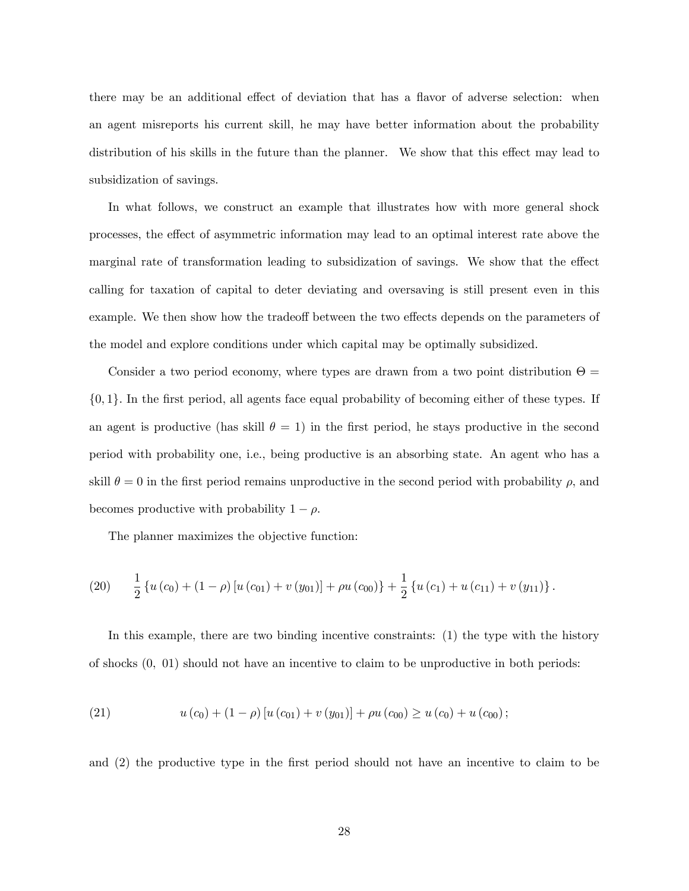there may be an additional effect of deviation that has a flavor of adverse selection: when an agent misreports his current skill, he may have better information about the probability distribution of his skills in the future than the planner. We show that this effect may lead to subsidization of savings.

In what follows, we construct an example that illustrates how with more general shock processes, the effect of asymmetric information may lead to an optimal interest rate above the marginal rate of transformation leading to subsidization of savings. We show that the effect calling for taxation of capital to deter deviating and oversaving is still present even in this example. We then show how the tradeoff between the two effects depends on the parameters of the model and explore conditions under which capital may be optimally subsidized.

Consider a two period economy, where types are drawn from a two point distribution $\Theta = \{0, 1\}$. In the first period, all agents face equal probability of becoming either of these types. If an agent is productive (has skill $\theta = 1$) in the first period, he stays productive in the second period with probability one, i.e., being productive is an absorbing state. An agent who has a skill $\theta = 0$ in the first period remains unproductive in the second period with probability $\rho$, and becomes productive with probability $1 - \rho$.

The planner maximizes the objective function:

$$(20) \qquad \frac{1}{2}\left\{u(c_0) + (1-\rho)\left[u(c_{01}) + v(y_{01})\right] + \rho u(c_{00})\right\} + \frac{1}{2}\left\{u(c_1) + u(c_{11}) + v(y_{11})\right\}.$$

In this example, there are two binding incentive constraints: (1) the type with the history of shocks (0, 01) should not have an incentive to claim to be unproductive in both periods:

$$(21) \qquad u(c_0) + (1-\rho)\left[u(c_{01}) + v(y_{01})\right] + \rho u(c_{00}) \geq u(c_0) + u(c_{00});$$

and (2) the productive type in the first period should not have an incentive to claim to be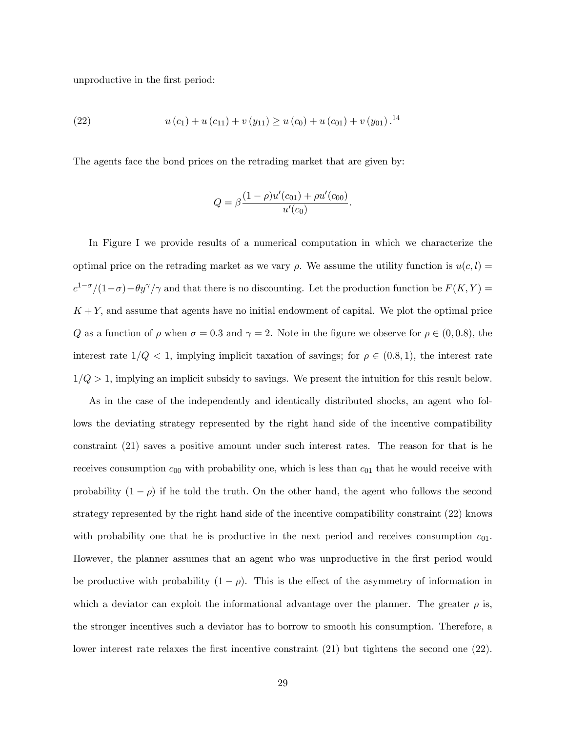unproductive in the first period:

$$u(c_1) + u(c_{11}) + v(y_{11}) \geq u(c_0) + u(c_{01}) + v(y_{01}). \tag{22}$$ [14]

The agents face the bond prices on the retrading market that are given by:

$$Q = \beta \frac{(1-\rho)u'(c_{01}) + \rho u'(c_{00})}{u'(c_0)}.$$

In Figure I we provide results of a numerical computation in which we characterize the optimal price on the retrading market as we vary $\rho$. We assume the utility function is $u(c,l) = c^{1-\sigma}/(1-\sigma) - \theta y^{\gamma}/\gamma$ and that there is no discounting. Let the production function be $F(K,Y) = K + Y$, and assume that agents have no initial endowment of capital. We plot the optimal price $Q$ as a function of $\rho$ when $\sigma = 0.3$ and $\gamma = 2$. Note in the figure we observe for $\rho \in (0, 0.8)$, the interest rate $1/Q < 1$, implying implicit taxation of savings; for $\rho \in (0.8, 1)$, the interest rate $1/Q > 1$, implying an implicit subsidy to savings. We present the intuition for this result below.

As in the case of the independently and identically distributed shocks, an agent who follows the deviating strategy represented by the right hand side of the incentive compatibility constraint (21) saves a positive amount under such interest rates. The reason for that is he receives consumption $c_{00}$ with probability one, which is less than $c_{01}$ that he would receive with probability $(1-\rho)$ if he told the truth. On the other hand, the agent who follows the second strategy represented by the right hand side of the incentive compatibility constraint (22) knows with probability one that he is productive in the next period and receives consumption $c_{01}$. However, the planner assumes that an agent who was unproductive in the first period would be productive with probability $(1-\rho)$. This is the effect of the asymmetry of information in which a deviator can exploit the informational advantage over the planner. The greater $\rho$ is, the stronger incentives such a deviator has to borrow to smooth his consumption. Therefore, a lower interest rate relaxes the first incentive constraint (21) but tightens the second one (22).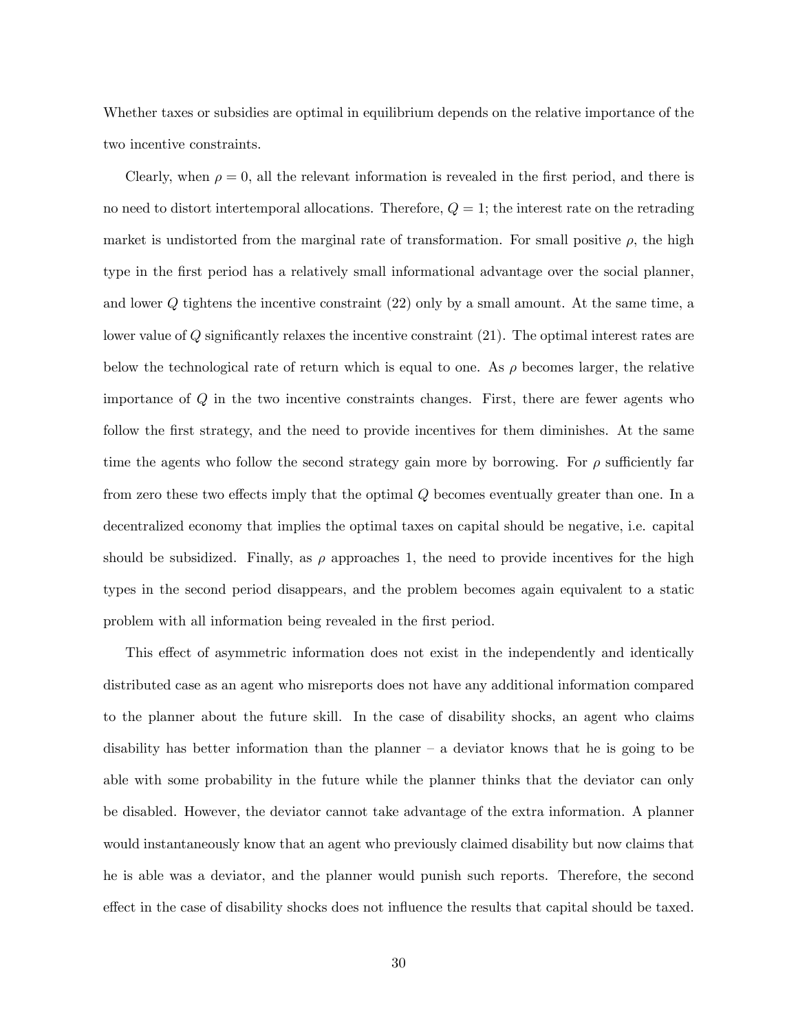Whether taxes or subsidies are optimal in equilibrium depends on the relative importance of the two incentive constraints.

Clearly, when $\rho = 0$, all the relevant information is revealed in the first period, and there is no need to distort intertemporal allocations. Therefore, $Q = 1$; the interest rate on the retrading market is undistorted from the marginal rate of transformation. For small positive $\rho$, the high type in the first period has a relatively small informational advantage over the social planner, and lower $Q$ tightens the incentive constraint (22) only by a small amount. At the same time, a lower value of $Q$ significantly relaxes the incentive constraint (21). The optimal interest rates are below the technological rate of return which is equal to one. As $\rho$ becomes larger, the relative importance of $Q$ in the two incentive constraints changes. First, there are fewer agents who follow the first strategy, and the need to provide incentives for them diminishes. At the same time the agents who follow the second strategy gain more by borrowing. For $\rho$ sufficiently far from zero these two effects imply that the optimal $Q$ becomes eventually greater than one. In a decentralized economy that implies the optimal taxes on capital should be negative, i.e. capital should be subsidized. Finally, as $\rho$ approaches 1, the need to provide incentives for the high types in the second period disappears, and the problem becomes again equivalent to a static problem with all information being revealed in the first period.

This effect of asymmetric information does not exist in the independently and identically distributed case as an agent who misreports does not have any additional information compared to the planner about the future skill. In the case of disability shocks, an agent who claims disability has better information than the planner – a deviator knows that he is going to be able with some probability in the future while the planner thinks that the deviator can only be disabled. However, the deviator cannot take advantage of the extra information. A planner would instantaneously know that an agent who previously claimed disability but now claims that he is able was a deviator, and the planner would punish such reports. Therefore, the second effect in the case of disability shocks does not influence the results that capital should be taxed.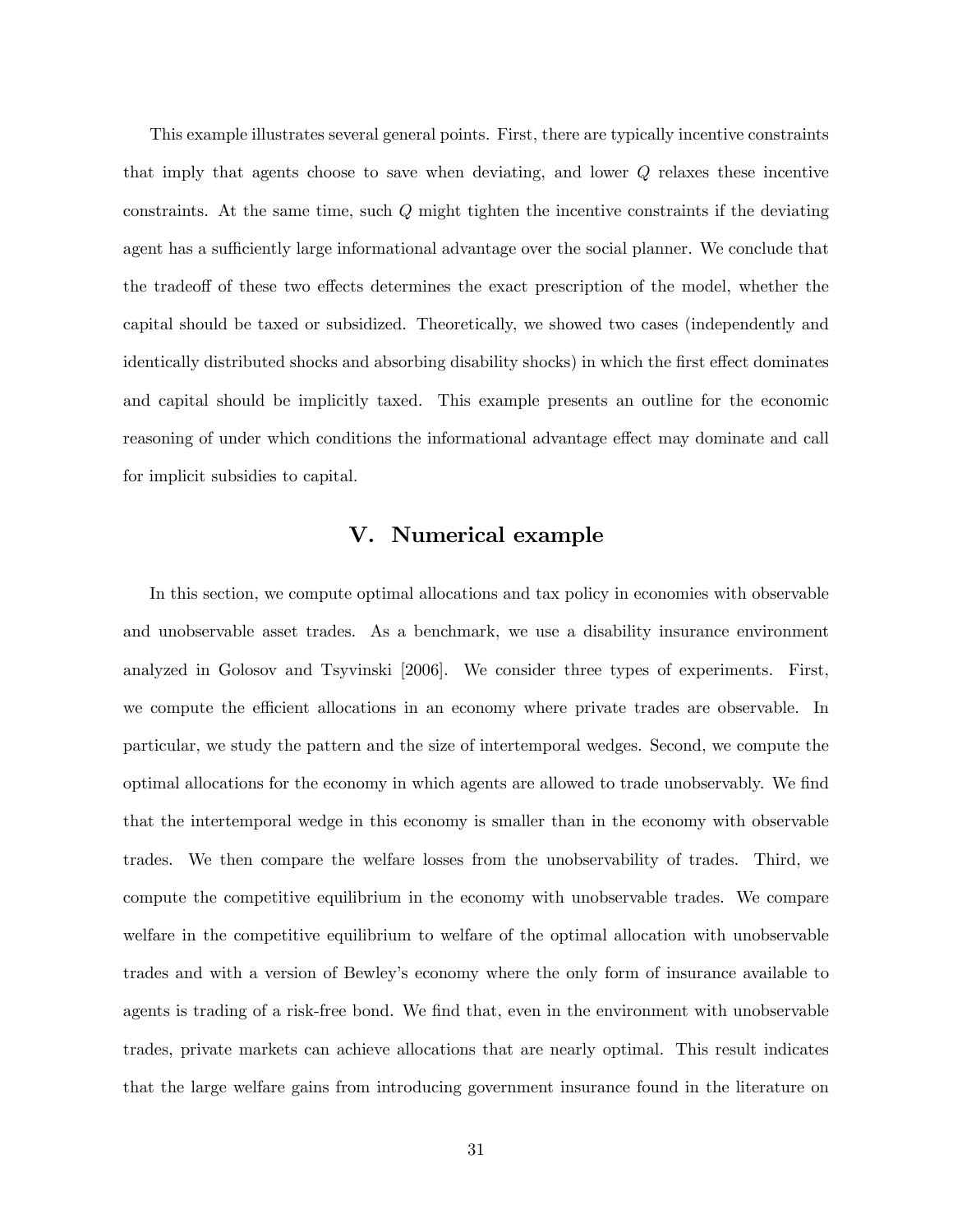This example illustrates several general points. First, there are typically incentive constraints that imply that agents choose to save when deviating, and lower $Q$ relaxes these incentive constraints. At the same time, such $Q$ might tighten the incentive constraints if the deviating agent has a sufficiently large informational advantage over the social planner. We conclude that the tradeoff of these two effects determines the exact prescription of the model, whether the capital should be taxed or subsidized. Theoretically, we showed two cases (independently and identically distributed shocks and absorbing disability shocks) in which the first effect dominates and capital should be implicitly taxed. This example presents an outline for the economic reasoning of under which conditions the informational advantage effect may dominate and call for implicit subsidies to capital.

## V. Numerical example

In this section, we compute optimal allocations and tax policy in economies with observable and unobservable asset trades. As a benchmark, we use a disability insurance environment analyzed in Golosov and Tsyvinski [2006]. We consider three types of experiments. First, we compute the efficient allocations in an economy where private trades are observable. In particular, we study the pattern and the size of intertemporal wedges. Second, we compute the optimal allocations for the economy in which agents are allowed to trade unobservably. We find that the intertemporal wedge in this economy is smaller than in the economy with observable trades. We then compare the welfare losses from the unobservability of trades. Third, we compute the competitive equilibrium in the economy with unobservable trades. We compare welfare in the competitive equilibrium to welfare of the optimal allocation with unobservable trades and with a version of Bewley's economy where the only form of insurance available to agents is trading of a risk-free bond. We find that, even in the environment with unobservable trades, private markets can achieve allocations that are nearly optimal. This result indicates that the large welfare gains from introducing government insurance found in the literature on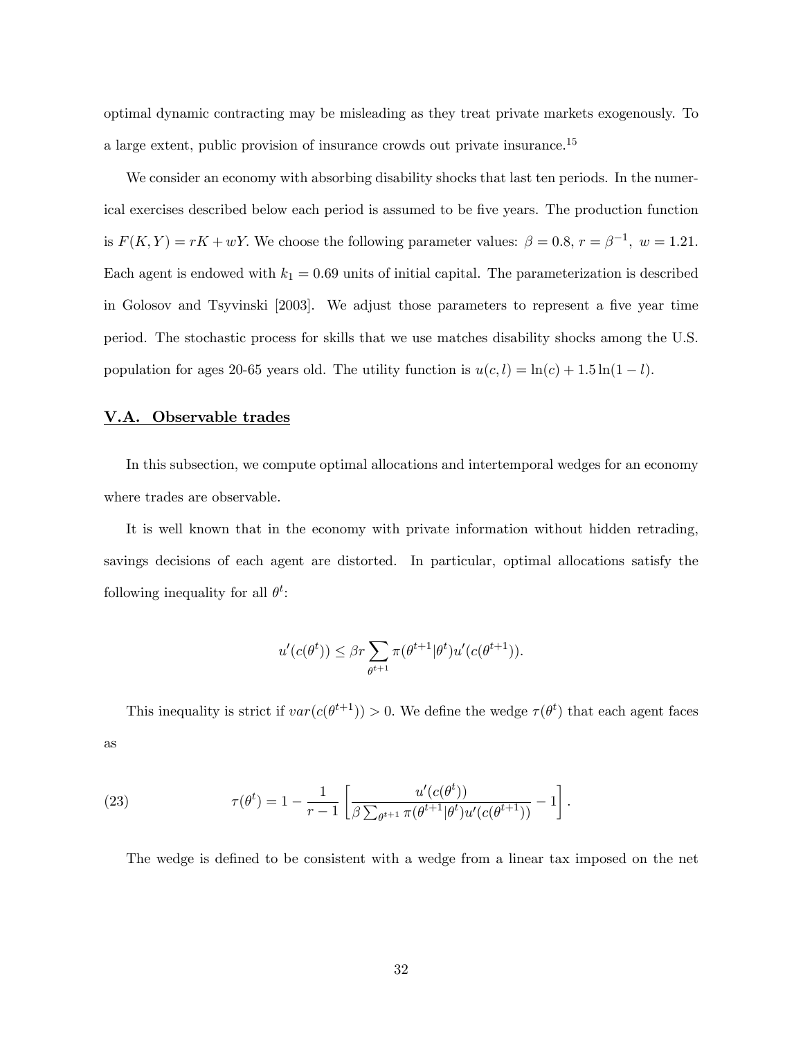optimal dynamic contracting may be misleading as they treat private markets exogenously. To a large extent, public provision of insurance crowds out private insurance.[15]

We consider an economy with absorbing disability shocks that last ten periods. In the numerical exercises described below each period is assumed to be five years. The production function is $F(K, Y) = rK + wY$. We choose the following parameter values: $\beta = 0.8$, $r = \beta^{-1}$, $w = 1.21$. Each agent is endowed with $k_1 = 0.69$ units of initial capital. The parameterization is described in Golosov and Tsyvinski [2003]. We adjust those parameters to represent a five year time period. The stochastic process for skills that we use matches disability shocks among the U.S. population for ages 20-65 years old. The utility function is $u(c, l) = \ln(c) + 1.5 \ln(1 - l)$.

## V.A. Observable trades

In this subsection, we compute optimal allocations and intertemporal wedges for an economy where trades are observable.

It is well known that in the economy with private information without hidden retrading, savings decisions of each agent are distorted. In particular, optimal allocations satisfy the following inequality for all $\theta^t$:

$$u'(c(\theta^t)) \leq \beta r \sum_{\theta^{t+1}} \pi(\theta^{t+1}|\theta^t) u'(c(\theta^{t+1})).$$

This inequality is strict if $var(c(\theta^{t+1})) > 0$. We define the wedge $\tau(\theta^t)$ that each agent faces as

$$\tau(\theta^t) = 1 - \frac{1}{r-1} \left[ \frac{u'(c(\theta^t))}{\beta \sum_{\theta^{t+1}} \pi(\theta^{t+1}|\theta^t) u'(c(\theta^{t+1}))} - 1 \right]. \tag{23}$$

The wedge is defined to be consistent with a wedge from a linear tax imposed on the net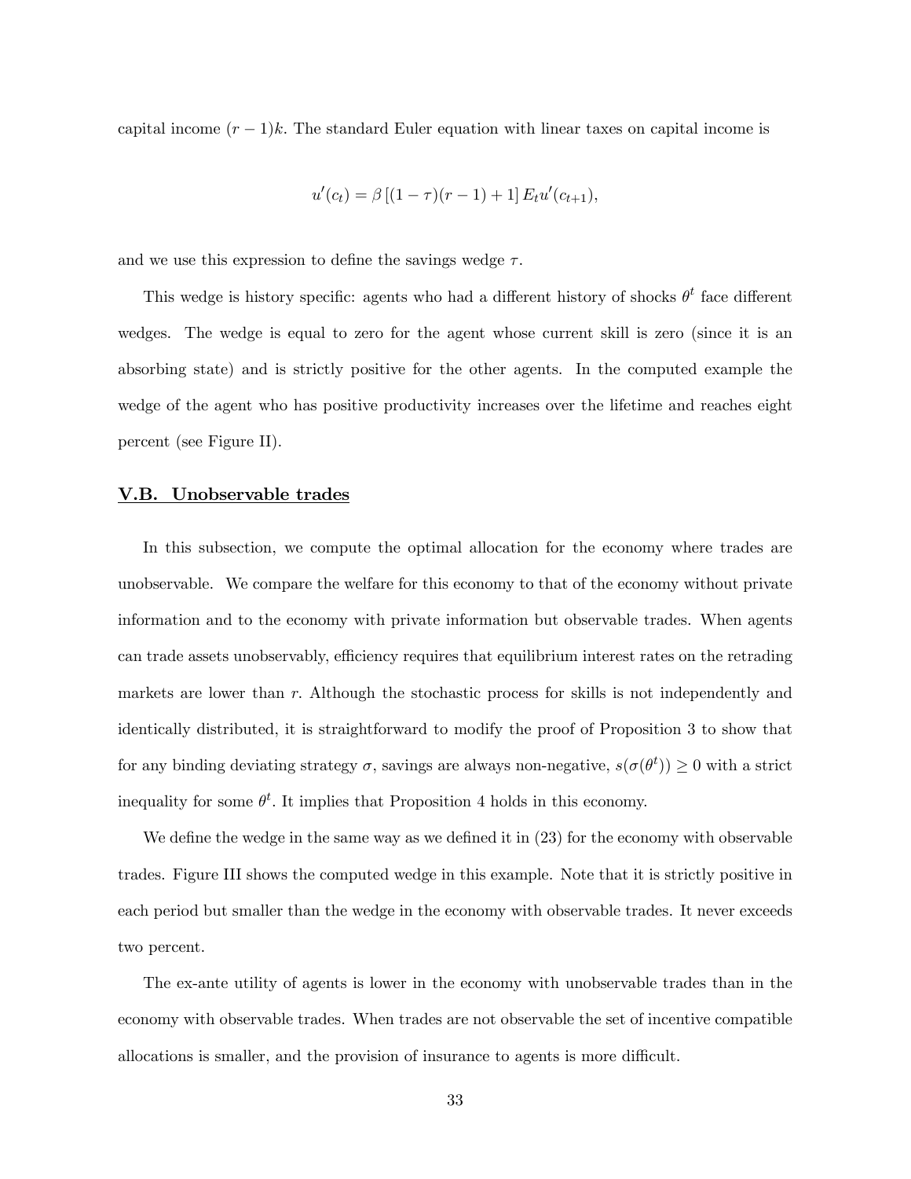capital income $(r-1)k$. The standard Euler equation with linear taxes on capital income is

$$u'(c_t) = \beta\left[(1-\tau)(r-1)+1\right]E_t u'(c_{t+1}),$$

and we use this expression to define the savings wedge $\tau$.

This wedge is history specific: agents who had a different history of shocks $\theta^t$ face different wedges. The wedge is equal to zero for the agent whose current skill is zero (since it is an absorbing state) and is strictly positive for the other agents. In the computed example the wedge of the agent who has positive productivity increases over the lifetime and reaches eight percent (see Figure II).

### V.B. Unobservable trades

In this subsection, we compute the optimal allocation for the economy where trades are unobservable. We compare the welfare for this economy to that of the economy without private information and to the economy with private information but observable trades. When agents can trade assets unobservably, efficiency requires that equilibrium interest rates on the retrading markets are lower than $r$. Although the stochastic process for skills is not independently and identically distributed, it is straightforward to modify the proof of Proposition 3 to show that for any binding deviating strategy $\sigma$, savings are always non-negative, $s(\sigma(\theta^t)) \geq 0$ with a strict inequality for some $\theta^t$. It implies that Proposition 4 holds in this economy.

We define the wedge in the same way as we defined it in (23) for the economy with observable trades. Figure III shows the computed wedge in this example. Note that it is strictly positive in each period but smaller than the wedge in the economy with observable trades. It never exceeds two percent.

The ex-ante utility of agents is lower in the economy with unobservable trades than in the economy with observable trades. When trades are not observable the set of incentive compatible allocations is smaller, and the provision of insurance to agents is more difficult.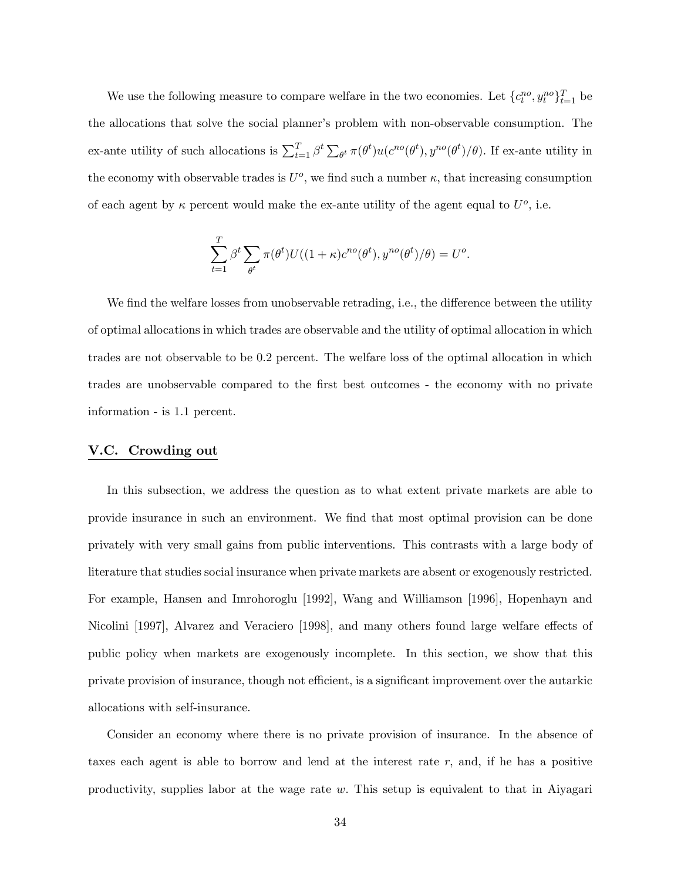We use the following measure to compare welfare in the two economies. Let $\{c_t^{no}, y_t^{no}\}_{t=1}^T$ be the allocations that solve the social planner's problem with non-observable consumption. The ex-ante utility of such allocations is $\sum_{t=1}^T \beta^t \sum_{\theta^t} \pi(\theta^t) u(c^{no}(\theta^t), y^{no}(\theta^t)/\theta)$. If ex-ante utility in the economy with observable trades is $U^o$, we find such a number $\kappa$, that increasing consumption of each agent by $\kappa$ percent would make the ex-ante utility of the agent equal to $U^o$, i.e.

$$\sum_{t=1}^{T} \beta^t \sum_{\theta^t} \pi(\theta^t) U((1+\kappa)c^{no}(\theta^t), y^{no}(\theta^t)/\theta) = U^o.$$

We find the welfare losses from unobservable retrading, i.e., the difference between the utility of optimal allocations in which trades are observable and the utility of optimal allocation in which trades are not observable to be 0.2 percent. The welfare loss of the optimal allocation in which trades are unobservable compared to the first best outcomes - the economy with no private information - is 1.1 percent.

## V.C. Crowding out

In this subsection, we address the question as to what extent private markets are able to provide insurance in such an environment. We find that most optimal provision can be done privately with very small gains from public interventions. This contrasts with a large body of literature that studies social insurance when private markets are absent or exogenously restricted. For example, Hansen and Imrohoroglu [1992], Wang and Williamson [1996], Hopenhayn and Nicolini [1997], Alvarez and Veraciero [1998], and many others found large welfare effects of public policy when markets are exogenously incomplete. In this section, we show that this private provision of insurance, though not efficient, is a significant improvement over the autarkic allocations with self-insurance.

Consider an economy where there is no private provision of insurance. In the absence of taxes each agent is able to borrow and lend at the interest rate $r$, and, if he has a positive productivity, supplies labor at the wage rate $w$. This setup is equivalent to that in Aiyagari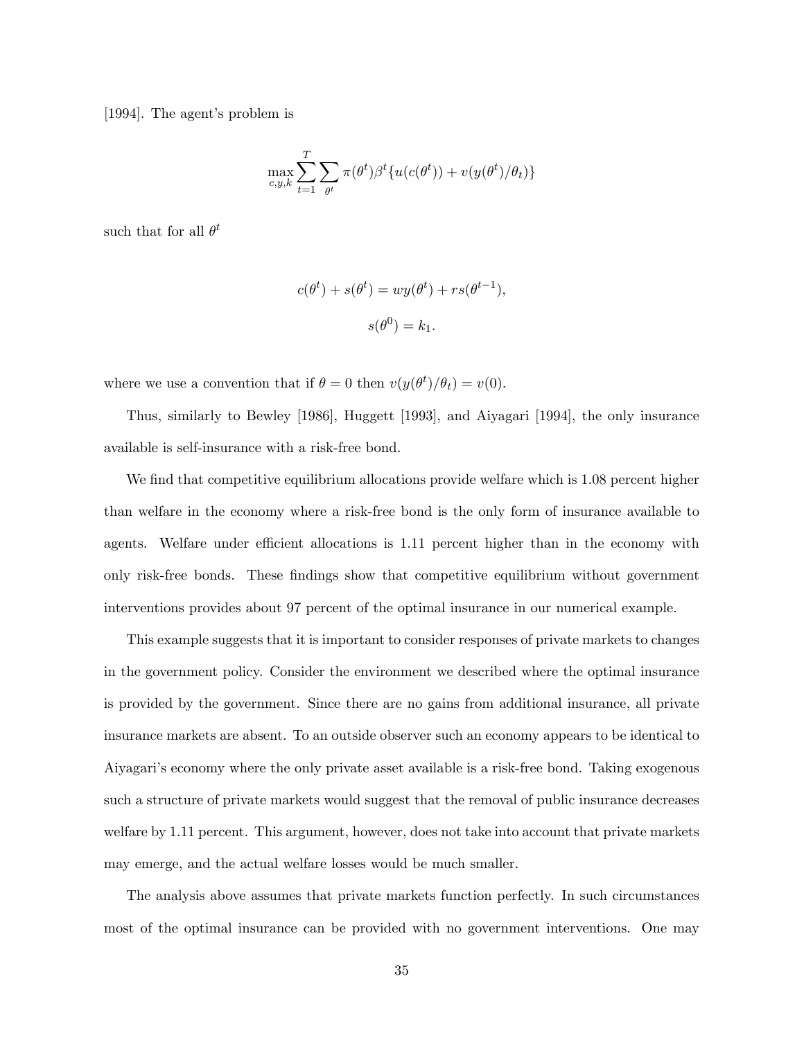[1994]. The agent's problem is

$$\max_{c,y,k} \sum_{t=1}^{T} \sum_{\theta^t} \pi(\theta^t) \beta^t \{u(c(\theta^t)) + v(y(\theta^t)/\theta_t)\}$$

such that for all $\theta^t$

$$c(\theta^t) + s(\theta^t) = wy(\theta^t) + rs(\theta^{t-1}),$$

$$s(\theta^0) = k_1.$$

where we use a convention that if $\theta = 0$ then $v(y(\theta^t)/\theta_t) = v(0)$.

Thus, similarly to Bewley [1986], Huggett [1993], and Aiyagari [1994], the only insurance available is self-insurance with a risk-free bond.

We find that competitive equilibrium allocations provide welfare which is 1.08 percent higher than welfare in the economy where a risk-free bond is the only form of insurance available to agents. Welfare under efficient allocations is 1.11 percent higher than in the economy with only risk-free bonds. These findings show that competitive equilibrium without government interventions provides about 97 percent of the optimal insurance in our numerical example.

This example suggests that it is important to consider responses of private markets to changes in the government policy. Consider the environment we described where the optimal insurance is provided by the government. Since there are no gains from additional insurance, all private insurance markets are absent. To an outside observer such an economy appears to be identical to Aiyagari's economy where the only private asset available is a risk-free bond. Taking exogenous such a structure of private markets would suggest that the removal of public insurance decreases welfare by 1.11 percent. This argument, however, does not take into account that private markets may emerge, and the actual welfare losses would be much smaller.

The analysis above assumes that private markets function perfectly. In such circumstances most of the optimal insurance can be provided with no government interventions. One may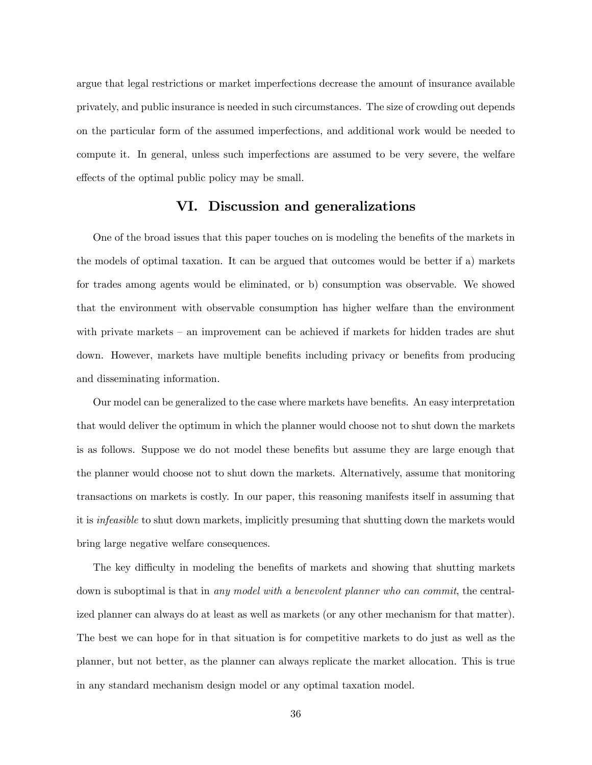argue that legal restrictions or market imperfections decrease the amount of insurance available privately, and public insurance is needed in such circumstances. The size of crowding out depends on the particular form of the assumed imperfections, and additional work would be needed to compute it. In general, unless such imperfections are assumed to be very severe, the welfare effects of the optimal public policy may be small.

## VI. Discussion and generalizations

One of the broad issues that this paper touches on is modeling the benefits of the markets in the models of optimal taxation. It can be argued that outcomes would be better if a) markets for trades among agents would be eliminated, or b) consumption was observable. We showed that the environment with observable consumption has higher welfare than the environment with private markets – an improvement can be achieved if markets for hidden trades are shut down. However, markets have multiple benefits including privacy or benefits from producing and disseminating information.

Our model can be generalized to the case where markets have benefits. An easy interpretation that would deliver the optimum in which the planner would choose not to shut down the markets is as follows. Suppose we do not model these benefits but assume they are large enough that the planner would choose not to shut down the markets. Alternatively, assume that monitoring transactions on markets is costly. In our paper, this reasoning manifests itself in assuming that it is *infeasible* to shut down markets, implicitly presuming that shutting down the markets would bring large negative welfare consequences.

The key difficulty in modeling the benefits of markets and showing that shutting markets down is suboptimal is that in *any model with a benevolent planner who can commit*, the centralized planner can always do at least as well as markets (or any other mechanism for that matter). The best we can hope for in that situation is for competitive markets to do just as well as the planner, but not better, as the planner can always replicate the market allocation. This is true in any standard mechanism design model or any optimal taxation model.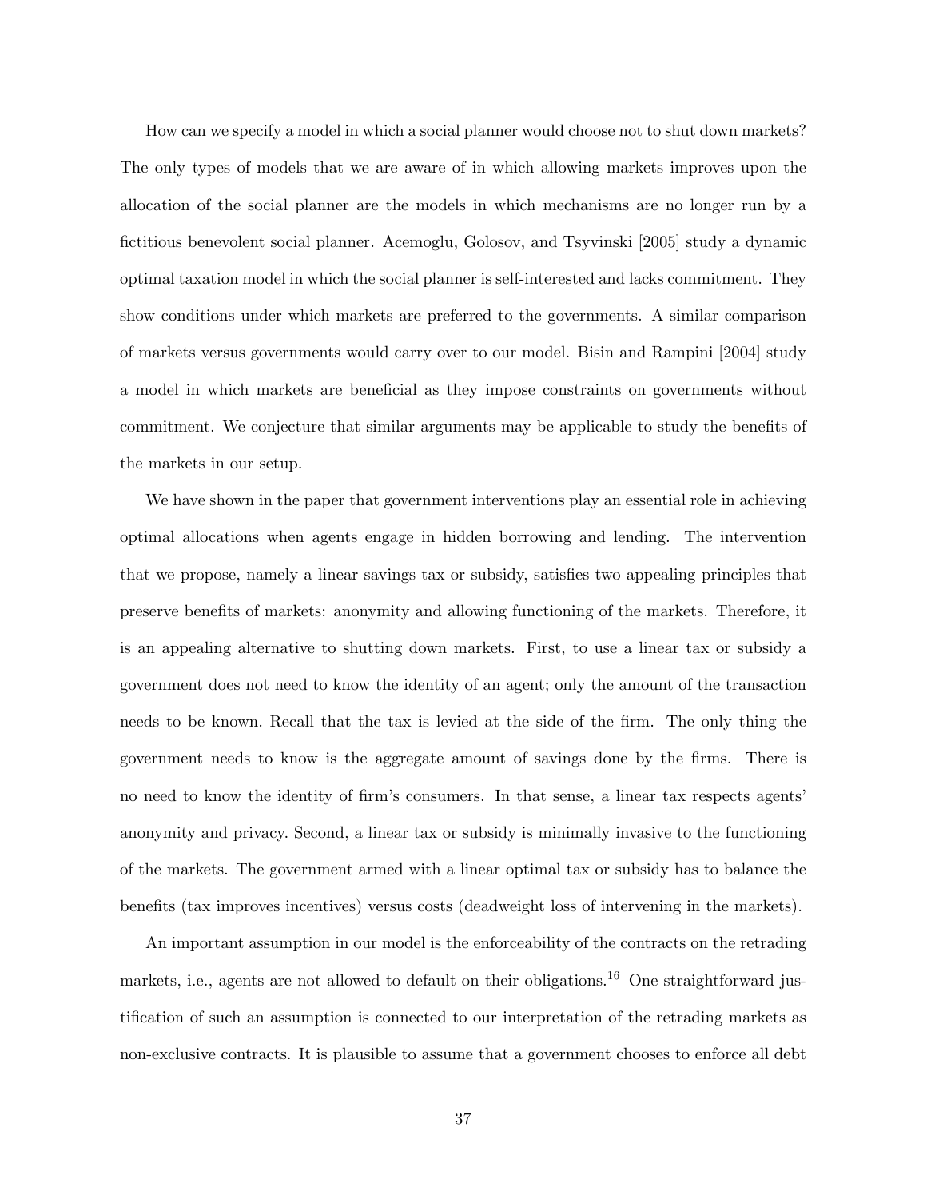How can we specify a model in which a social planner would choose not to shut down markets? The only types of models that we are aware of in which allowing markets improves upon the allocation of the social planner are the models in which mechanisms are no longer run by a fictitious benevolent social planner. Acemoglu, Golosov, and Tsyvinski [2005] study a dynamic optimal taxation model in which the social planner is self-interested and lacks commitment. They show conditions under which markets are preferred to the governments. A similar comparison of markets versus governments would carry over to our model. Bisin and Rampini [2004] study a model in which markets are beneficial as they impose constraints on governments without commitment. We conjecture that similar arguments may be applicable to study the benefits of the markets in our setup.

We have shown in the paper that government interventions play an essential role in achieving optimal allocations when agents engage in hidden borrowing and lending. The intervention that we propose, namely a linear savings tax or subsidy, satisfies two appealing principles that preserve benefits of markets: anonymity and allowing functioning of the markets. Therefore, it is an appealing alternative to shutting down markets. First, to use a linear tax or subsidy a government does not need to know the identity of an agent; only the amount of the transaction needs to be known. Recall that the tax is levied at the side of the firm. The only thing the government needs to know is the aggregate amount of savings done by the firms. There is no need to know the identity of firm's consumers. In that sense, a linear tax respects agents' anonymity and privacy. Second, a linear tax or subsidy is minimally invasive to the functioning of the markets. The government armed with a linear optimal tax or subsidy has to balance the benefits (tax improves incentives) versus costs (deadweight loss of intervening in the markets).

An important assumption in our model is the enforceability of the contracts on the retrading markets, i.e., agents are not allowed to default on their obligations.[16] One straightforward justification of such an assumption is connected to our interpretation of the retrading markets as non-exclusive contracts. It is plausible to assume that a government chooses to enforce all debt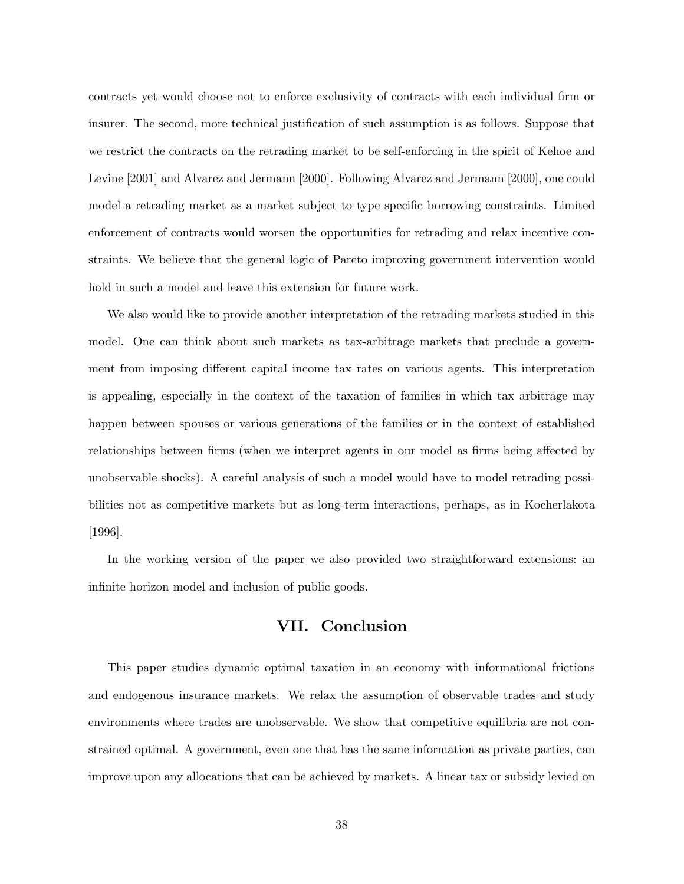contracts yet would choose not to enforce exclusivity of contracts with each individual firm or insurer. The second, more technical justification of such assumption is as follows. Suppose that we restrict the contracts on the retrading market to be self-enforcing in the spirit of Kehoe and Levine [2001] and Alvarez and Jermann [2000]. Following Alvarez and Jermann [2000], one could model a retrading market as a market subject to type specific borrowing constraints. Limited enforcement of contracts would worsen the opportunities for retrading and relax incentive constraints. We believe that the general logic of Pareto improving government intervention would hold in such a model and leave this extension for future work.

We also would like to provide another interpretation of the retrading markets studied in this model. One can think about such markets as tax-arbitrage markets that preclude a government from imposing different capital income tax rates on various agents. This interpretation is appealing, especially in the context of the taxation of families in which tax arbitrage may happen between spouses or various generations of the families or in the context of established relationships between firms (when we interpret agents in our model as firms being affected by unobservable shocks). A careful analysis of such a model would have to model retrading possibilities not as competitive markets but as long-term interactions, perhaps, as in Kocherlakota [1996].

In the working version of the paper we also provided two straightforward extensions: an infinite horizon model and inclusion of public goods.

## VII. Conclusion

This paper studies dynamic optimal taxation in an economy with informational frictions and endogenous insurance markets. We relax the assumption of observable trades and study environments where trades are unobservable. We show that competitive equilibria are not constrained optimal. A government, even one that has the same information as private parties, can improve upon any allocations that can be achieved by markets. A linear tax or subsidy levied on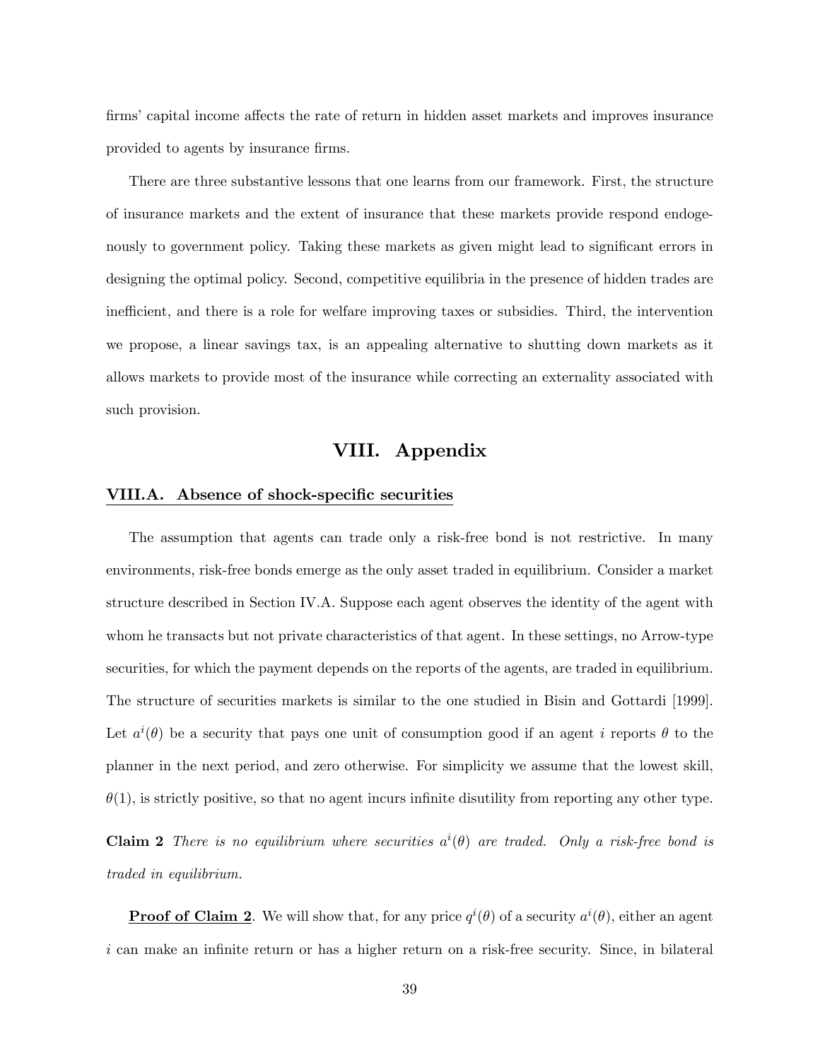firms' capital income affects the rate of return in hidden asset markets and improves insurance provided to agents by insurance firms.

There are three substantive lessons that one learns from our framework. First, the structure of insurance markets and the extent of insurance that these markets provide respond endogenously to government policy. Taking these markets as given might lead to significant errors in designing the optimal policy. Second, competitive equilibria in the presence of hidden trades are inefficient, and there is a role for welfare improving taxes or subsidies. Third, the intervention we propose, a linear savings tax, is an appealing alternative to shutting down markets as it allows markets to provide most of the insurance while correcting an externality associated with such provision.

# VIII. Appendix

## VIII.A. Absence of shock-specific securities

The assumption that agents can trade only a risk-free bond is not restrictive. In many environments, risk-free bonds emerge as the only asset traded in equilibrium. Consider a market structure described in Section IV.A. Suppose each agent observes the identity of the agent with whom he transacts but not private characteristics of that agent. In these settings, no Arrow-type securities, for which the payment depends on the reports of the agents, are traded in equilibrium. The structure of securities markets is similar to the one studied in Bisin and Gottardi [1999]. Let $a^i(\theta)$ be a security that pays one unit of consumption good if an agent $i$ reports $\theta$ to the planner in the next period, and zero otherwise. For simplicity we assume that the lowest skill, $\theta(1)$, is strictly positive, so that no agent incurs infinite disutility from reporting any other type.

**Claim 2** *There is no equilibrium where securities $a^i(\theta)$ are traded. Only a risk-free bond is traded in equilibrium.*

**Proof of Claim 2**. We will show that, for any price $q^i(\theta)$ of a security $a^i(\theta)$, either an agent $i$ can make an infinite return or has a higher return on a risk-free security. Since, in bilateral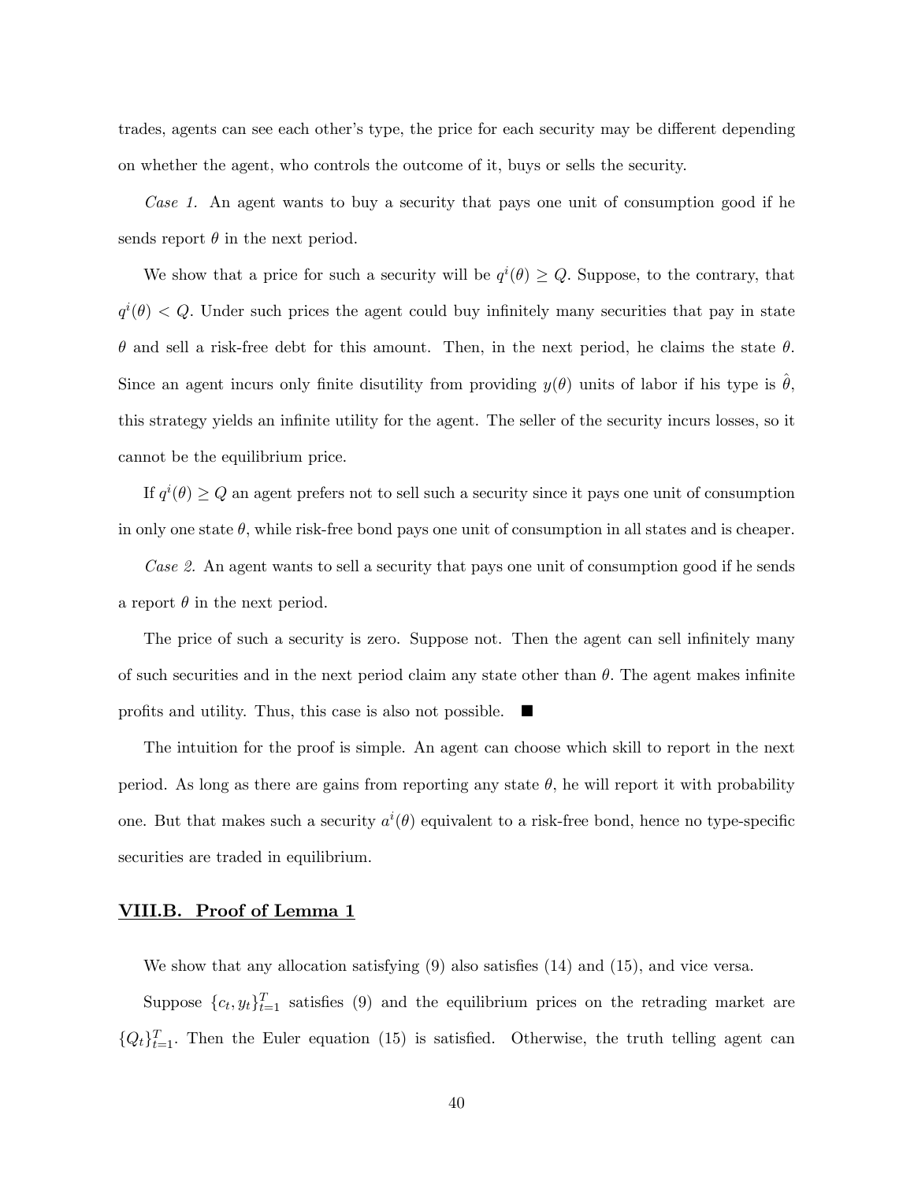trades, agents can see each other's type, the price for each security may be different depending on whether the agent, who controls the outcome of it, buys or sells the security.

*Case 1.* An agent wants to buy a security that pays one unit of consumption good if he sends report $\theta$ in the next period.

We show that a price for such a security will be $q^i(\theta) \geq Q$. Suppose, to the contrary, that $q^i(\theta) < Q$. Under such prices the agent could buy infinitely many securities that pay in state $\theta$ and sell a risk-free debt for this amount. Then, in the next period, he claims the state $\theta$. Since an agent incurs only finite disutility from providing $y(\theta)$ units of labor if his type is $\hat{\theta}$, this strategy yields an infinite utility for the agent. The seller of the security incurs losses, so it cannot be the equilibrium price.

If $q^i(\theta) \geq Q$ an agent prefers not to sell such a security since it pays one unit of consumption in only one state $\theta$, while risk-free bond pays one unit of consumption in all states and is cheaper.

*Case 2.* An agent wants to sell a security that pays one unit of consumption good if he sends a report $\theta$ in the next period.

The price of such a security is zero. Suppose not. Then the agent can sell infinitely many of such securities and in the next period claim any state other than $\theta$. The agent makes infinite profits and utility. Thus, this case is also not possible. ■

The intuition for the proof is simple. An agent can choose which skill to report in the next period. As long as there are gains from reporting any state $\theta$, he will report it with probability one. But that makes such a security $a^i(\theta)$ equivalent to a risk-free bond, hence no type-specific securities are traded in equilibrium.

## VIII.B. Proof of Lemma 1

We show that any allocation satisfying (9) also satisfies (14) and (15), and vice versa.

Suppose $\{c_t, y_t\}_{t=1}^T$ satisfies (9) and the equilibrium prices on the retrading market are $\{Q_t\}_{t=1}^T$. Then the Euler equation (15) is satisfied. Otherwise, the truth telling agent can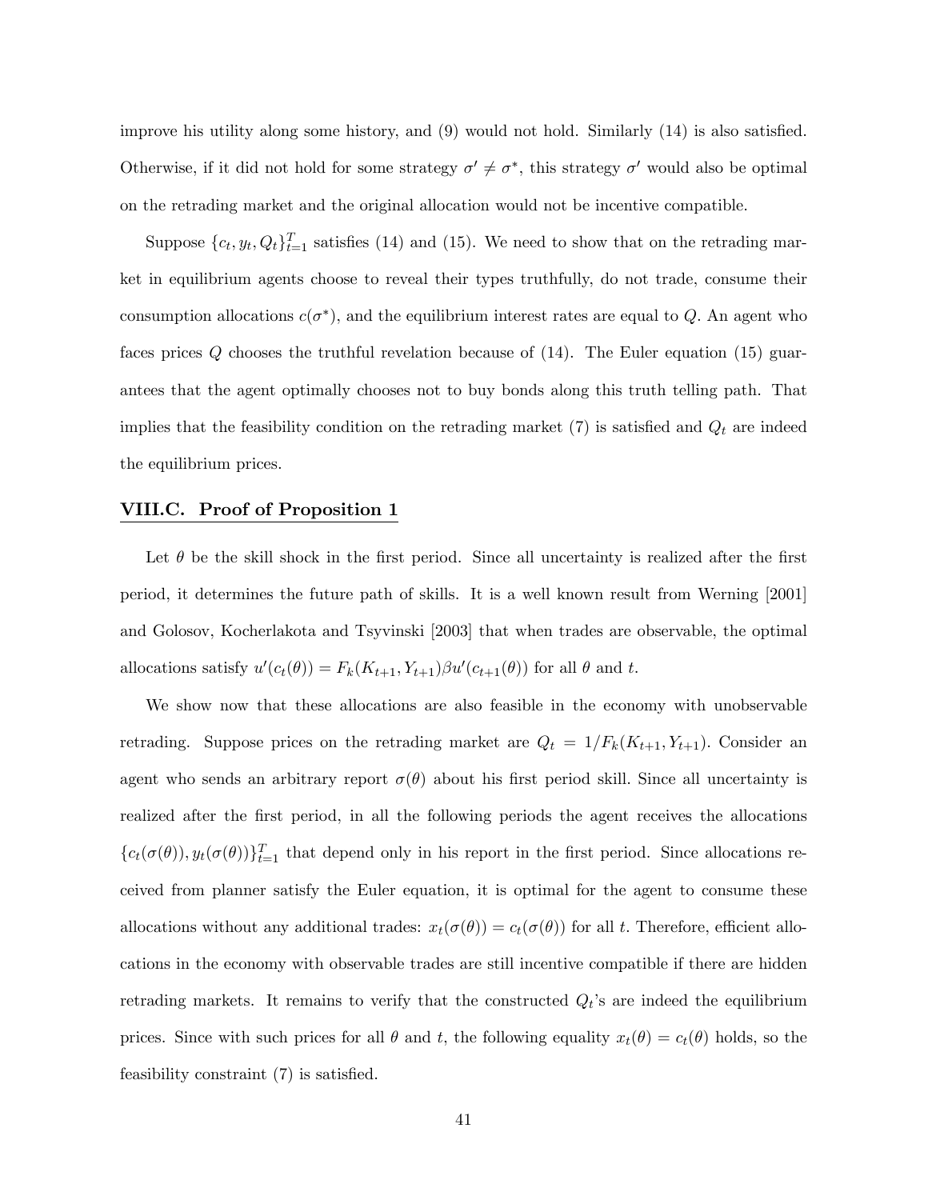improve his utility along some history, and (9) would not hold. Similarly (14) is also satisfied. Otherwise, if it did not hold for some strategy $\sigma' \neq \sigma^*$, this strategy $\sigma'$ would also be optimal on the retrading market and the original allocation would not be incentive compatible.

Suppose $\{c_t, y_t, Q_t\}_{t=1}^T$ satisfies (14) and (15). We need to show that on the retrading market in equilibrium agents choose to reveal their types truthfully, do not trade, consume their consumption allocations $c(\sigma^*)$, and the equilibrium interest rates are equal to $Q$. An agent who faces prices $Q$ chooses the truthful revelation because of (14). The Euler equation (15) guarantees that the agent optimally chooses not to buy bonds along this truth telling path. That implies that the feasibility condition on the retrading market (7) is satisfied and $Q_t$ are indeed the equilibrium prices.

## VIII.C. Proof of Proposition 1

Let $\theta$ be the skill shock in the first period. Since all uncertainty is realized after the first period, it determines the future path of skills. It is a well known result from Werning [2001] and Golosov, Kocherlakota and Tsyvinski [2003] that when trades are observable, the optimal allocations satisfy $u'(c_t(\theta)) = F_k(K_{t+1}, Y_{t+1})\beta u'(c_{t+1}(\theta))$ for all $\theta$ and $t$.

We show now that these allocations are also feasible in the economy with unobservable retrading. Suppose prices on the retrading market are $Q_t = 1/F_k(K_{t+1}, Y_{t+1})$. Consider an agent who sends an arbitrary report $\sigma(\theta)$ about his first period skill. Since all uncertainty is realized after the first period, in all the following periods the agent receives the allocations $\{c_t(\sigma(\theta)), y_t(\sigma(\theta))\}_{t=1}^T$ that depend only in his report in the first period. Since allocations received from planner satisfy the Euler equation, it is optimal for the agent to consume these allocations without any additional trades: $x_t(\sigma(\theta)) = c_t(\sigma(\theta))$ for all $t$. Therefore, efficient allocations in the economy with observable trades are still incentive compatible if there are hidden retrading markets. It remains to verify that the constructed $Q_t$'s are indeed the equilibrium prices. Since with such prices for all $\theta$ and $t$, the following equality $x_t(\theta) = c_t(\theta)$ holds, so the feasibility constraint (7) is satisfied.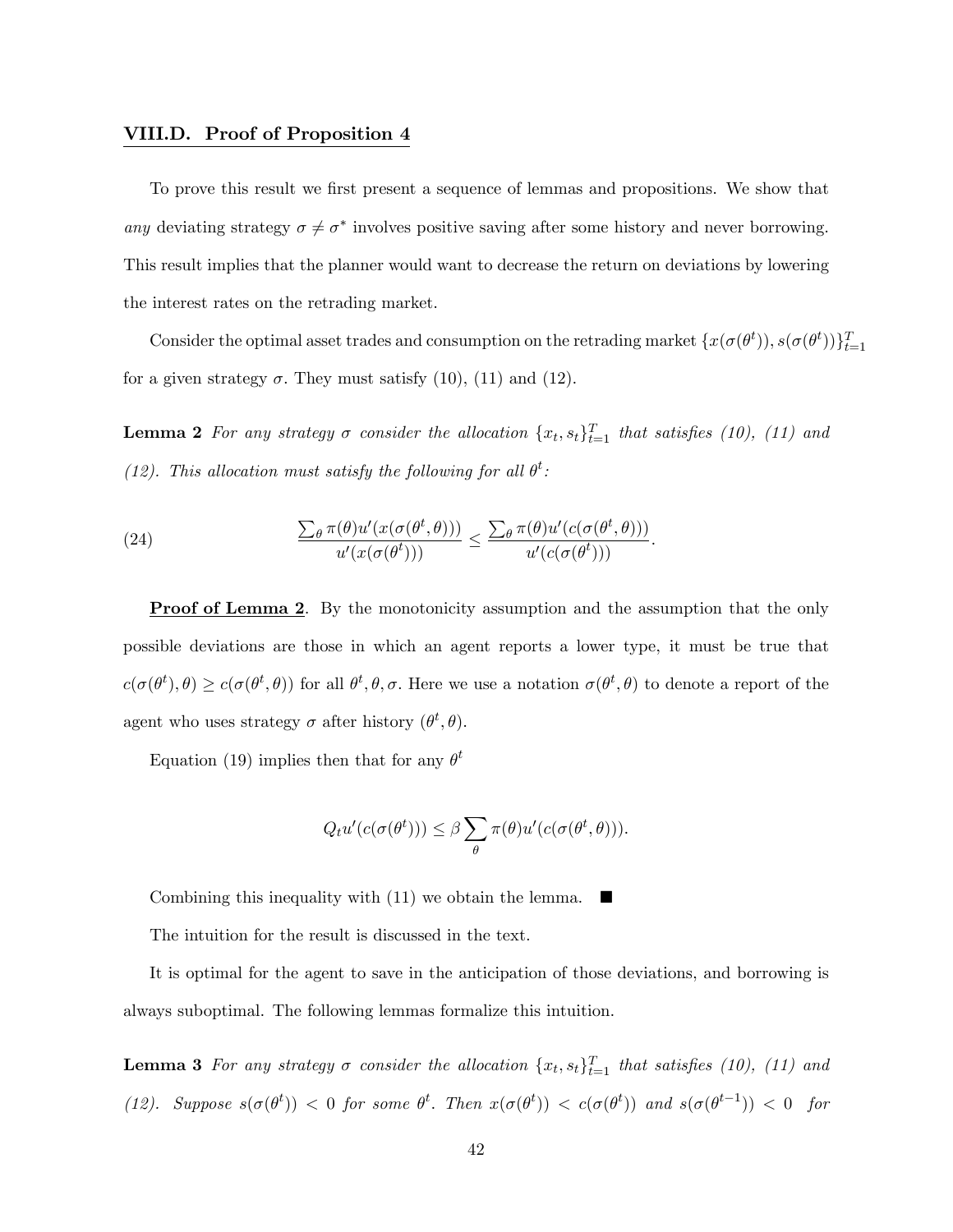## VIII.D. Proof of Proposition 4

To prove this result we first present a sequence of lemmas and propositions. We show that *any* deviating strategy $\sigma \neq \sigma^*$ involves positive saving after some history and never borrowing. This result implies that the planner would want to decrease the return on deviations by lowering the interest rates on the retrading market.

Consider the optimal asset trades and consumption on the retrading market $\{x(\sigma(\theta^t)), s(\sigma(\theta^t))\}_{t=1}^T$ for a given strategy $\sigma$. They must satisfy (10), (11) and (12).

**Lemma 2** *For any strategy $\sigma$ consider the allocation $\{x_t, s_t\}_{t=1}^T$ that satisfies (10), (11) and (12). This allocation must satisfy the following for all $\theta^t$:*

$$\frac{\sum_\theta \pi(\theta) u'(x(\sigma(\theta^t, \theta)))}{u'(x(\sigma(\theta^t)))} \leq \frac{\sum_\theta \pi(\theta) u'(c(\sigma(\theta^t, \theta)))}{u'(c(\sigma(\theta^t)))}. \tag{24}$$

**Proof of Lemma 2**. By the monotonicity assumption and the assumption that the only possible deviations are those in which an agent reports a lower type, it must be true that $c(\sigma(\theta^t), \theta) \geq c(\sigma(\theta^t, \theta))$ for all $\theta^t, \theta, \sigma$. Here we use a notation $\sigma(\theta^t, \theta)$ to denote a report of the agent who uses strategy $\sigma$ after history $(\theta^t, \theta)$.

Equation (19) implies then that for any $\theta^t$

$$Q_t u'(c(\sigma(\theta^t))) \leq \beta \sum_\theta \pi(\theta) u'(c(\sigma(\theta^t, \theta))).$$

Combining this inequality with (11) we obtain the lemma. ■

The intuition for the result is discussed in the text.

It is optimal for the agent to save in the anticipation of those deviations, and borrowing is always suboptimal. The following lemmas formalize this intuition.

**Lemma 3** *For any strategy $\sigma$ consider the allocation $\{x_t, s_t\}_{t=1}^T$ that satisfies (10), (11) and (12). Suppose $s(\sigma(\theta^t)) < 0$ for some $\theta^t$. Then $x(\sigma(\theta^t)) < c(\sigma(\theta^t))$ and $s(\sigma(\theta^{t-1})) < 0$ for*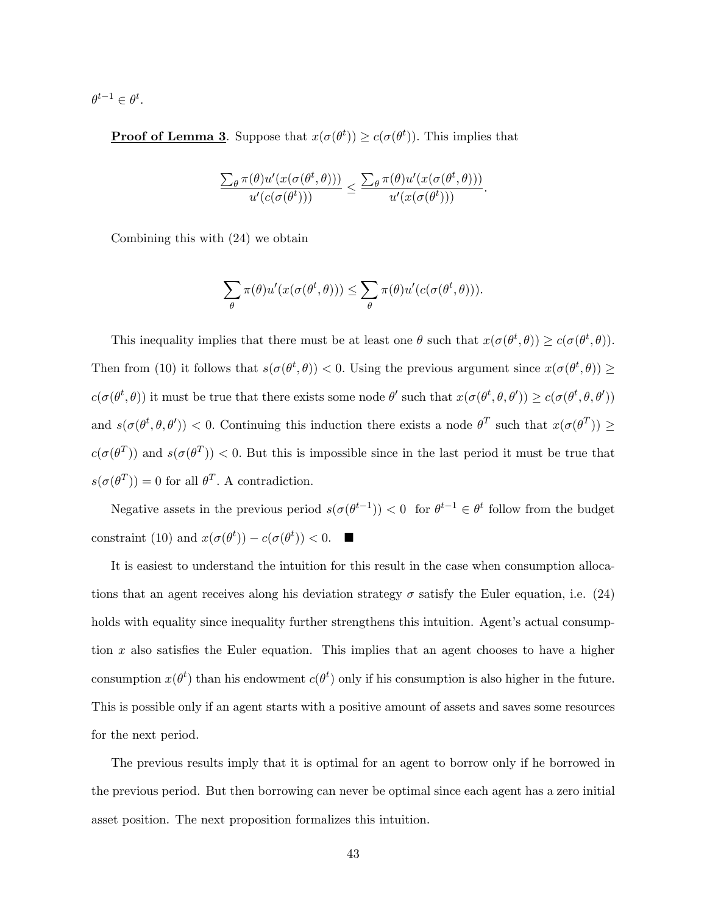$\theta^{t-1} \in \theta^t$.

**Proof of Lemma 3**. Suppose that $x(\sigma(\theta^t)) \geq c(\sigma(\theta^t))$. This implies that

$$\frac{\sum_\theta \pi(\theta) u'(x(\sigma(\theta^t, \theta)))}{u'(c(\sigma(\theta^t)))} \leq \frac{\sum_\theta \pi(\theta) u'(x(\sigma(\theta^t, \theta)))}{u'(x(\sigma(\theta^t)))}.$$

Combining this with (24) we obtain

$$\sum_\theta \pi(\theta) u'(x(\sigma(\theta^t, \theta))) \leq \sum_\theta \pi(\theta) u'(c(\sigma(\theta^t, \theta))).$$

This inequality implies that there must be at least one $\theta$ such that $x(\sigma(\theta^t, \theta)) \geq c(\sigma(\theta^t, \theta))$. Then from (10) it follows that $s(\sigma(\theta^t, \theta)) < 0$. Using the previous argument since $x(\sigma(\theta^t, \theta)) \geq c(\sigma(\theta^t, \theta))$ it must be true that there exists some node $\theta'$ such that $x(\sigma(\theta^t, \theta, \theta')) \geq c(\sigma(\theta^t, \theta, \theta'))$ and $s(\sigma(\theta^t, \theta, \theta')) < 0$. Continuing this induction there exists a node $\theta^T$ such that $x(\sigma(\theta^T)) \geq c(\sigma(\theta^T))$ and $s(\sigma(\theta^T)) < 0$. But this is impossible since in the last period it must be true that $s(\sigma(\theta^T)) = 0$ for all $\theta^T$. A contradiction.

Negative assets in the previous period $s(\sigma(\theta^{t-1})) < 0$ for $\theta^{t-1} \in \theta^t$ follow from the budget constraint (10) and $x(\sigma(\theta^t)) - c(\sigma(\theta^t)) < 0$. ■

It is easiest to understand the intuition for this result in the case when consumption allocations that an agent receives along his deviation strategy $\sigma$ satisfy the Euler equation, i.e. (24) holds with equality since inequality further strengthens this intuition. Agent's actual consumption $x$ also satisfies the Euler equation. This implies that an agent chooses to have a higher consumption $x(\theta^t)$ than his endowment $c(\theta^t)$ only if his consumption is also higher in the future. This is possible only if an agent starts with a positive amount of assets and saves some resources for the next period.

The previous results imply that it is optimal for an agent to borrow only if he borrowed in the previous period. But then borrowing can never be optimal since each agent has a zero initial asset position. The next proposition formalizes this intuition.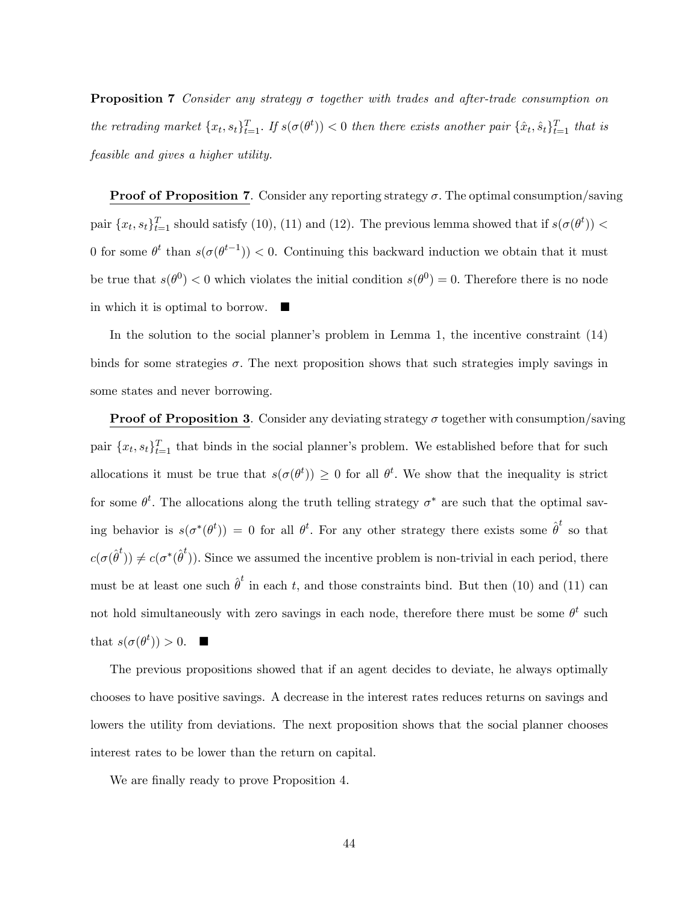**Proposition 7** *Consider any strategy $\sigma$ together with trades and after-trade consumption on the retrading market $\{x_t, s_t\}_{t=1}^T$. If $s(\sigma(\theta^t)) < 0$ then there exists another pair $\{\hat{x}_t, \hat{s}_t\}_{t=1}^T$ that is feasible and gives a higher utility.*

**Proof of Proposition 7**. Consider any reporting strategy $\sigma$. The optimal consumption/saving pair $\{x_t, s_t\}_{t=1}^T$ should satisfy (10), (11) and (12). The previous lemma showed that if $s(\sigma(\theta^t)) < 0$ for some $\theta^t$ than $s(\sigma(\theta^{t-1})) < 0$. Continuing this backward induction we obtain that it must be true that $s(\theta^0) < 0$ which violates the initial condition $s(\theta^0) = 0$. Therefore there is no node in which it is optimal to borrow. ■

In the solution to the social planner's problem in Lemma 1, the incentive constraint (14) binds for some strategies $\sigma$. The next proposition shows that such strategies imply savings in some states and never borrowing.

**Proof of Proposition 3**. Consider any deviating strategy $\sigma$ together with consumption/saving pair $\{x_t, s_t\}_{t=1}^T$ that binds in the social planner's problem. We established before that for such allocations it must be true that $s(\sigma(\theta^t)) \geq 0$ for all $\theta^t$. We show that the inequality is strict for some $\theta^t$. The allocations along the truth telling strategy $\sigma^*$ are such that the optimal saving behavior is $s(\sigma^*(\theta^t)) = 0$ for all $\theta^t$. For any other strategy there exists some $\hat{\theta}^t$ so that $c(\sigma(\hat{\theta}^t)) \neq c(\sigma^*(\hat{\theta}^t))$. Since we assumed the incentive problem is non-trivial in each period, there must be at least one such $\hat{\theta}^t$ in each $t$, and those constraints bind. But then (10) and (11) can not hold simultaneously with zero savings in each node, therefore there must be some $\theta^t$ such that $s(\sigma(\theta^t)) > 0$. ■

The previous propositions showed that if an agent decides to deviate, he always optimally chooses to have positive savings. A decrease in the interest rates reduces returns on savings and lowers the utility from deviations. The next proposition shows that the social planner chooses interest rates to be lower than the return on capital.

We are finally ready to prove Proposition 4.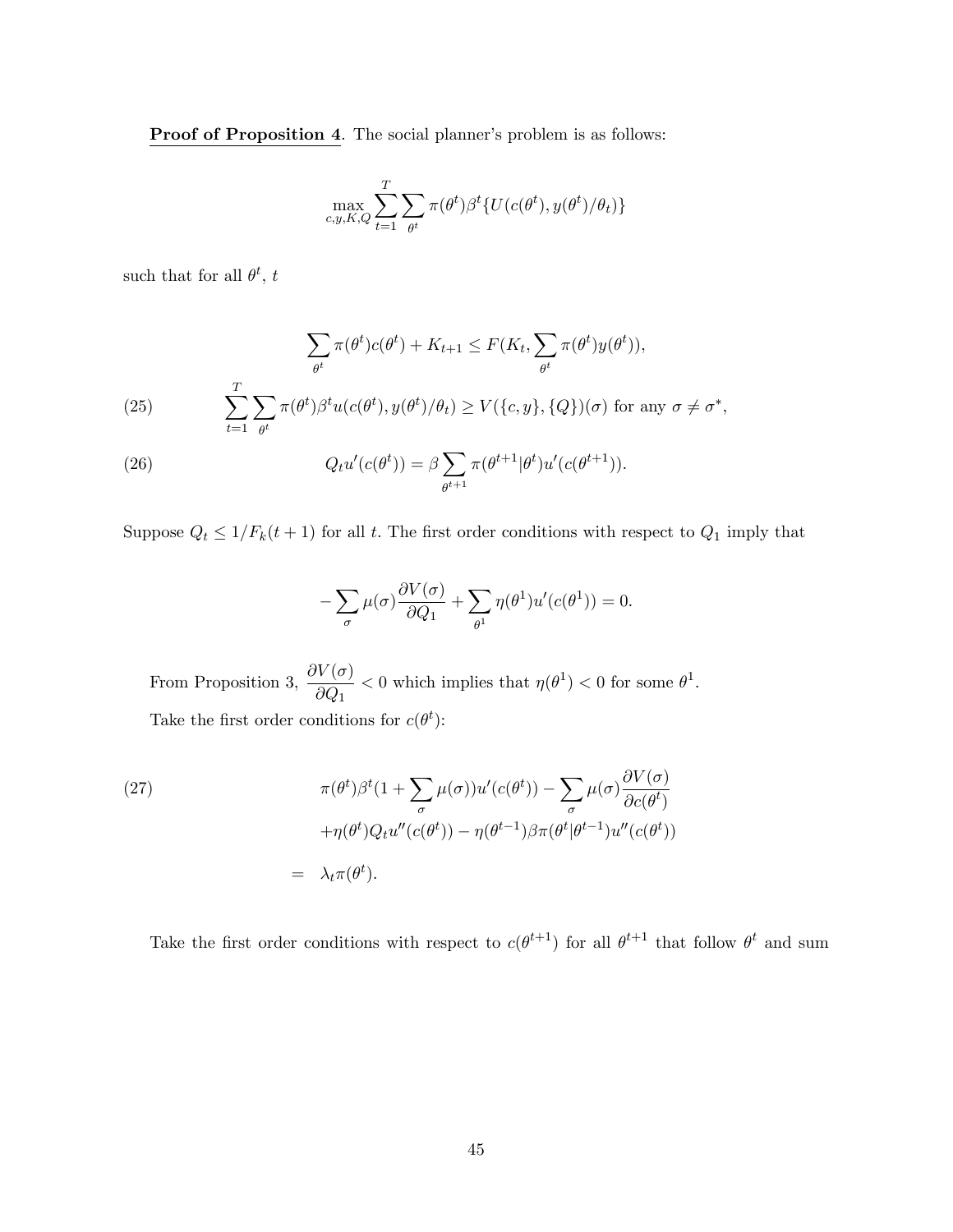<u>**Proof of Proposition 4**</u>. The social planner's problem is as follows:

$$\max_{c,y,K,Q} \sum_{t=1}^{T} \sum_{\theta^t} \pi(\theta^t)\beta^t \{U(c(\theta^t), y(\theta^t)/\theta_t)\}$$

such that for all $\theta^t$, $t$

$$\sum_{\theta^t} \pi(\theta^t)c(\theta^t) + K_{t+1} \leq F(K_t, \sum_{\theta^t} \pi(\theta^t)y(\theta^t)),$$

$$\sum_{t=1}^{T} \sum_{\theta^t} \pi(\theta^t)\beta^t u(c(\theta^t), y(\theta^t)/\theta_t) \geq V(\{c,y\},\{Q\})(\sigma) \text{ for any } \sigma \neq \sigma^*, \tag{25}$$

$$Q_t u'(c(\theta^t)) = \beta \sum_{\theta^{t+1}} \pi(\theta^{t+1}|\theta^t)u'(c(\theta^{t+1})). \tag{26}$$

Suppose $Q_t \leq 1/F_k(t+1)$ for all $t$. The first order conditions with respect to $Q_1$ imply that

$$-\sum_{\sigma} \mu(\sigma) \frac{\partial V(\sigma)}{\partial Q_1} + \sum_{\theta^1} \eta(\theta^1)u'(c(\theta^1)) = 0.$$

From Proposition 3, $\dfrac{\partial V(\sigma)}{\partial Q_1} < 0$ which implies that $\eta(\theta^1) < 0$ for some $\theta^1$.

Take the first order conditions for $c(\theta^t)$:

$$\begin{aligned}
& \pi(\theta^t)\beta^t(1 + \sum_{\sigma} \mu(\sigma))u'(c(\theta^t)) - \sum_{\sigma} \mu(\sigma) \frac{\partial V(\sigma)}{\partial c(\theta^t)} \\
& +\eta(\theta^t)Q_t u''(c(\theta^t)) - \eta(\theta^{t-1})\beta\pi(\theta^t|\theta^{t-1})u''(c(\theta^t)) \\
= \; & \lambda_t \pi(\theta^t).
\end{aligned} \tag{27}$$

Take the first order conditions with respect to $c(\theta^{t+1})$ for all $\theta^{t+1}$ that follow $\theta^t$ and sum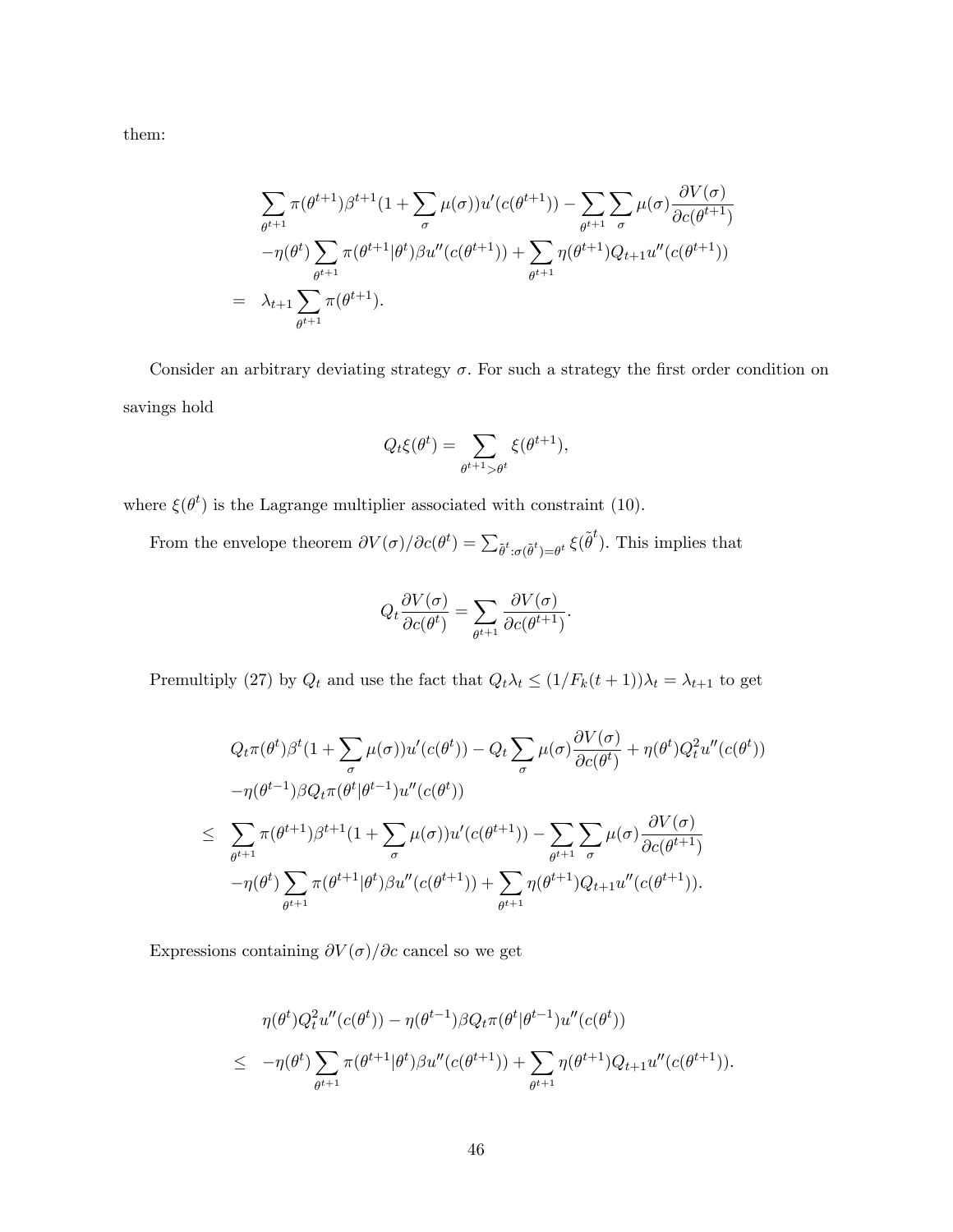them:

$$
\begin{aligned}
&\sum_{\theta^{t+1}} \pi(\theta^{t+1})\beta^{t+1}(1+\sum_{\sigma}\mu(\sigma))u'(c(\theta^{t+1})) - \sum_{\theta^{t+1}}\sum_{\sigma}\mu(\sigma)\frac{\partial V(\sigma)}{\partial c(\theta^{t+1})} \\
&-\eta(\theta^t)\sum_{\theta^{t+1}}\pi(\theta^{t+1}|\theta^t)\beta u''(c(\theta^{t+1})) + \sum_{\theta^{t+1}}\eta(\theta^{t+1})Q_{t+1}u''(c(\theta^{t+1})) \\
= \;\; & \lambda_{t+1}\sum_{\theta^{t+1}}\pi(\theta^{t+1}).
\end{aligned}
$$

Consider an arbitrary deviating strategy $\sigma$. For such a strategy the first order condition on savings hold

$$
Q_t \xi(\theta^t) = \sum_{\theta^{t+1} > \theta^t} \xi(\theta^{t+1}),
$$

where $\xi(\theta^t)$ is the Lagrange multiplier associated with constraint (10).

From the envelope theorem $\partial V(\sigma)/\partial c(\theta^t) = \sum_{\tilde{\theta}^t : \sigma(\tilde{\theta}^t)=\theta^t} \xi(\tilde{\theta}^t)$. This implies that

$$
Q_t \frac{\partial V(\sigma)}{\partial c(\theta^t)} = \sum_{\theta^{t+1}} \frac{\partial V(\sigma)}{\partial c(\theta^{t+1})}.
$$

Premultiply (27) by $Q_t$ and use the fact that $Q_t\lambda_t \leq (1/F_k(t+1))\lambda_t = \lambda_{t+1}$ to get

$$
\begin{aligned}
&Q_t\pi(\theta^t)\beta^t(1+\sum_{\sigma}\mu(\sigma))u'(c(\theta^t)) - Q_t\sum_{\sigma}\mu(\sigma)\frac{\partial V(\sigma)}{\partial c(\theta^t)} + \eta(\theta^t)Q_t^2 u''(c(\theta^t)) \\
&-\eta(\theta^{t-1})\beta Q_t \pi(\theta^t|\theta^{t-1})u''(c(\theta^t)) \\
\leq \;\; & \sum_{\theta^{t+1}} \pi(\theta^{t+1})\beta^{t+1}(1+\sum_{\sigma}\mu(\sigma))u'(c(\theta^{t+1})) - \sum_{\theta^{t+1}}\sum_{\sigma}\mu(\sigma)\frac{\partial V(\sigma)}{\partial c(\theta^{t+1})} \\
&-\eta(\theta^t)\sum_{\theta^{t+1}}\pi(\theta^{t+1}|\theta^t)\beta u''(c(\theta^{t+1})) + \sum_{\theta^{t+1}}\eta(\theta^{t+1})Q_{t+1}u''(c(\theta^{t+1})).
\end{aligned}
$$

Expressions containing $\partial V(\sigma)/\partial c$ cancel so we get

$$
\begin{aligned}
&\eta(\theta^t)Q_t^2 u''(c(\theta^t)) - \eta(\theta^{t-1})\beta Q_t \pi(\theta^t|\theta^{t-1})u''(c(\theta^t)) \\
\leq \;\; & -\eta(\theta^t)\sum_{\theta^{t+1}}\pi(\theta^{t+1}|\theta^t)\beta u''(c(\theta^{t+1})) + \sum_{\theta^{t+1}}\eta(\theta^{t+1})Q_{t+1}u''(c(\theta^{t+1})).
\end{aligned}
$$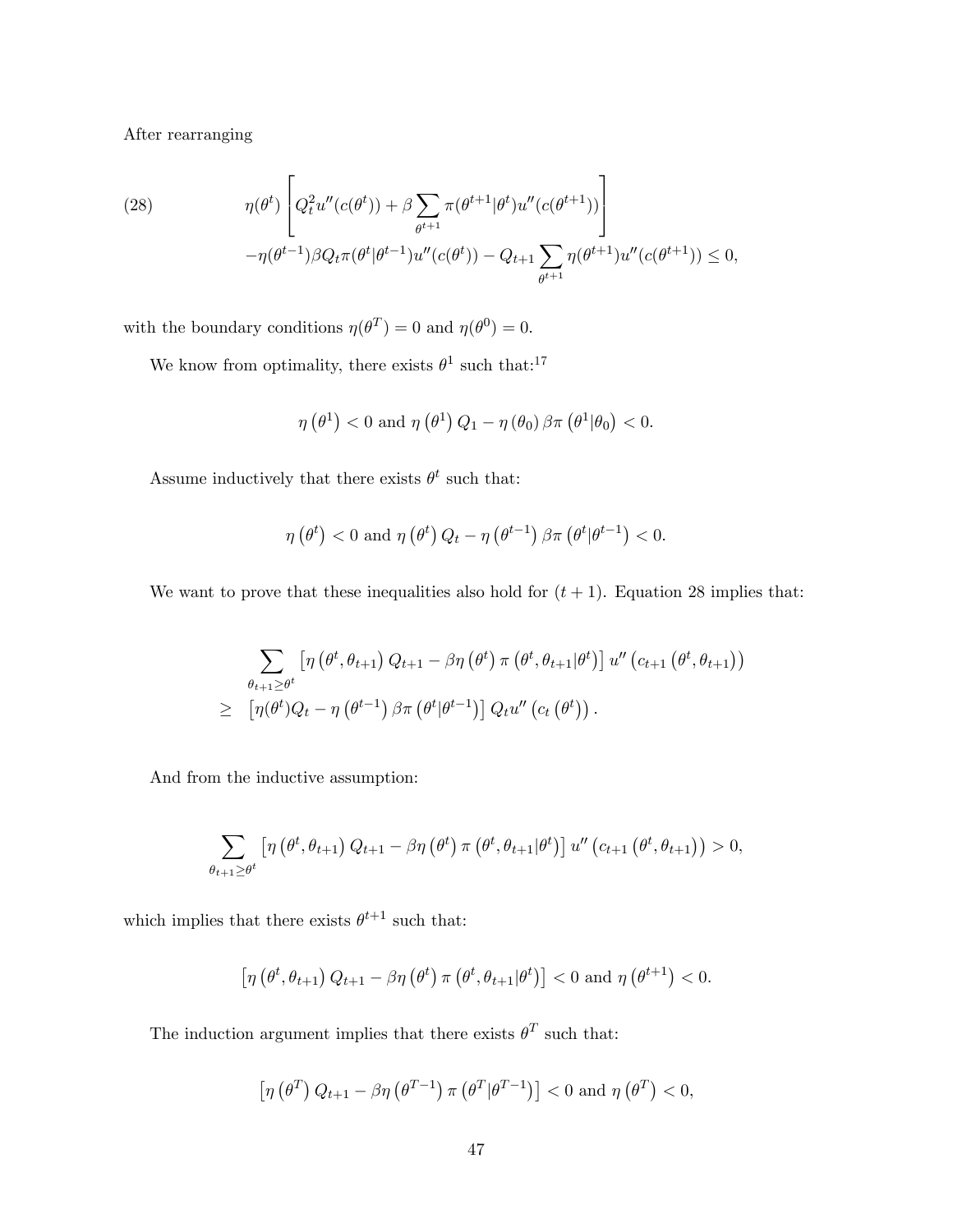After rearranging

$$
\begin{aligned}
\text{(28)} \qquad & \eta(\theta^t)\left[Q_t^2 u''(c(\theta^t)) + \beta \sum_{\theta^{t+1}} \pi(\theta^{t+1}|\theta^t) u''(c(\theta^{t+1}))\right] \\
& -\eta(\theta^{t-1})\beta Q_t \pi(\theta^t|\theta^{t-1}) u''(c(\theta^t)) - Q_{t+1}\sum_{\theta^{t+1}} \eta(\theta^{t+1}) u''(c(\theta^{t+1})) \leq 0,
\end{aligned}
$$

with the boundary conditions $\eta(\theta^T) = 0$ and $\eta(\theta^0) = 0$.

We know from optimality, there exists $\theta^1$ such that:[17]

$$
\eta\left(\theta^1\right) < 0 \text{ and } \eta\left(\theta^1\right) Q_1 - \eta\left(\theta_0\right)\beta\pi\left(\theta^1|\theta_0\right) < 0.
$$

Assume inductively that there exists $\theta^t$ such that:

$$
\eta\left(\theta^t\right) < 0 \text{ and } \eta\left(\theta^t\right) Q_t - \eta\left(\theta^{t-1}\right)\beta\pi\left(\theta^t|\theta^{t-1}\right) < 0.
$$

We want to prove that these inequalities also hold for $(t+1)$. Equation 28 implies that:

$$
\begin{aligned}
& \sum_{\theta_{t+1}\geq\theta^t} \left[\eta\left(\theta^t,\theta_{t+1}\right) Q_{t+1} - \beta\eta\left(\theta^t\right)\pi\left(\theta^t,\theta_{t+1}|\theta^t\right)\right] u''\left(c_{t+1}\left(\theta^t,\theta_{t+1}\right)\right) \\
\geq \quad & \left[\eta(\theta^t) Q_t - \eta\left(\theta^{t-1}\right)\beta\pi\left(\theta^t|\theta^{t-1}\right)\right] Q_t u''\left(c_t\left(\theta^t\right)\right).
\end{aligned}
$$

And from the inductive assumption:

$$
\sum_{\theta_{t+1}\geq\theta^t} \left[\eta\left(\theta^t,\theta_{t+1}\right) Q_{t+1} - \beta\eta\left(\theta^t\right)\pi\left(\theta^t,\theta_{t+1}|\theta^t\right)\right] u''\left(c_{t+1}\left(\theta^t,\theta_{t+1}\right)\right) > 0,
$$

which implies that there exists $\theta^{t+1}$ such that:

$$
\left[\eta\left(\theta^t,\theta_{t+1}\right) Q_{t+1} - \beta\eta\left(\theta^t\right)\pi\left(\theta^t,\theta_{t+1}|\theta^t\right)\right] < 0 \text{ and } \eta\left(\theta^{t+1}\right) < 0.
$$

The induction argument implies that there exists $\theta^T$ such that:

$$
\left[\eta\left(\theta^T\right) Q_{t+1} - \beta\eta\left(\theta^{T-1}\right)\pi\left(\theta^T|\theta^{T-1}\right)\right] < 0 \text{ and } \eta\left(\theta^T\right) < 0,
$$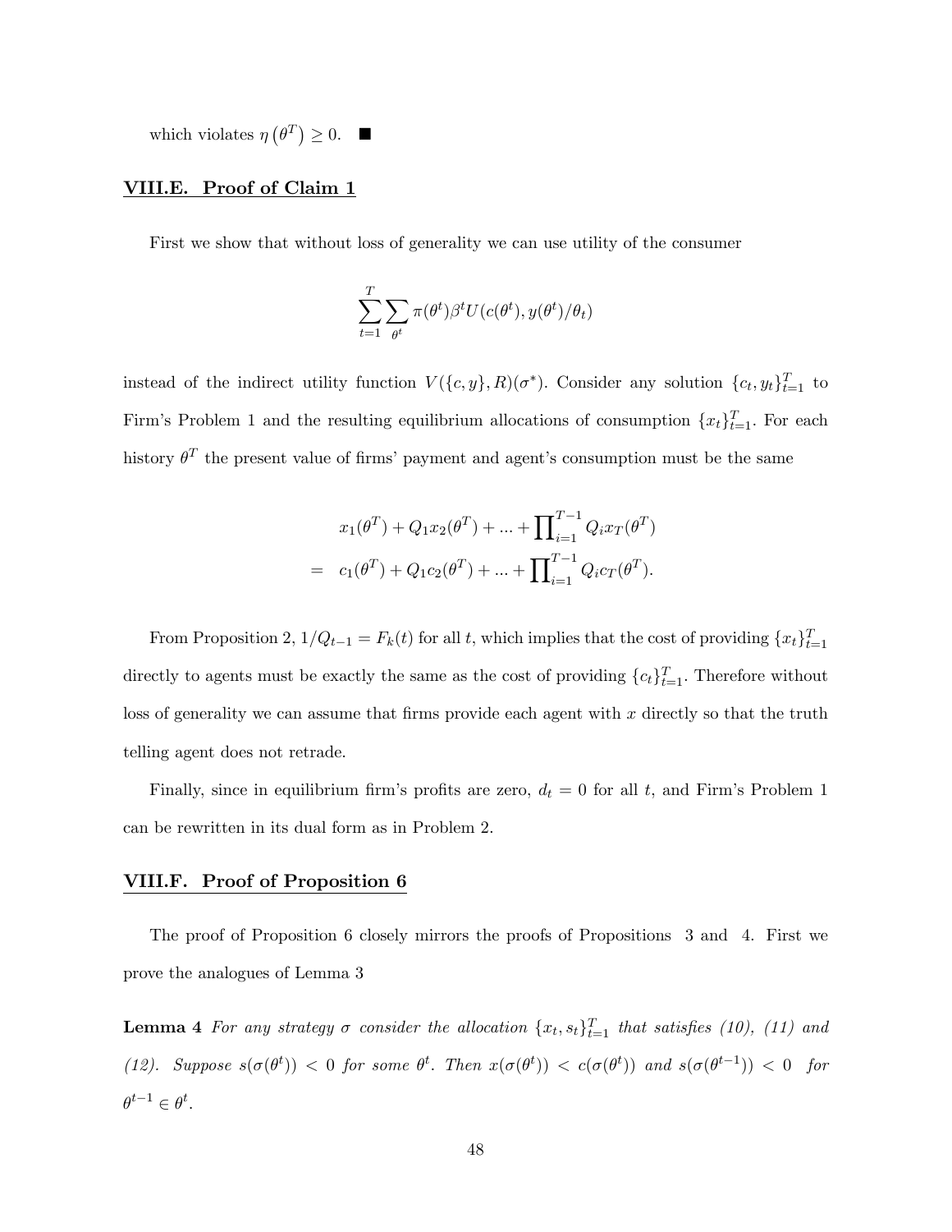which violates $\eta\left(\theta^T\right) \geq 0$. ■

## VIII.E. Proof of Claim 1

First we show that without loss of generality we can use utility of the consumer

$$\sum_{t=1}^{T}\sum_{\theta^t}\pi(\theta^t)\beta^t U(c(\theta^t), y(\theta^t)/\theta_t)$$

instead of the indirect utility function $V(\{c,y\},R)(\sigma^*)$. Consider any solution $\{c_t,y_t\}_{t=1}^T$ to Firm's Problem 1 and the resulting equilibrium allocations of consumption $\{x_t\}_{t=1}^T$. For each history $\theta^T$ the present value of firms' payment and agent's consumption must be the same

$$\begin{aligned} & x_1(\theta^T) + Q_1 x_2(\theta^T) + ... + \prod\nolimits_{i=1}^{T-1} Q_i x_T(\theta^T) \\ = \quad & c_1(\theta^T) + Q_1 c_2(\theta^T) + ... + \prod\nolimits_{i=1}^{T-1} Q_i c_T(\theta^T). \end{aligned}$$

From Proposition 2, $1/Q_{t-1} = F_k(t)$ for all $t$, which implies that the cost of providing $\{x_t\}_{t=1}^T$ directly to agents must be exactly the same as the cost of providing $\{c_t\}_{t=1}^T$. Therefore without loss of generality we can assume that firms provide each agent with $x$ directly so that the truth telling agent does not retrade.

Finally, since in equilibrium firm's profits are zero, $d_t = 0$ for all $t$, and Firm's Problem 1 can be rewritten in its dual form as in Problem 2.

## VIII.F. Proof of Proposition 6

The proof of Proposition 6 closely mirrors the proofs of Propositions 3 and 4. First we prove the analogues of Lemma 3

**Lemma 4** *For any strategy $\sigma$ consider the allocation $\{x_t,s_t\}_{t=1}^T$ that satisfies (10), (11) and (12). Suppose $s(\sigma(\theta^t)) < 0$ for some $\theta^t$. Then $x(\sigma(\theta^t)) < c(\sigma(\theta^t))$ and $s(\sigma(\theta^{t-1})) < 0$ for $\theta^{t-1} \in \theta^t$.*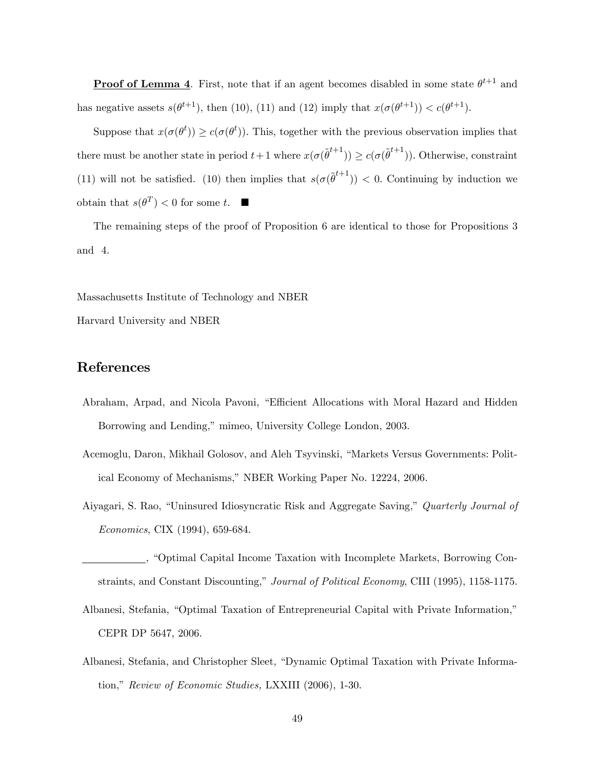**<u>Proof of Lemma 4</u>**. First, note that if an agent becomes disabled in some state $\theta^{t+1}$ and has negative assets $s(\theta^{t+1})$, then (10), (11) and (12) imply that $x(\sigma(\theta^{t+1})) < c(\theta^{t+1})$.

Suppose that $x(\sigma(\theta^t)) \geq c(\sigma(\theta^t))$. This, together with the previous observation implies that there must be another state in period $t+1$ where $x(\sigma(\tilde{\theta}^{t+1})) \geq c(\sigma(\tilde{\theta}^{t+1}))$. Otherwise, constraint (11) will not be satisfied. (10) then implies that $s(\sigma(\tilde{\theta}^{t+1})) < 0$. Continuing by induction we obtain that $s(\theta^T) < 0$ for some $t$. ■

The remaining steps of the proof of Proposition 6 are identical to those for Propositions 3 and 4.

Massachusetts Institute of Technology and NBER

Harvard University and NBER

## References

Abraham, Arpad, and Nicola Pavoni, "Efficient Allocations with Moral Hazard and Hidden Borrowing and Lending," mimeo, University College London, 2003.

Acemoglu, Daron, Mikhail Golosov, and Aleh Tsyvinski, "Markets Versus Governments: Political Economy of Mechanisms," NBER Working Paper No. 12224, 2006.

Aiyagari, S. Rao, "Uninsured Idiosyncratic Risk and Aggregate Saving," *Quarterly Journal of Economics*, CIX (1994), 659-684.

\_\_\_\_\_\_\_\_\_\_\_\_, "Optimal Capital Income Taxation with Incomplete Markets, Borrowing Constraints, and Constant Discounting," *Journal of Political Economy*, CIII (1995), 1158-1175.

Albanesi, Stefania, "Optimal Taxation of Entrepreneurial Capital with Private Information," CEPR DP 5647, 2006.

Albanesi, Stefania, and Christopher Sleet, "Dynamic Optimal Taxation with Private Information," *Review of Economic Studies,* LXXIII (2006), 1-30.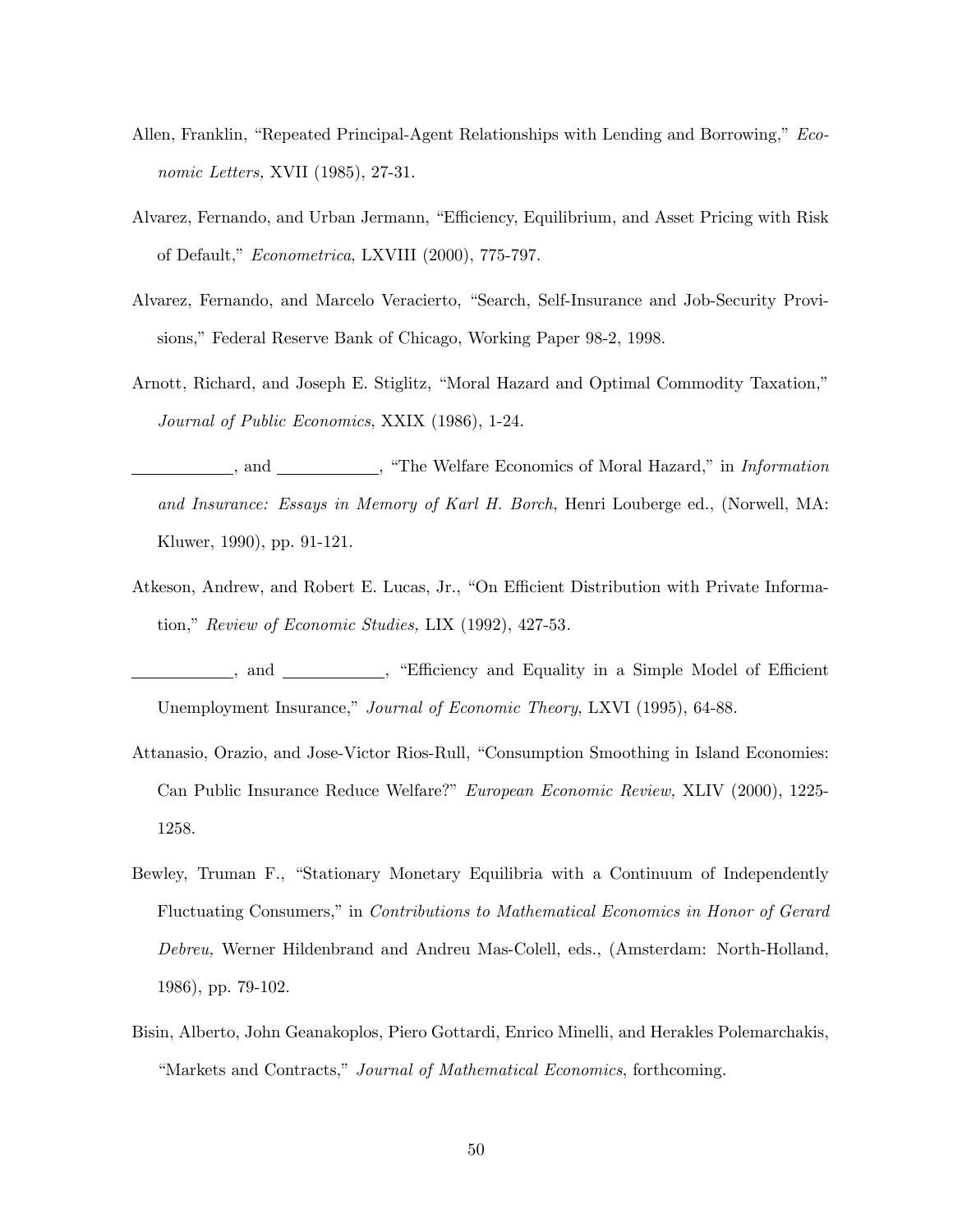Allen, Franklin, "Repeated Principal-Agent Relationships with Lending and Borrowing," *Economic Letters,* XVII (1985), 27-31.

Alvarez, Fernando, and Urban Jermann, "Efficiency, Equilibrium, and Asset Pricing with Risk of Default," *Econometrica*, LXVIII (2000), 775-797.

Alvarez, Fernando, and Marcelo Veracierto, "Search, Self-Insurance and Job-Security Provisions," Federal Reserve Bank of Chicago, Working Paper 98-2, 1998.

Arnott, Richard, and Joseph E. Stiglitz, "Moral Hazard and Optimal Commodity Taxation," *Journal of Public Economics*, XXIX (1986), 1-24.

\_\_\_\_\_\_\_\_\_\_\_\_, and \_\_\_\_\_\_\_\_\_\_\_\_, "The Welfare Economics of Moral Hazard," in *Information and Insurance: Essays in Memory of Karl H. Borch*, Henri Louberge ed., (Norwell, MA: Kluwer, 1990), pp. 91-121.

Atkeson, Andrew, and Robert E. Lucas, Jr., "On Efficient Distribution with Private Information," *Review of Economic Studies,* LIX (1992), 427-53.

\_\_\_\_\_\_\_\_\_\_\_\_, and \_\_\_\_\_\_\_\_\_\_\_\_, "Efficiency and Equality in a Simple Model of Efficient Unemployment Insurance," *Journal of Economic Theory*, LXVI (1995), 64-88.

Attanasio, Orazio, and Jose-Victor Rios-Rull, "Consumption Smoothing in Island Economies: Can Public Insurance Reduce Welfare?" *European Economic Review,* XLIV (2000), 1225-1258.

Bewley, Truman F., "Stationary Monetary Equilibria with a Continuum of Independently Fluctuating Consumers," in *Contributions to Mathematical Economics in Honor of Gerard Debreu,* Werner Hildenbrand and Andreu Mas-Colell, eds., (Amsterdam: North-Holland, 1986), pp. 79-102.

Bisin, Alberto, John Geanakoplos, Piero Gottardi, Enrico Minelli, and Herakles Polemarchakis, "Markets and Contracts," *Journal of Mathematical Economics*, forthcoming.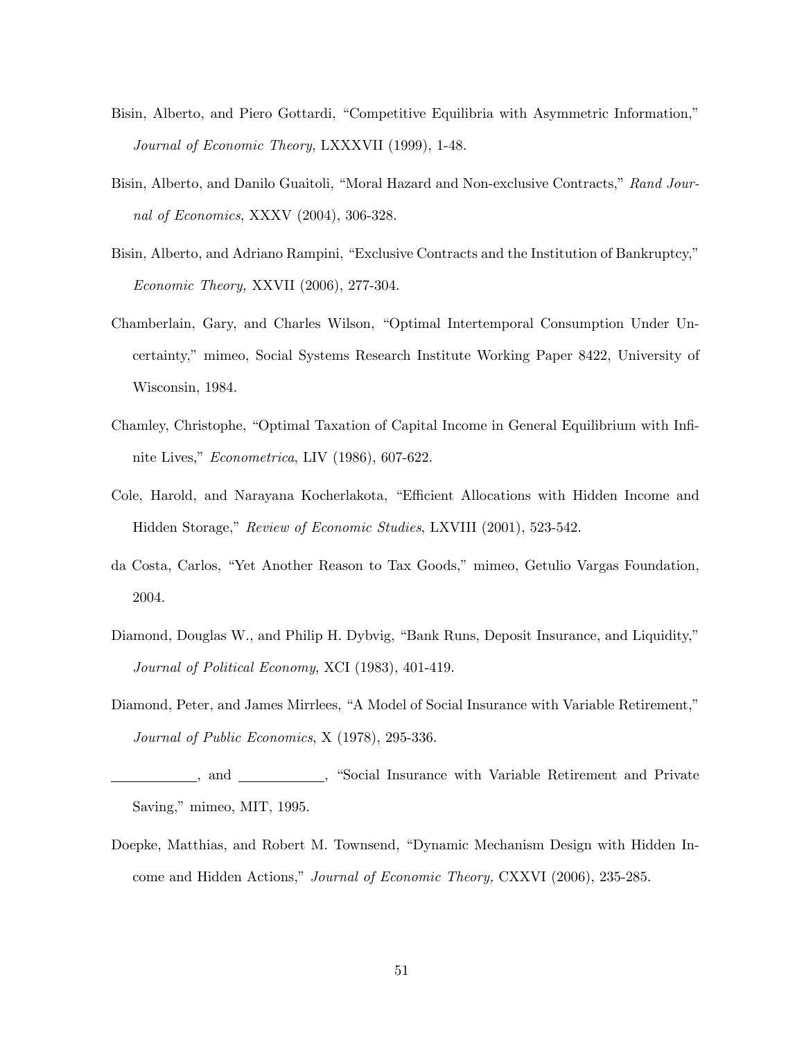Bisin, Alberto, and Piero Gottardi, "Competitive Equilibria with Asymmetric Information," *Journal of Economic Theory*, LXXXVII (1999), 1-48.

Bisin, Alberto, and Danilo Guaitoli, "Moral Hazard and Non-exclusive Contracts," *Rand Journal of Economics*, XXXV (2004), 306-328.

Bisin, Alberto, and Adriano Rampini, "Exclusive Contracts and the Institution of Bankruptcy," *Economic Theory,* XXVII (2006), 277-304.

Chamberlain, Gary, and Charles Wilson, "Optimal Intertemporal Consumption Under Uncertainty," mimeo, Social Systems Research Institute Working Paper 8422, University of Wisconsin, 1984.

Chamley, Christophe, "Optimal Taxation of Capital Income in General Equilibrium with Infinite Lives," *Econometrica*, LIV (1986), 607-622.

Cole, Harold, and Narayana Kocherlakota, "Efficient Allocations with Hidden Income and Hidden Storage," *Review of Economic Studies*, LXVIII (2001), 523-542.

da Costa, Carlos, "Yet Another Reason to Tax Goods," mimeo, Getulio Vargas Foundation, 2004.

Diamond, Douglas W., and Philip H. Dybvig, "Bank Runs, Deposit Insurance, and Liquidity," *Journal of Political Economy*, XCI (1983), 401-419.

Diamond, Peter, and James Mirrlees, "A Model of Social Insurance with Variable Retirement," *Journal of Public Economics*, X (1978), 295-336.

\_\_\_\_\_\_\_\_\_\_\_\_, and \_\_\_\_\_\_\_\_\_\_\_\_, "Social Insurance with Variable Retirement and Private Saving," mimeo, MIT, 1995.

Doepke, Matthias, and Robert M. Townsend, "Dynamic Mechanism Design with Hidden Income and Hidden Actions," *Journal of Economic Theory,* CXXVI (2006), 235-285.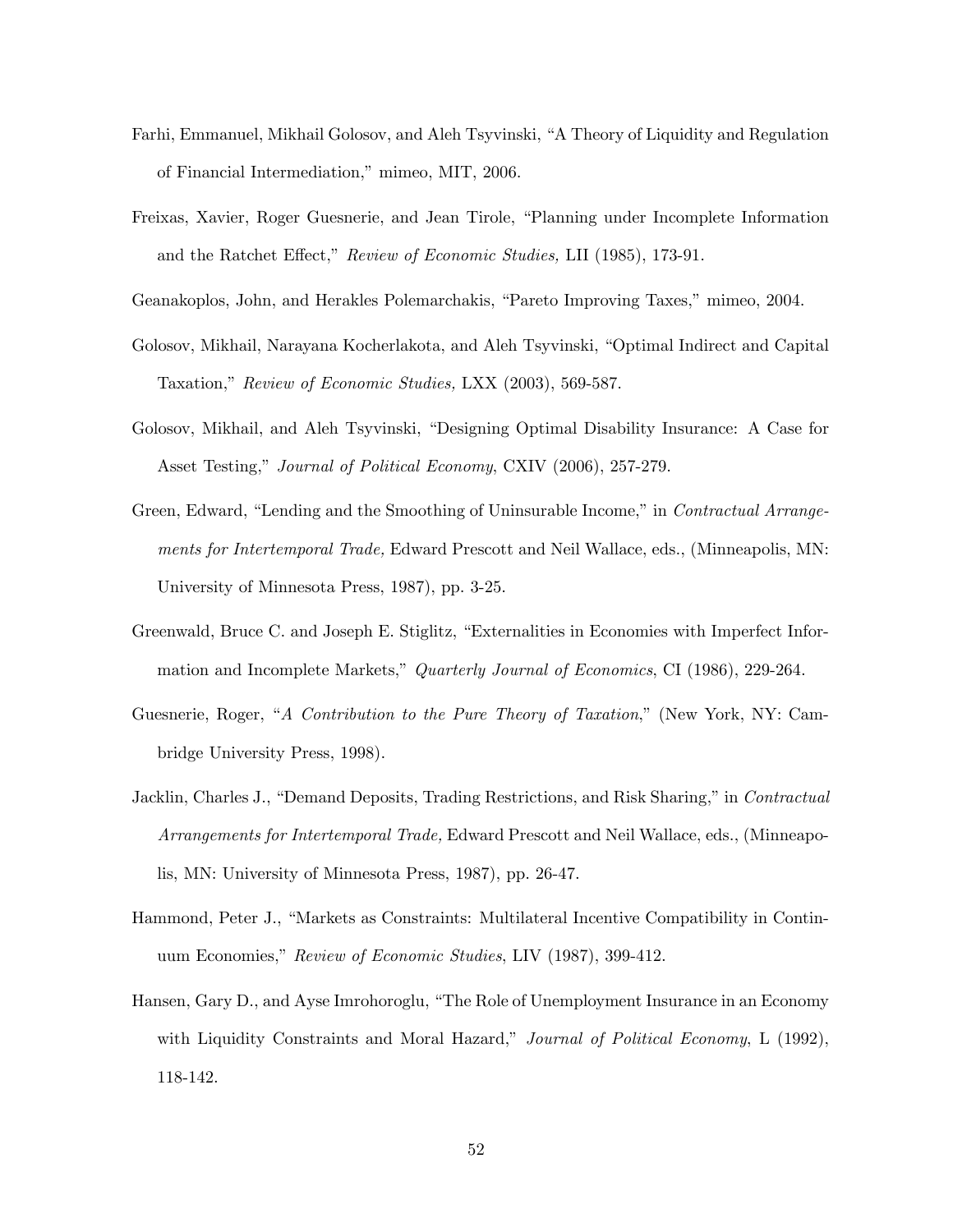Farhi, Emmanuel, Mikhail Golosov, and Aleh Tsyvinski, "A Theory of Liquidity and Regulation of Financial Intermediation," mimeo, MIT, 2006.

Freixas, Xavier, Roger Guesnerie, and Jean Tirole, "Planning under Incomplete Information and the Ratchet Effect," *Review of Economic Studies,* LII (1985), 173-91.

Geanakoplos, John, and Herakles Polemarchakis, "Pareto Improving Taxes," mimeo, 2004.

Golosov, Mikhail, Narayana Kocherlakota, and Aleh Tsyvinski, "Optimal Indirect and Capital Taxation," *Review of Economic Studies,* LXX (2003), 569-587.

Golosov, Mikhail, and Aleh Tsyvinski, "Designing Optimal Disability Insurance: A Case for Asset Testing," *Journal of Political Economy*, CXIV (2006), 257-279.

Green, Edward, "Lending and the Smoothing of Uninsurable Income," in *Contractual Arrangements for Intertemporal Trade,* Edward Prescott and Neil Wallace, eds., (Minneapolis, MN: University of Minnesota Press, 1987), pp. 3-25.

Greenwald, Bruce C. and Joseph E. Stiglitz, "Externalities in Economies with Imperfect Information and Incomplete Markets," *Quarterly Journal of Economics*, CI (1986), 229-264.

Guesnerie, Roger, "*A Contribution to the Pure Theory of Taxation*," (New York, NY: Cambridge University Press, 1998).

Jacklin, Charles J., "Demand Deposits, Trading Restrictions, and Risk Sharing," in *Contractual Arrangements for Intertemporal Trade,* Edward Prescott and Neil Wallace, eds., (Minneapolis, MN: University of Minnesota Press, 1987), pp. 26-47.

Hammond, Peter J., "Markets as Constraints: Multilateral Incentive Compatibility in Continuum Economies," *Review of Economic Studies*, LIV (1987), 399-412.

Hansen, Gary D., and Ayse Imrohoroglu, "The Role of Unemployment Insurance in an Economy with Liquidity Constraints and Moral Hazard," *Journal of Political Economy*, L (1992), 118-142.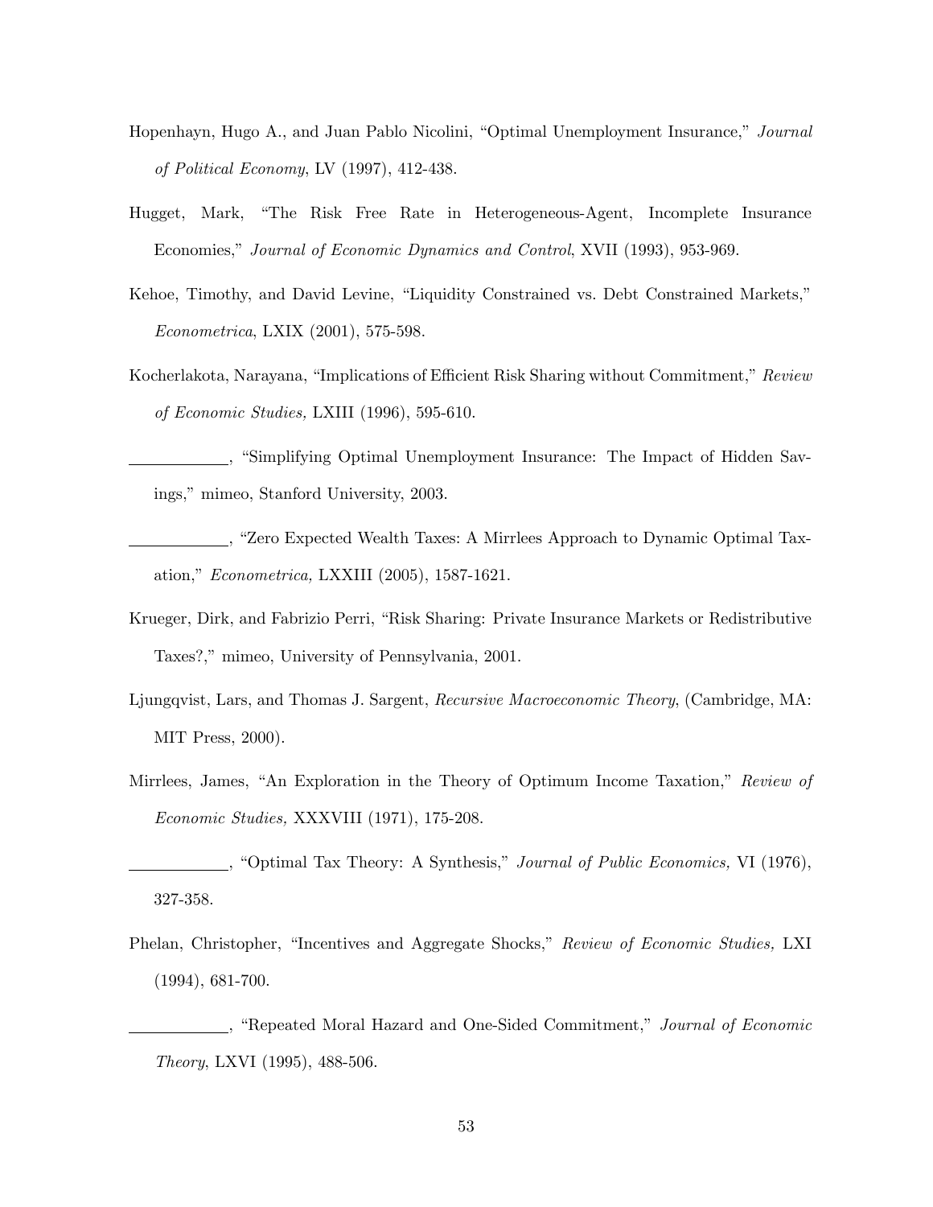Hopenhayn, Hugo A., and Juan Pablo Nicolini, "Optimal Unemployment Insurance," *Journal of Political Economy*, LV (1997), 412-438.

Hugget, Mark, "The Risk Free Rate in Heterogeneous-Agent, Incomplete Insurance Economies," *Journal of Economic Dynamics and Control*, XVII (1993), 953-969.

Kehoe, Timothy, and David Levine, "Liquidity Constrained vs. Debt Constrained Markets," *Econometrica*, LXIX (2001), 575-598.

Kocherlakota, Narayana, "Implications of Efficient Risk Sharing without Commitment," *Review of Economic Studies,* LXIII (1996), 595-610.

\_\_\_\_\_\_\_\_\_\_\_\_, "Simplifying Optimal Unemployment Insurance: The Impact of Hidden Savings," mimeo, Stanford University, 2003.

\_\_\_\_\_\_\_\_\_\_\_\_, "Zero Expected Wealth Taxes: A Mirrlees Approach to Dynamic Optimal Taxation," *Econometrica,* LXXIII (2005), 1587-1621.

Krueger, Dirk, and Fabrizio Perri, "Risk Sharing: Private Insurance Markets or Redistributive Taxes?," mimeo, University of Pennsylvania, 2001.

Ljungqvist, Lars, and Thomas J. Sargent, *Recursive Macroeconomic Theory*, (Cambridge, MA: MIT Press, 2000).

Mirrlees, James, "An Exploration in the Theory of Optimum Income Taxation," *Review of Economic Studies,* XXXVIII (1971), 175-208.

\_\_\_\_\_\_\_\_\_\_\_\_, "Optimal Tax Theory: A Synthesis," *Journal of Public Economics,* VI (1976), 327-358.

Phelan, Christopher, "Incentives and Aggregate Shocks," *Review of Economic Studies,* LXI (1994), 681-700.

\_\_\_\_\_\_\_\_\_\_\_\_, "Repeated Moral Hazard and One-Sided Commitment," *Journal of Economic Theory*, LXVI (1995), 488-506.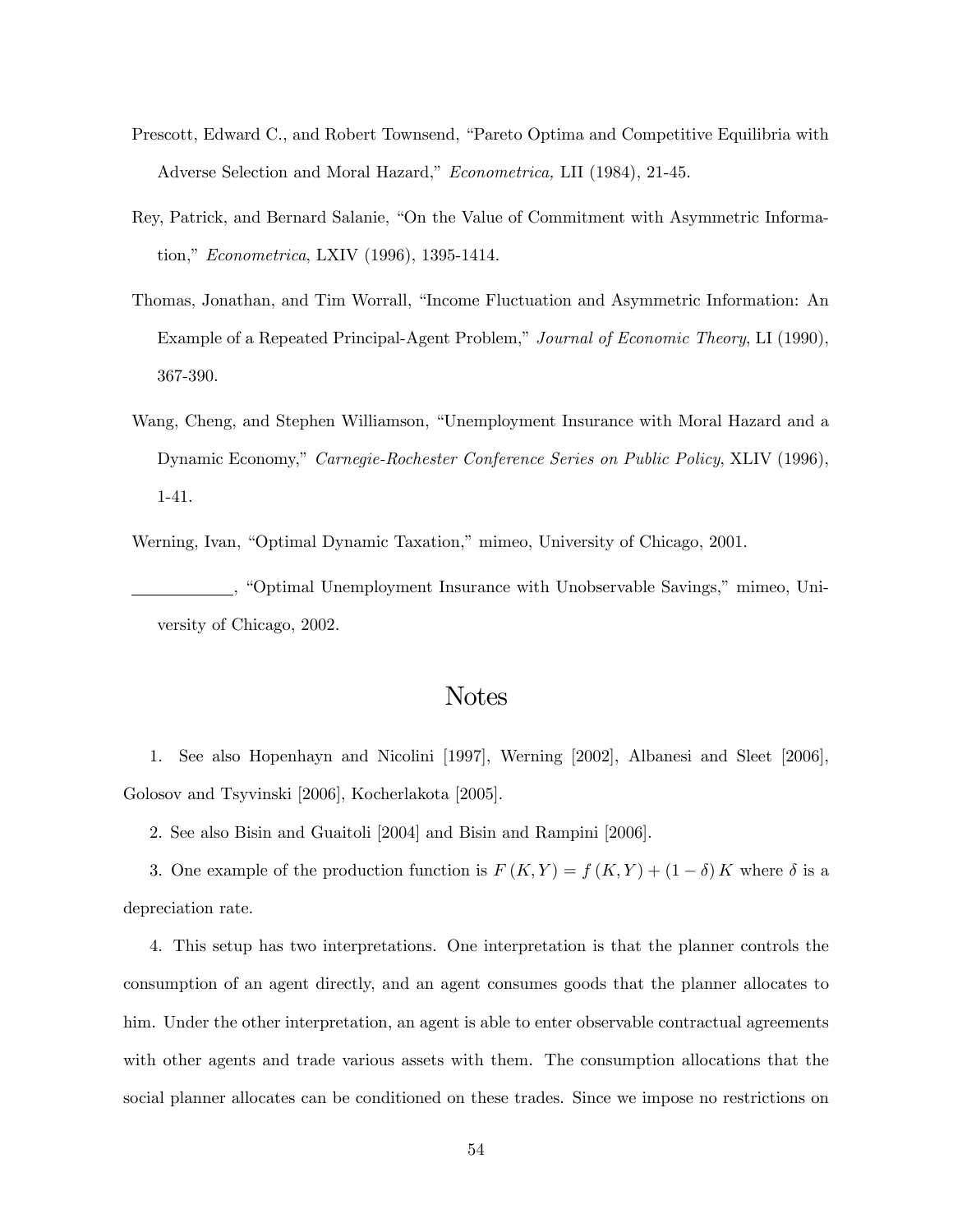Prescott, Edward C., and Robert Townsend, "Pareto Optima and Competitive Equilibria with Adverse Selection and Moral Hazard," *Econometrica,* LII (1984), 21-45.

Rey, Patrick, and Bernard Salanie, "On the Value of Commitment with Asymmetric Information," *Econometrica*, LXIV (1996), 1395-1414.

Thomas, Jonathan, and Tim Worrall, "Income Fluctuation and Asymmetric Information: An Example of a Repeated Principal-Agent Problem," *Journal of Economic Theory*, LI (1990), 367-390.

Wang, Cheng, and Stephen Williamson, "Unemployment Insurance with Moral Hazard and a Dynamic Economy," *Carnegie-Rochester Conference Series on Public Policy*, XLIV (1996), 1-41.

Werning, Ivan, "Optimal Dynamic Taxation," mimeo, University of Chicago, 2001.

\_\_\_\_\_\_\_\_\_\_\_\_, "Optimal Unemployment Insurance with Unobservable Savings," mimeo, University of Chicago, 2002.

# Notes

1. See also Hopenhayn and Nicolini [1997], Werning [2002], Albanesi and Sleet [2006], Golosov and Tsyvinski [2006], Kocherlakota [2005].

2. See also Bisin and Guaitoli [2004] and Bisin and Rampini [2006].

3. One example of the production function is $F(K,Y) = f(K,Y) + (1-\delta)K$ where $\delta$ is a depreciation rate.

4. This setup has two interpretations. One interpretation is that the planner controls the consumption of an agent directly, and an agent consumes goods that the planner allocates to him. Under the other interpretation, an agent is able to enter observable contractual agreements with other agents and trade various assets with them. The consumption allocations that the social planner allocates can be conditioned on these trades. Since we impose no restrictions on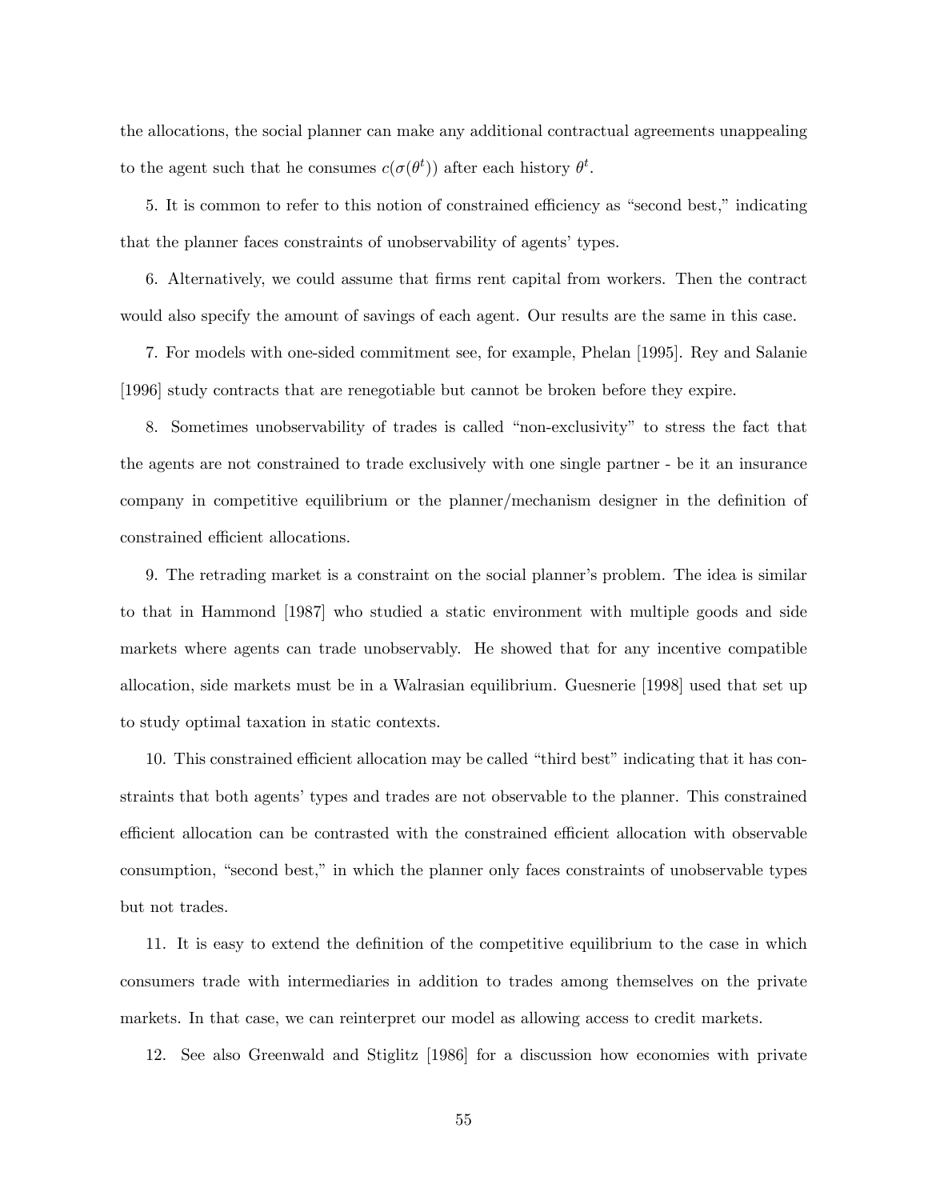the allocations, the social planner can make any additional contractual agreements unappealing to the agent such that he consumes $c(\sigma(\theta^t))$ after each history $\theta^t$.

5. It is common to refer to this notion of constrained efficiency as "second best," indicating that the planner faces constraints of unobservability of agents' types.

6. Alternatively, we could assume that firms rent capital from workers. Then the contract would also specify the amount of savings of each agent. Our results are the same in this case.

7. For models with one-sided commitment see, for example, Phelan [1995]. Rey and Salanie [1996] study contracts that are renegotiable but cannot be broken before they expire.

8. Sometimes unobservability of trades is called "non-exclusivity" to stress the fact that the agents are not constrained to trade exclusively with one single partner - be it an insurance company in competitive equilibrium or the planner/mechanism designer in the definition of constrained efficient allocations.

9. The retrading market is a constraint on the social planner's problem. The idea is similar to that in Hammond [1987] who studied a static environment with multiple goods and side markets where agents can trade unobservably. He showed that for any incentive compatible allocation, side markets must be in a Walrasian equilibrium. Guesnerie [1998] used that set up to study optimal taxation in static contexts.

10. This constrained efficient allocation may be called "third best" indicating that it has constraints that both agents' types and trades are not observable to the planner. This constrained efficient allocation can be contrasted with the constrained efficient allocation with observable consumption, "second best," in which the planner only faces constraints of unobservable types but not trades.

11. It is easy to extend the definition of the competitive equilibrium to the case in which consumers trade with intermediaries in addition to trades among themselves on the private markets. In that case, we can reinterpret our model as allowing access to credit markets.

12. See also Greenwald and Stiglitz [1986] for a discussion how economies with private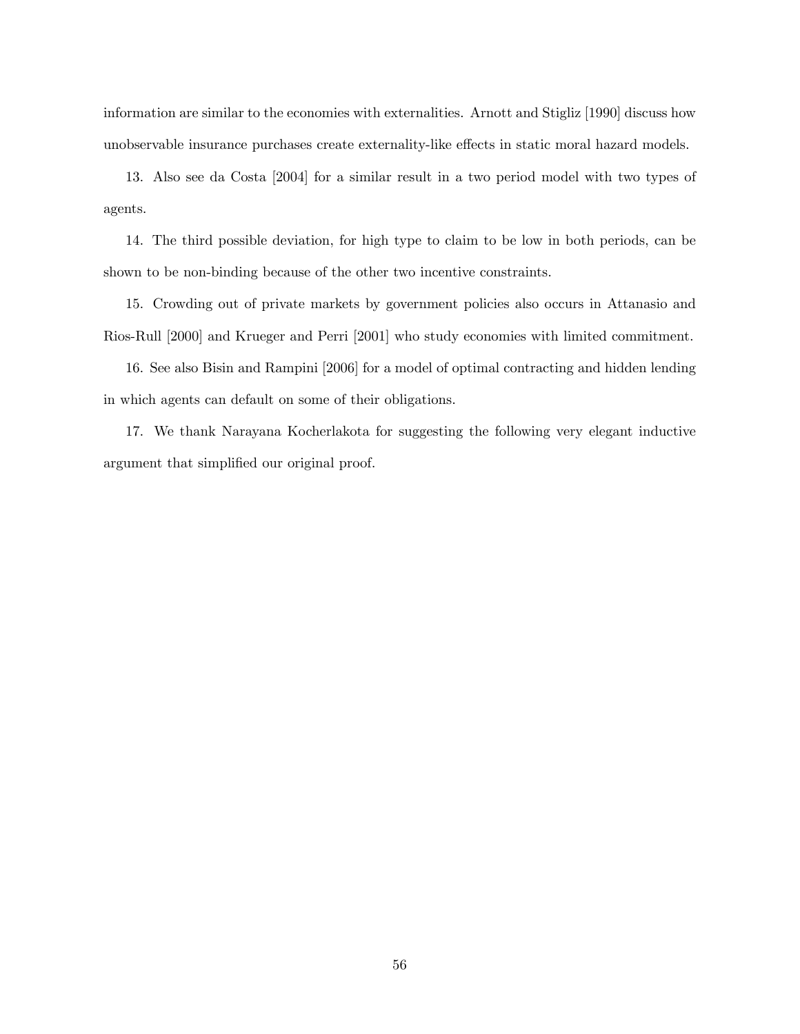information are similar to the economies with externalities. Arnott and Stigliz [1990] discuss how unobservable insurance purchases create externality-like effects in static moral hazard models.

13. Also see da Costa [2004] for a similar result in a two period model with two types of agents.

14. The third possible deviation, for high type to claim to be low in both periods, can be shown to be non-binding because of the other two incentive constraints.

15. Crowding out of private markets by government policies also occurs in Attanasio and Rios-Rull [2000] and Krueger and Perri [2001] who study economies with limited commitment.

16. See also Bisin and Rampini [2006] for a model of optimal contracting and hidden lending in which agents can default on some of their obligations.

17. We thank Narayana Kocherlakota for suggesting the following very elegant inductive argument that simplified our original proof.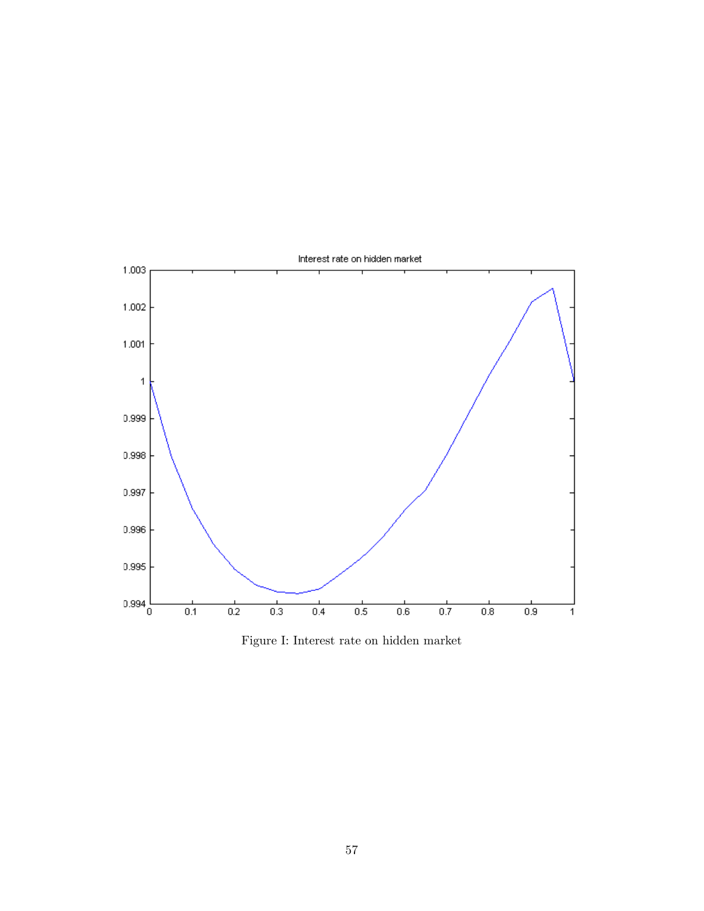Figure I: Interest rate on hidden market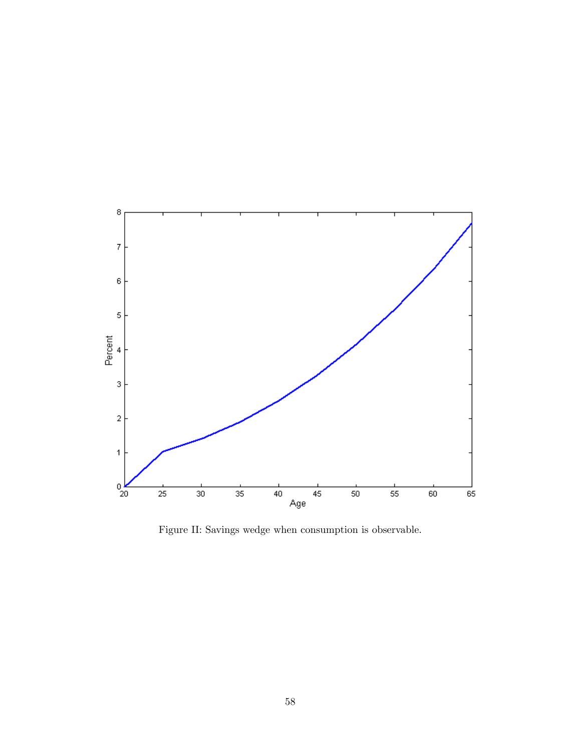Figure II: Savings wedge when consumption is observable.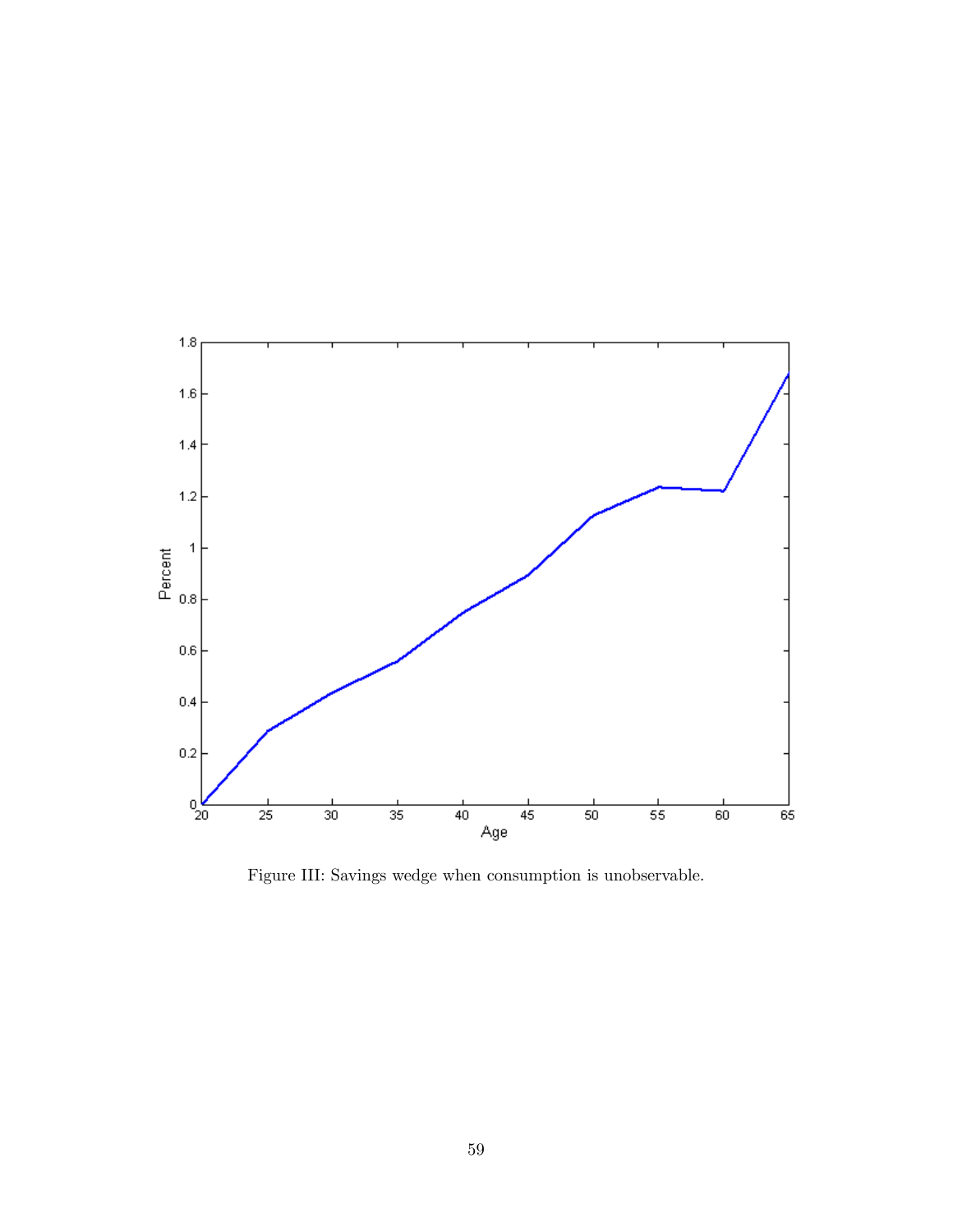1.8
1.6
1.4
1.2
1
0.8
0.6
0.4
0.2
0
Percent
20
25
30
35
40
45
50
55
60
65
Age

Figure III: Savings wedge when consumption is unobservable.